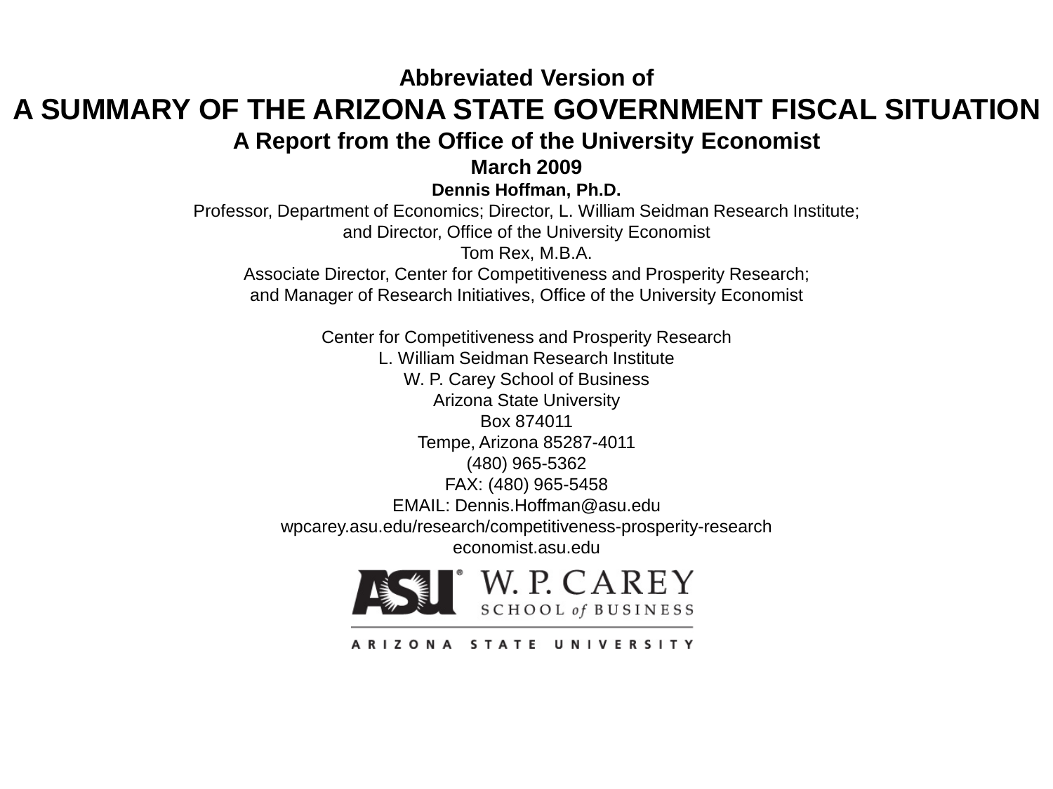**Abbreviated Version of**

# A SUMMARY OF THE ARIZONA STATE GOVERNMENT FISCAL SITUATION

## A Report from the Office of the University Economist

**March 2009**

**Dennis Hoffman, Ph.D.**

Professor, Department of Economics; Director, L. William Seidman Research Institute;
and Director, Office of the University Economist

Tom Rex, M.B.A.

Associate Director, Center for Competitiveness and Prosperity Research;
and Manager of Research Initiatives, Office of the University Economist

Center for Competitiveness and Prosperity Research
L. William Seidman Research Institute
W. P. Carey School of Business
Arizona State University
Box 874011
Tempe, Arizona 85287-4011
(480) 965-5362
FAX: (480) 965-5458
EMAIL: Dennis.Hoffman@asu.edu
wpcarey.asu.edu/research/competitiveness-prosperity-research
economist.asu.edu

ASU W. P. CAREY SCHOOL *of* BUSINESS

ARIZONA STATE UNIVERSITY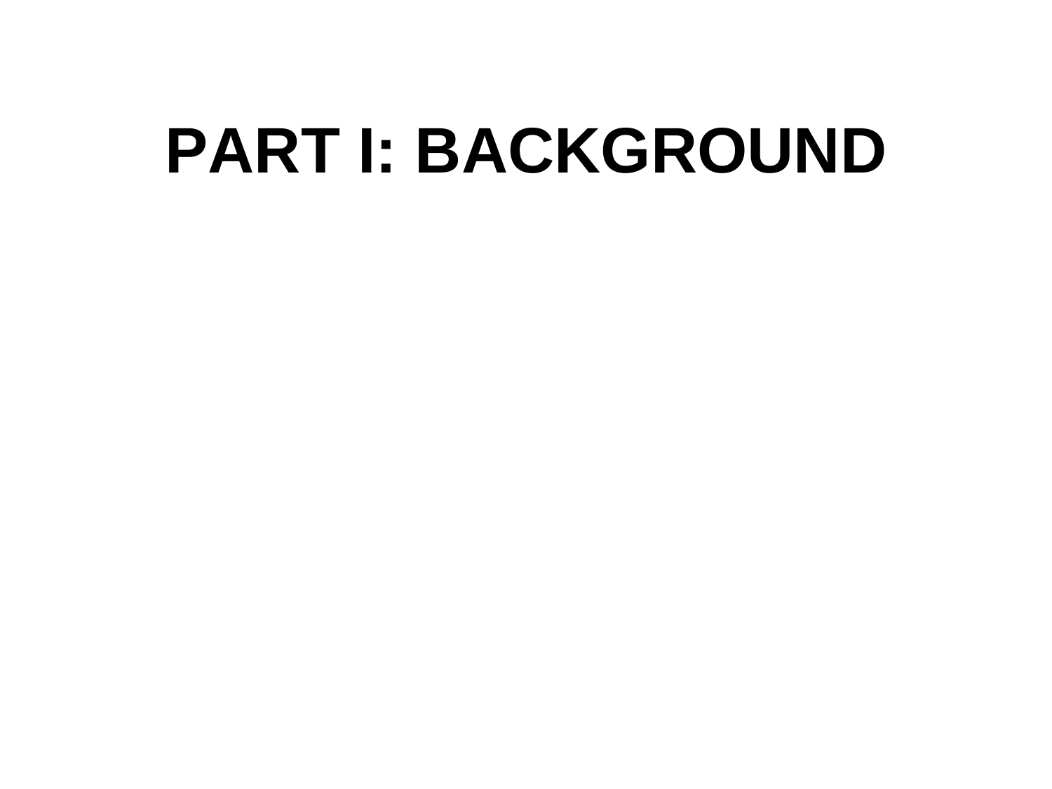# PART I: BACKGROUND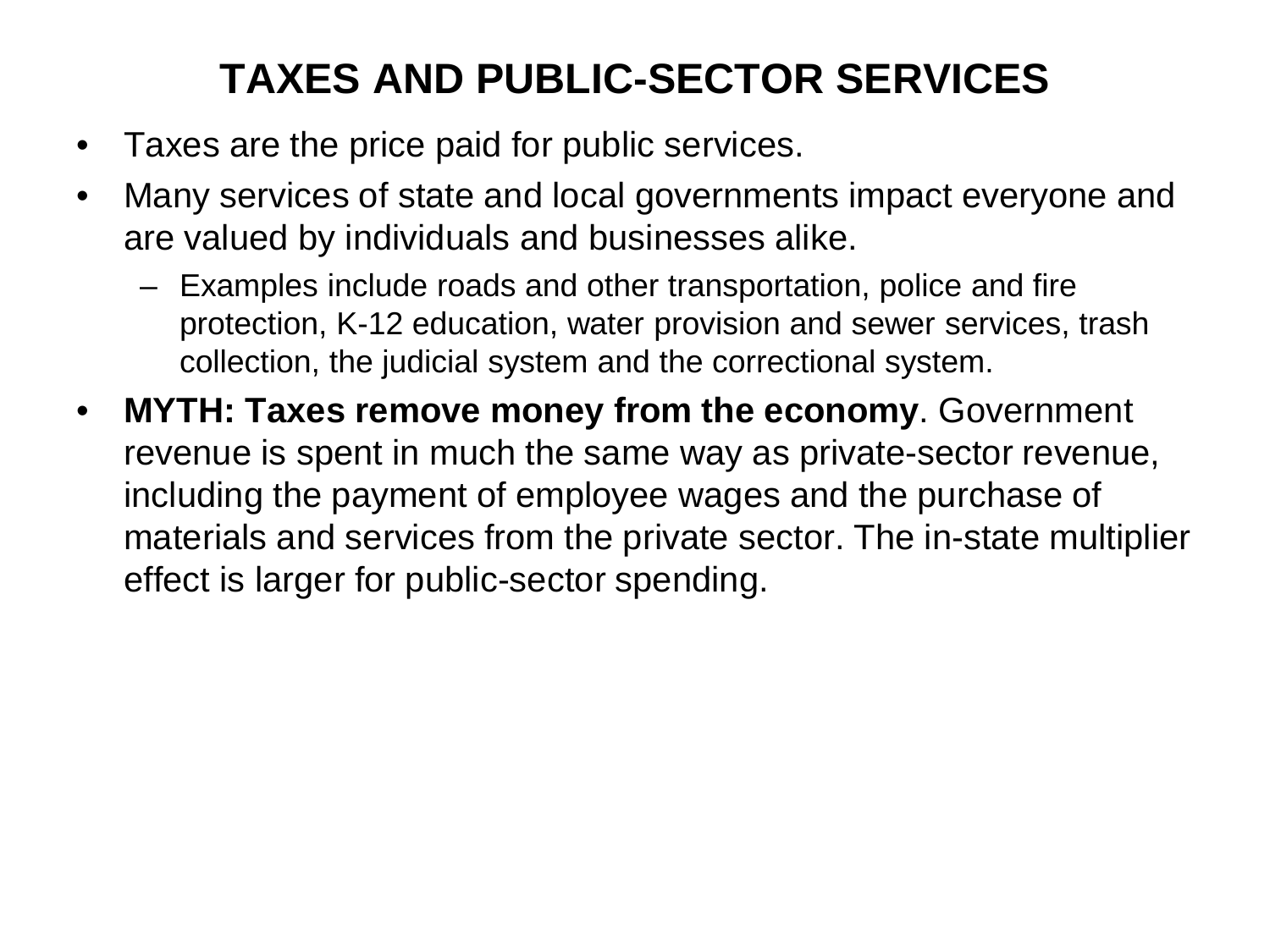# TAXES AND PUBLIC-SECTOR SERVICES

- Taxes are the price paid for public services.
- Many services of state and local governments impact everyone and are valued by individuals and businesses alike.
  - Examples include roads and other transportation, police and fire protection, K-12 education, water provision and sewer services, trash collection, the judicial system and the correctional system.
- **MYTH: Taxes remove money from the economy**. Government revenue is spent in much the same way as private-sector revenue, including the payment of employee wages and the purchase of materials and services from the private sector. The in-state multiplier effect is larger for public-sector spending.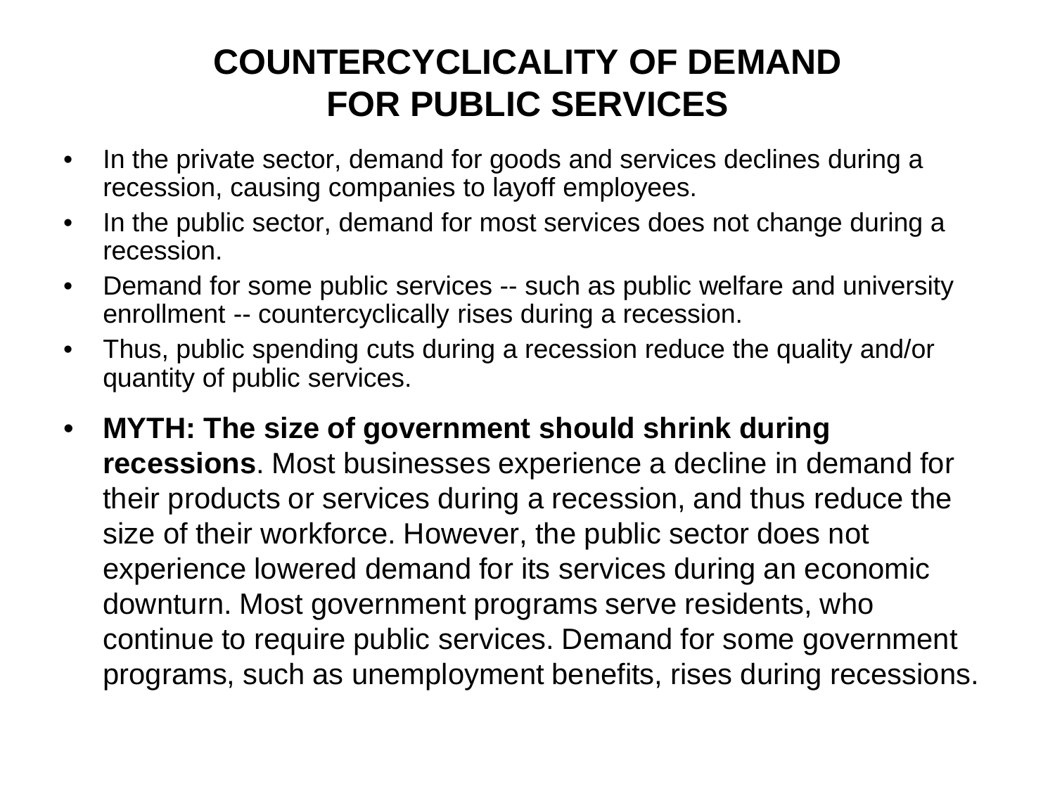# COUNTERCYCLICALITY OF DEMAND FOR PUBLIC SERVICES

- In the private sector, demand for goods and services declines during a recession, causing companies to layoff employees.
- In the public sector, demand for most services does not change during a recession.
- Demand for some public services -- such as public welfare and university enrollment -- countercyclically rises during a recession.
- Thus, public spending cuts during a recession reduce the quality and/or quantity of public services.
- **MYTH: The size of government should shrink during recessions**. Most businesses experience a decline in demand for their products or services during a recession, and thus reduce the size of their workforce. However, the public sector does not experience lowered demand for its services during an economic downturn. Most government programs serve residents, who continue to require public services. Demand for some government programs, such as unemployment benefits, rises during recessions.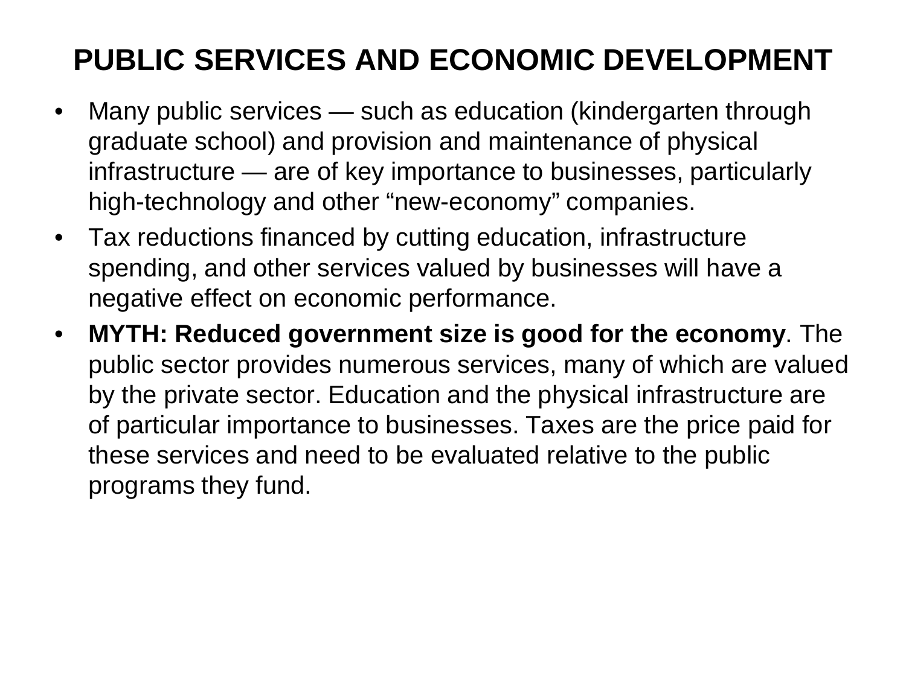# PUBLIC SERVICES AND ECONOMIC DEVELOPMENT

- Many public services — such as education (kindergarten through graduate school) and provision and maintenance of physical infrastructure — are of key importance to businesses, particularly high-technology and other "new-economy" companies.
- Tax reductions financed by cutting education, infrastructure spending, and other services valued by businesses will have a negative effect on economic performance.
- **MYTH: Reduced government size is good for the economy**. The public sector provides numerous services, many of which are valued by the private sector. Education and the physical infrastructure are of particular importance to businesses. Taxes are the price paid for these services and need to be evaluated relative to the public programs they fund.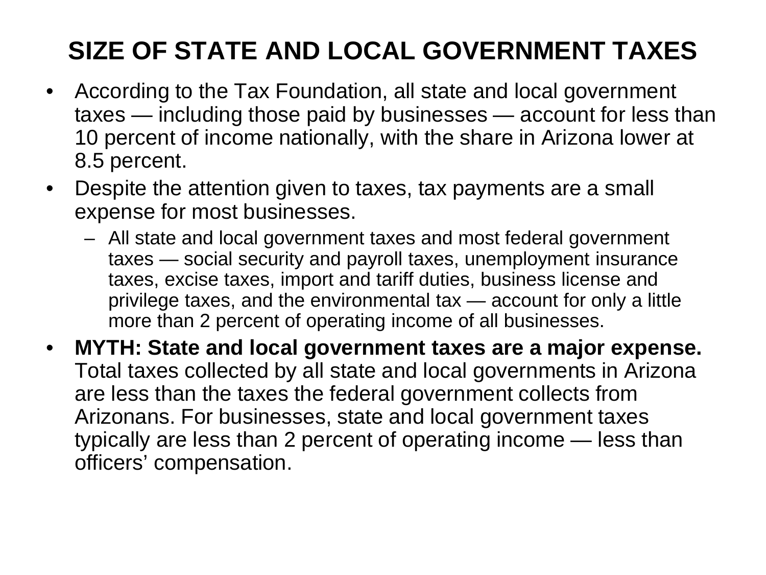# SIZE OF STATE AND LOCAL GOVERNMENT TAXES

- According to the Tax Foundation, all state and local government taxes — including those paid by businesses — account for less than 10 percent of income nationally, with the share in Arizona lower at 8.5 percent.
- Despite the attention given to taxes, tax payments are a small expense for most businesses.
  - All state and local government taxes and most federal government taxes — social security and payroll taxes, unemployment insurance taxes, excise taxes, import and tariff duties, business license and privilege taxes, and the environmental tax — account for only a little more than 2 percent of operating income of all businesses.
- **MYTH: State and local government taxes are a major expense.** Total taxes collected by all state and local governments in Arizona are less than the taxes the federal government collects from Arizonans. For businesses, state and local government taxes typically are less than 2 percent of operating income — less than officers' compensation.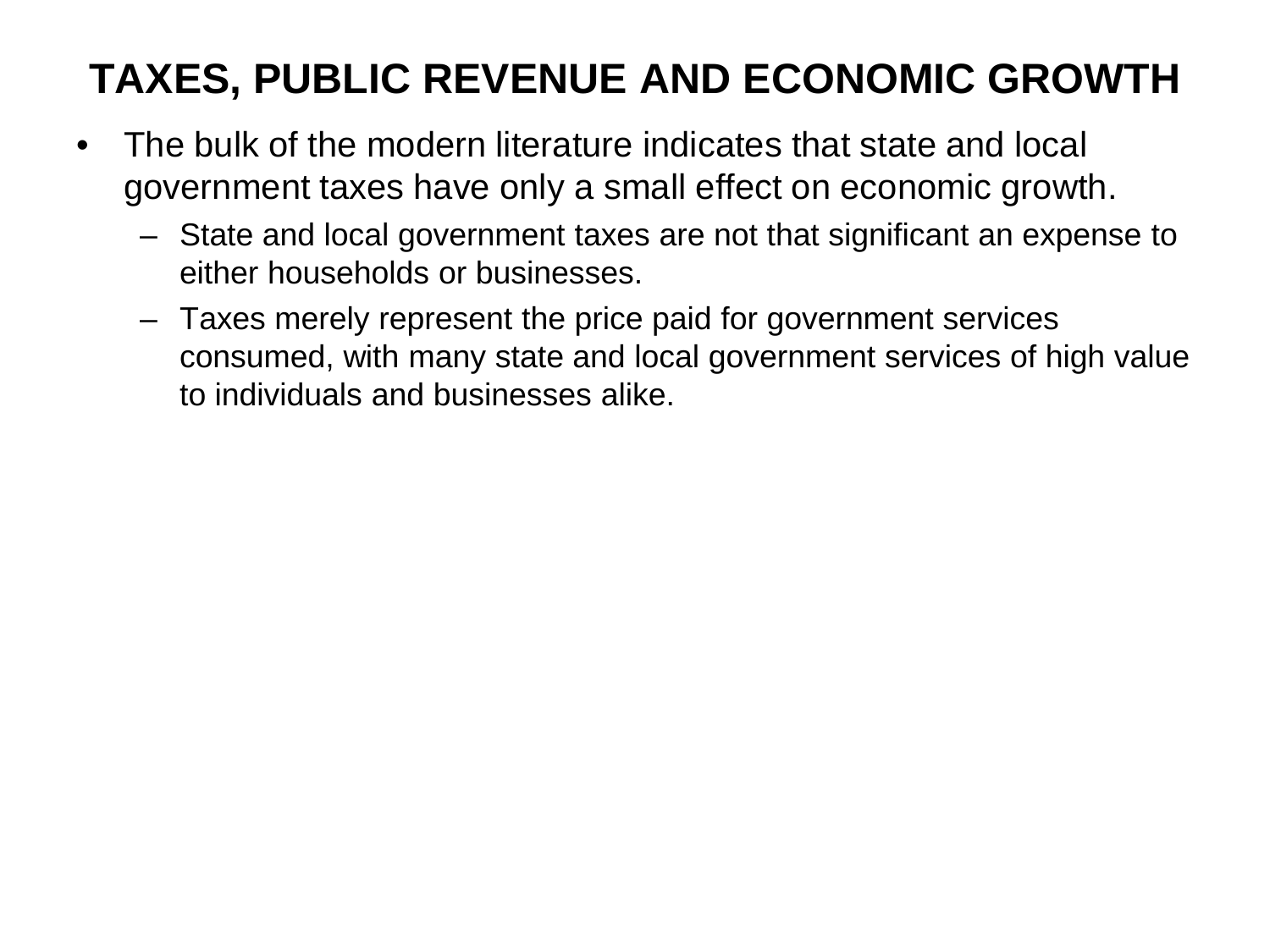# TAXES, PUBLIC REVENUE AND ECONOMIC GROWTH

- The bulk of the modern literature indicates that state and local government taxes have only a small effect on economic growth.
  - State and local government taxes are not that significant an expense to either households or businesses.
  - Taxes merely represent the price paid for government services consumed, with many state and local government services of high value to individuals and businesses alike.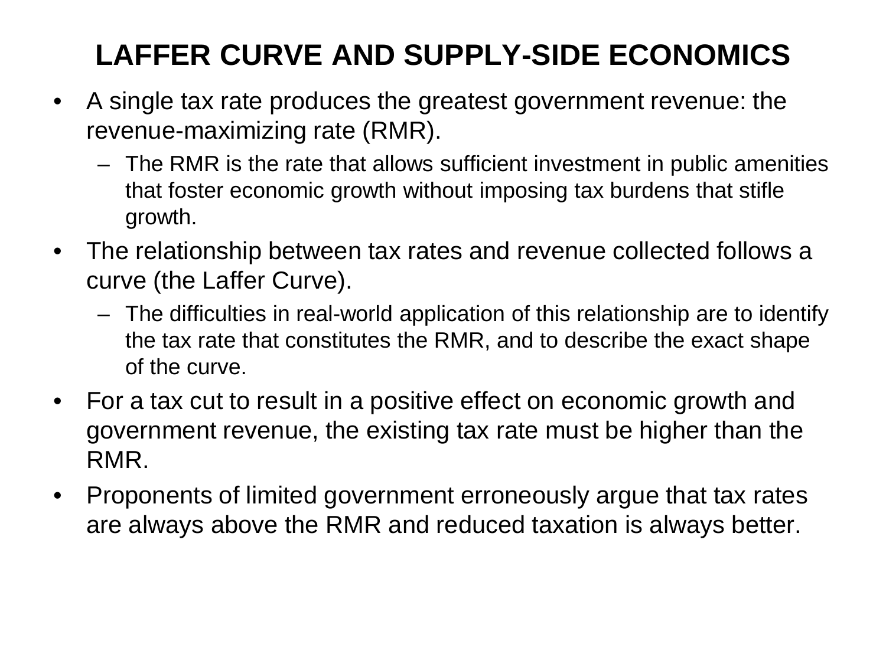# LAFFER CURVE AND SUPPLY-SIDE ECONOMICS

- A single tax rate produces the greatest government revenue: the revenue-maximizing rate (RMR).
  - The RMR is the rate that allows sufficient investment in public amenities that foster economic growth without imposing tax burdens that stifle growth.
- The relationship between tax rates and revenue collected follows a curve (the Laffer Curve).
  - The difficulties in real-world application of this relationship are to identify the tax rate that constitutes the RMR, and to describe the exact shape of the curve.
- For a tax cut to result in a positive effect on economic growth and government revenue, the existing tax rate must be higher than the RMR.
- Proponents of limited government erroneously argue that tax rates are always above the RMR and reduced taxation is always better.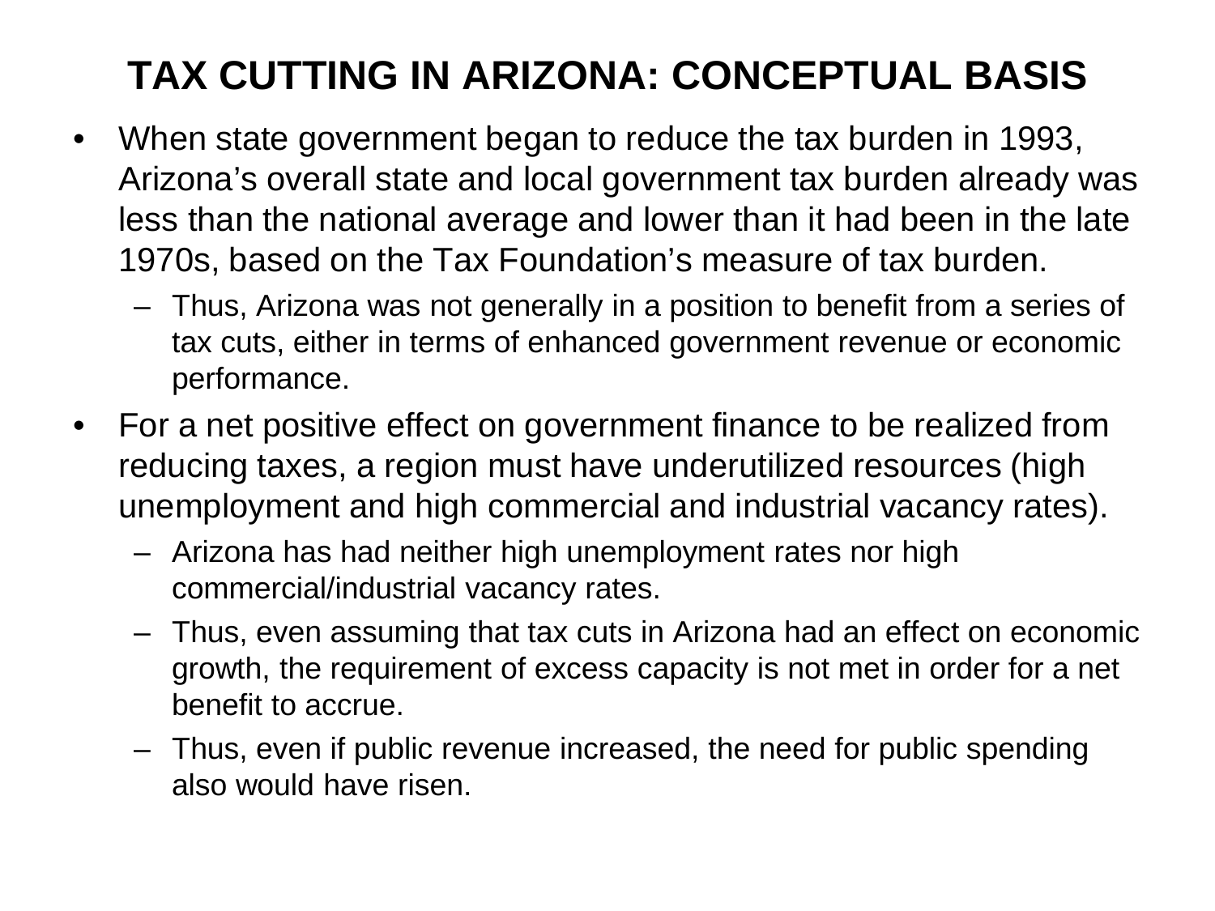# TAX CUTTING IN ARIZONA: CONCEPTUAL BASIS

- When state government began to reduce the tax burden in 1993, Arizona's overall state and local government tax burden already was less than the national average and lower than it had been in the late 1970s, based on the Tax Foundation's measure of tax burden.
  - Thus, Arizona was not generally in a position to benefit from a series of tax cuts, either in terms of enhanced government revenue or economic performance.
- For a net positive effect on government finance to be realized from reducing taxes, a region must have underutilized resources (high unemployment and high commercial and industrial vacancy rates).
  - Arizona has had neither high unemployment rates nor high commercial/industrial vacancy rates.
  - Thus, even assuming that tax cuts in Arizona had an effect on economic growth, the requirement of excess capacity is not met in order for a net benefit to accrue.
  - Thus, even if public revenue increased, the need for public spending also would have risen.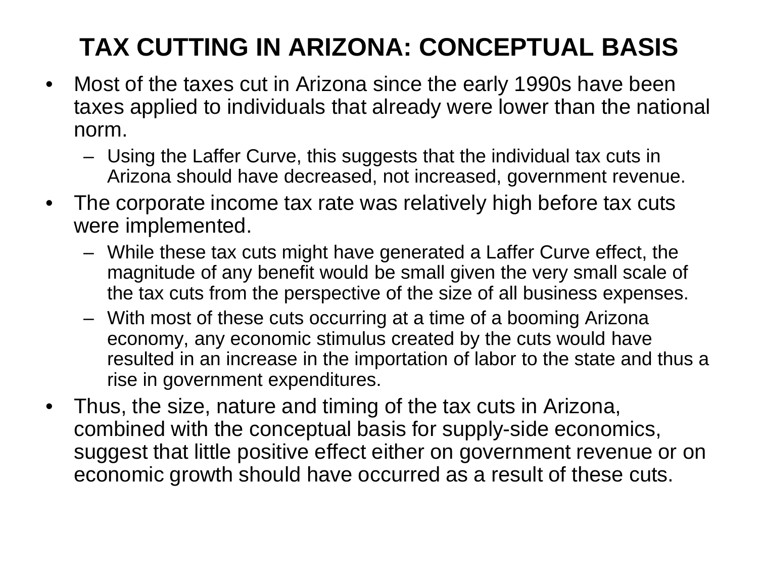# TAX CUTTING IN ARIZONA: CONCEPTUAL BASIS

- Most of the taxes cut in Arizona since the early 1990s have been taxes applied to individuals that already were lower than the national norm.
  - Using the Laffer Curve, this suggests that the individual tax cuts in Arizona should have decreased, not increased, government revenue.
- The corporate income tax rate was relatively high before tax cuts were implemented.
  - While these tax cuts might have generated a Laffer Curve effect, the magnitude of any benefit would be small given the very small scale of the tax cuts from the perspective of the size of all business expenses.
  - With most of these cuts occurring at a time of a booming Arizona economy, any economic stimulus created by the cuts would have resulted in an increase in the importation of labor to the state and thus a rise in government expenditures.
- Thus, the size, nature and timing of the tax cuts in Arizona, combined with the conceptual basis for supply-side economics, suggest that little positive effect either on government revenue or on economic growth should have occurred as a result of these cuts.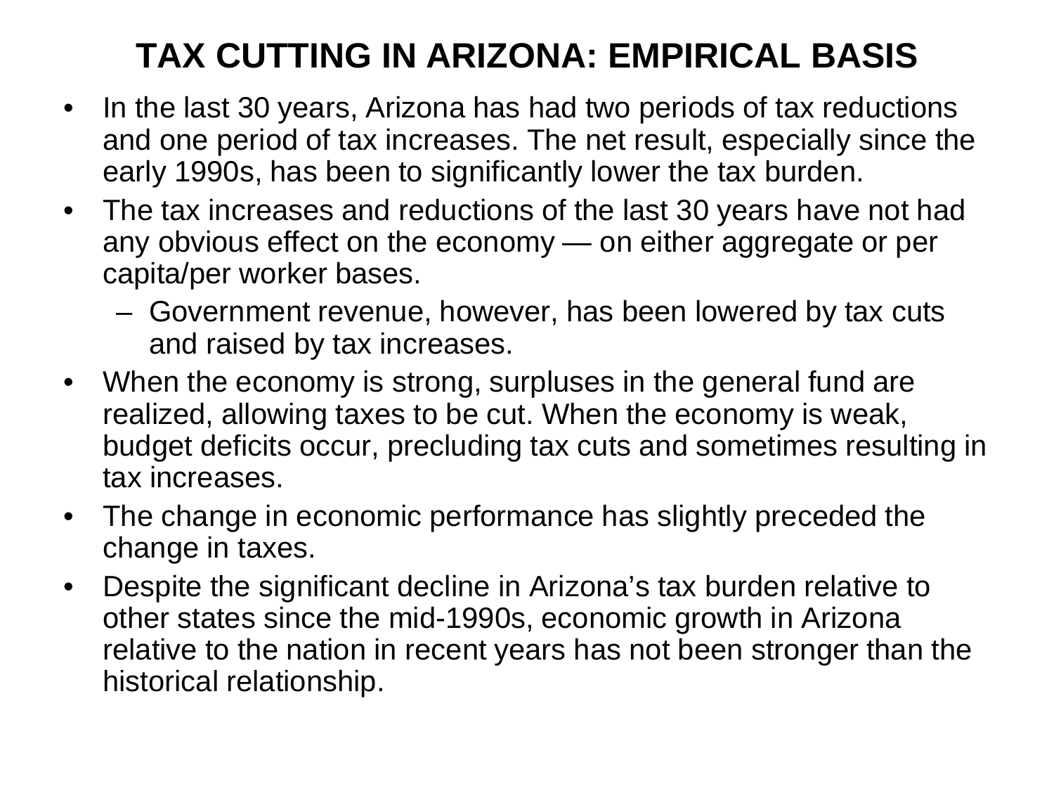# TAX CUTTING IN ARIZONA: EMPIRICAL BASIS

- In the last 30 years, Arizona has had two periods of tax reductions and one period of tax increases. The net result, especially since the early 1990s, has been to significantly lower the tax burden.
- The tax increases and reductions of the last 30 years have not had any obvious effect on the economy — on either aggregate or per capita/per worker bases.
  - Government revenue, however, has been lowered by tax cuts and raised by tax increases.
- When the economy is strong, surpluses in the general fund are realized, allowing taxes to be cut. When the economy is weak, budget deficits occur, precluding tax cuts and sometimes resulting in tax increases.
- The change in economic performance has slightly preceded the change in taxes.
- Despite the significant decline in Arizona's tax burden relative to other states since the mid-1990s, economic growth in Arizona relative to the nation in recent years has not been stronger than the historical relationship.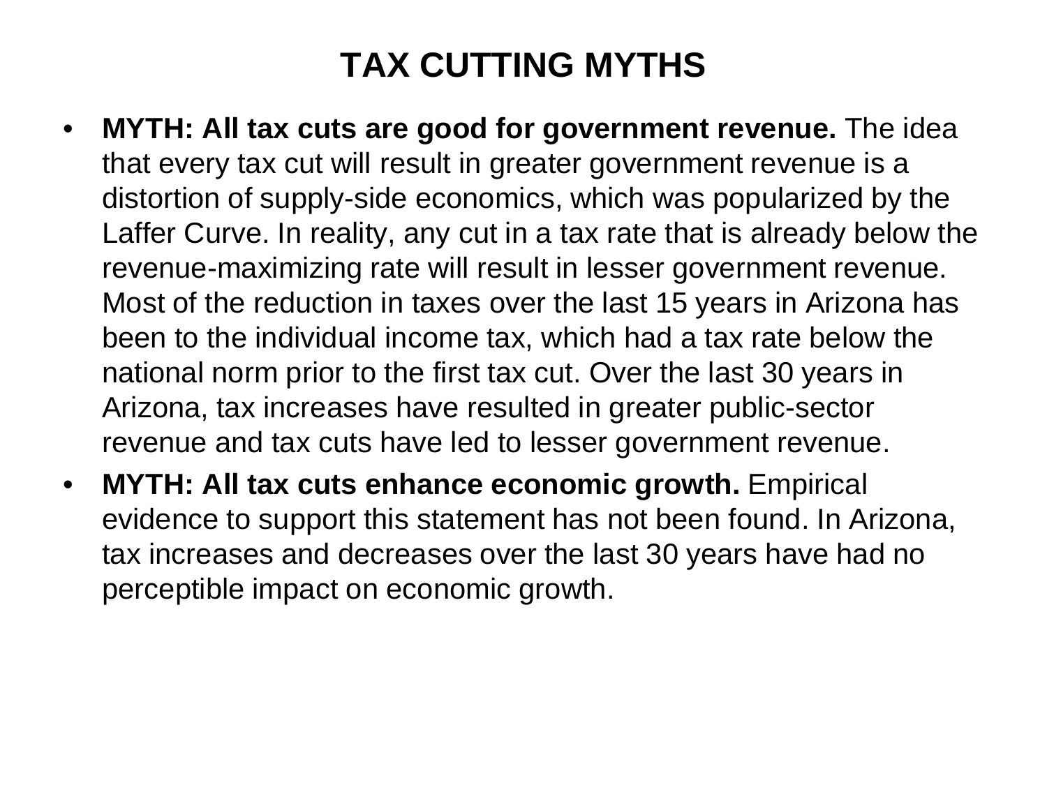# TAX CUTTING MYTHS

- **MYTH: All tax cuts are good for government revenue.** The idea that every tax cut will result in greater government revenue is a distortion of supply-side economics, which was popularized by the Laffer Curve. In reality, any cut in a tax rate that is already below the revenue-maximizing rate will result in lesser government revenue. Most of the reduction in taxes over the last 15 years in Arizona has been to the individual income tax, which had a tax rate below the national norm prior to the first tax cut. Over the last 30 years in Arizona, tax increases have resulted in greater public-sector revenue and tax cuts have led to lesser government revenue.
- **MYTH: All tax cuts enhance economic growth.** Empirical evidence to support this statement has not been found. In Arizona, tax increases and decreases over the last 30 years have had no perceptible impact on economic growth.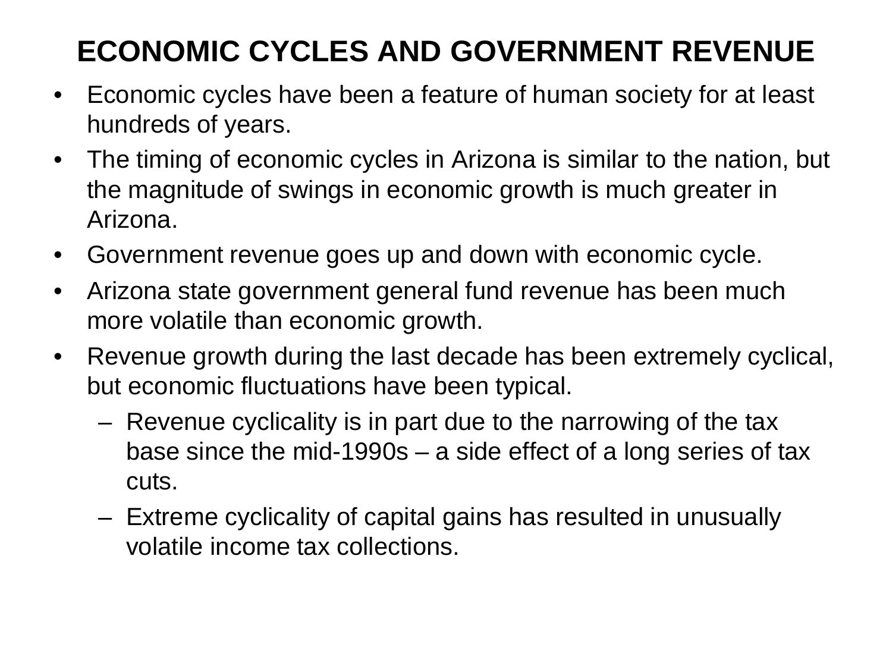# ECONOMIC CYCLES AND GOVERNMENT REVENUE

- Economic cycles have been a feature of human society for at least hundreds of years.
- The timing of economic cycles in Arizona is similar to the nation, but the magnitude of swings in economic growth is much greater in Arizona.
- Government revenue goes up and down with economic cycle.
- Arizona state government general fund revenue has been much more volatile than economic growth.
- Revenue growth during the last decade has been extremely cyclical, but economic fluctuations have been typical.
  - Revenue cyclicality is in part due to the narrowing of the tax base since the mid-1990s – a side effect of a long series of tax cuts.
  - Extreme cyclicality of capital gains has resulted in unusually volatile income tax collections.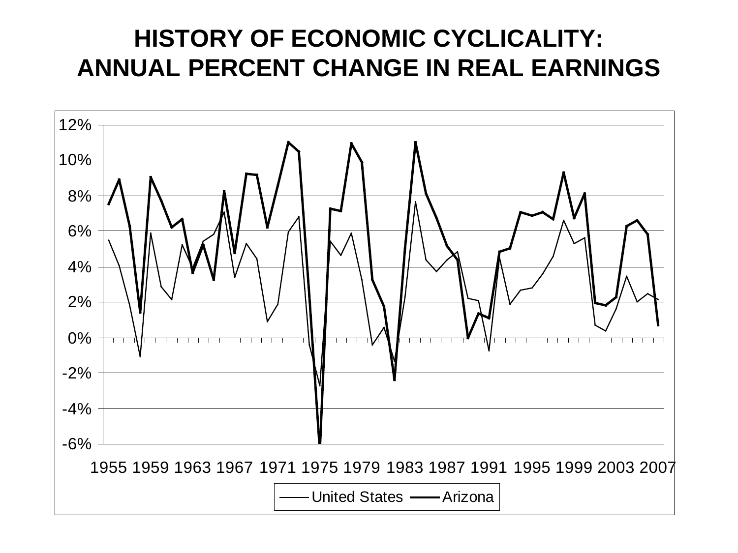# HISTORY OF ECONOMIC CYCLICALITY: ANNUAL PERCENT CHANGE IN REAL EARNINGS

12%
10%
8%
6%
4%
2%
0%
-2%
-4%
-6%

1955 1959 1963 1967 1971 1975 1979 1983 1987 1991 1995 1999 2003 2007

United States — Arizona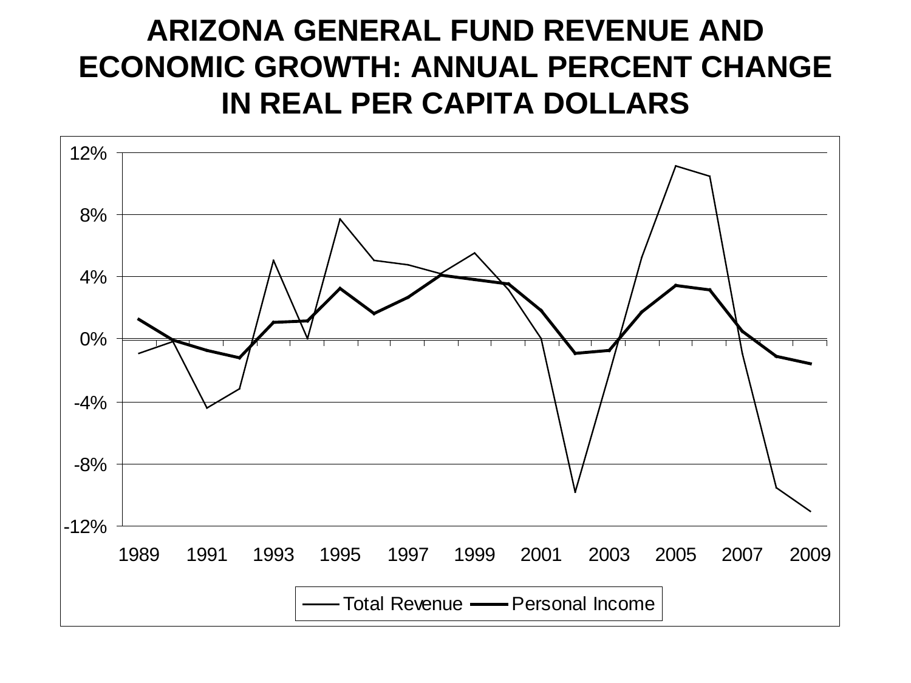# ARIZONA GENERAL FUND REVENUE AND ECONOMIC GROWTH: ANNUAL PERCENT CHANGE IN REAL PER CAPITA DOLLARS

12%
8%
4%
0%
-4%
-8%
-12%

1989 1991 1993 1995 1997 1999 2001 2003 2005 2007 2009

Total Revenue — Personal Income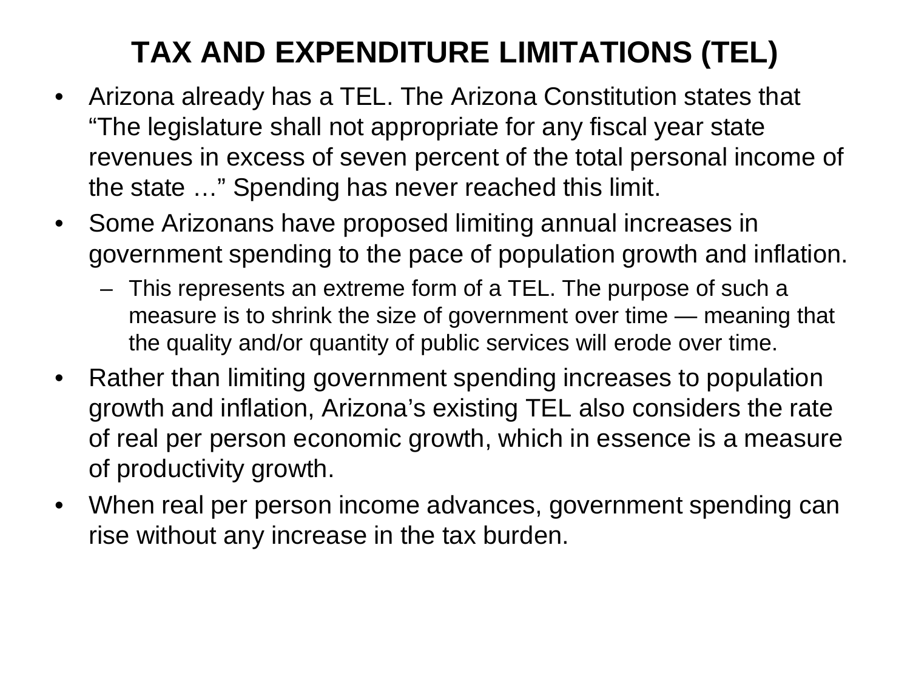# TAX AND EXPENDITURE LIMITATIONS (TEL)

- Arizona already has a TEL. The Arizona Constitution states that "The legislature shall not appropriate for any fiscal year state revenues in excess of seven percent of the total personal income of the state …" Spending has never reached this limit.
- Some Arizonans have proposed limiting annual increases in government spending to the pace of population growth and inflation.
  - This represents an extreme form of a TEL. The purpose of such a measure is to shrink the size of government over time — meaning that the quality and/or quantity of public services will erode over time.
- Rather than limiting government spending increases to population growth and inflation, Arizona's existing TEL also considers the rate of real per person economic growth, which in essence is a measure of productivity growth.
- When real per person income advances, government spending can rise without any increase in the tax burden.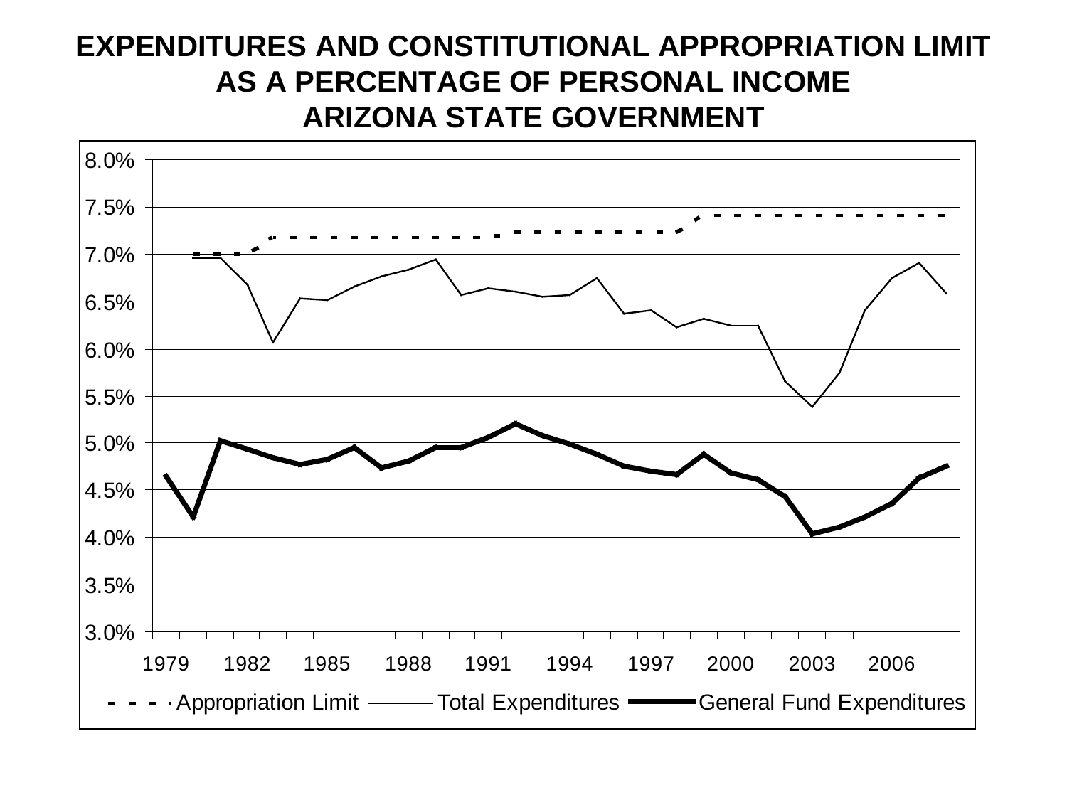# EXPENDITURES AND CONSTITUTIONAL APPROPRIATION LIMIT AS A PERCENTAGE OF PERSONAL INCOME ARIZONA STATE GOVERNMENT

8.0%
7.5%
7.0%
6.5%
6.0%
5.5%
5.0%
4.5%
4.0%
3.5%
3.0%

1979 1982 1985 1988 1991 1994 1997 2000 2003 2006

Appropriation Limit — Total Expenditures — General Fund Expenditures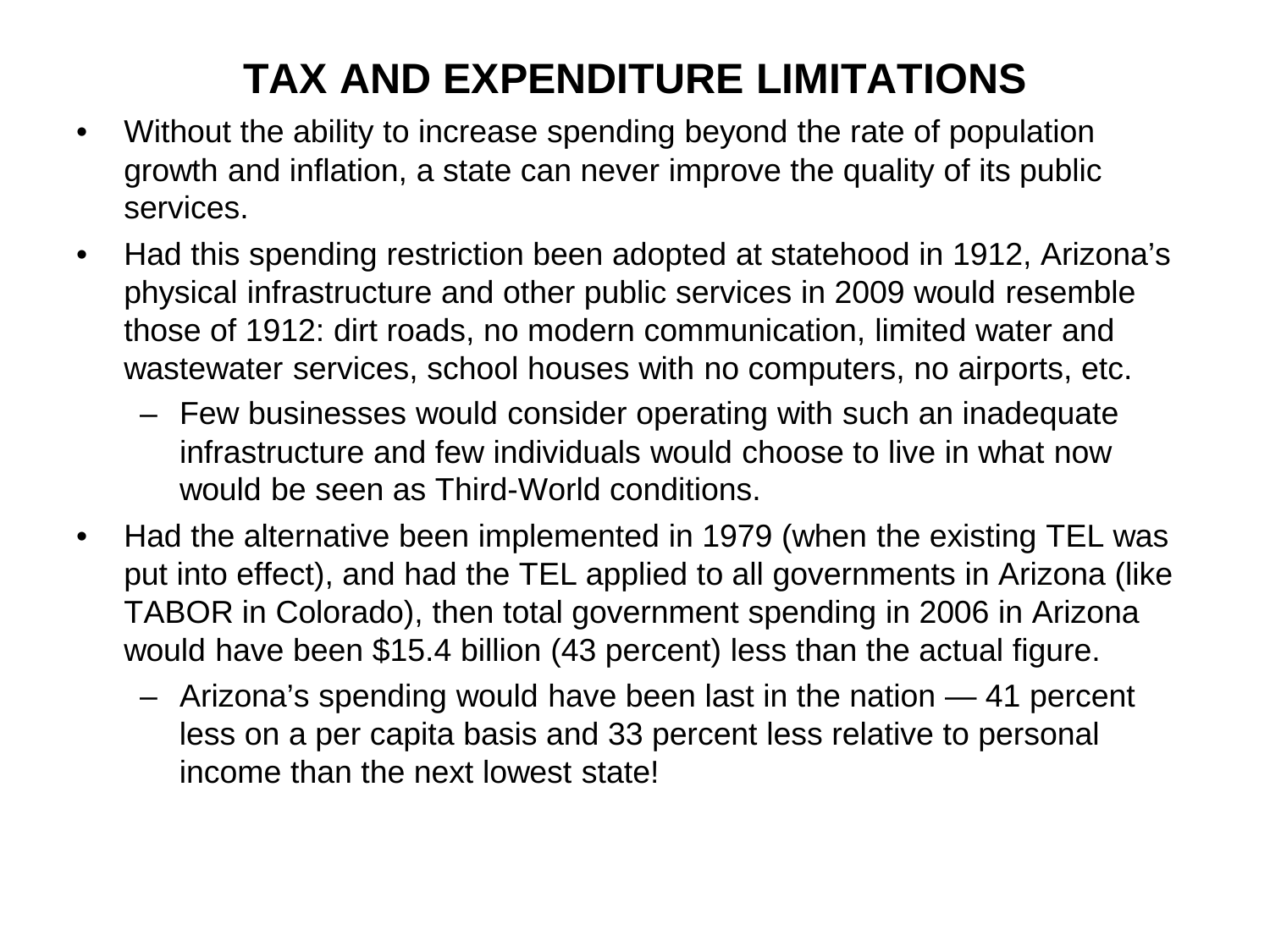# TAX AND EXPENDITURE LIMITATIONS

- Without the ability to increase spending beyond the rate of population growth and inflation, a state can never improve the quality of its public services.
- Had this spending restriction been adopted at statehood in 1912, Arizona's physical infrastructure and other public services in 2009 would resemble those of 1912: dirt roads, no modern communication, limited water and wastewater services, school houses with no computers, no airports, etc.
  - Few businesses would consider operating with such an inadequate infrastructure and few individuals would choose to live in what now would be seen as Third-World conditions.
- Had the alternative been implemented in 1979 (when the existing TEL was put into effect), and had the TEL applied to all governments in Arizona (like TABOR in Colorado), then total government spending in 2006 in Arizona would have been $15.4 billion (43 percent) less than the actual figure.
  - Arizona's spending would have been last in the nation — 41 percent less on a per capita basis and 33 percent less relative to personal income than the next lowest state!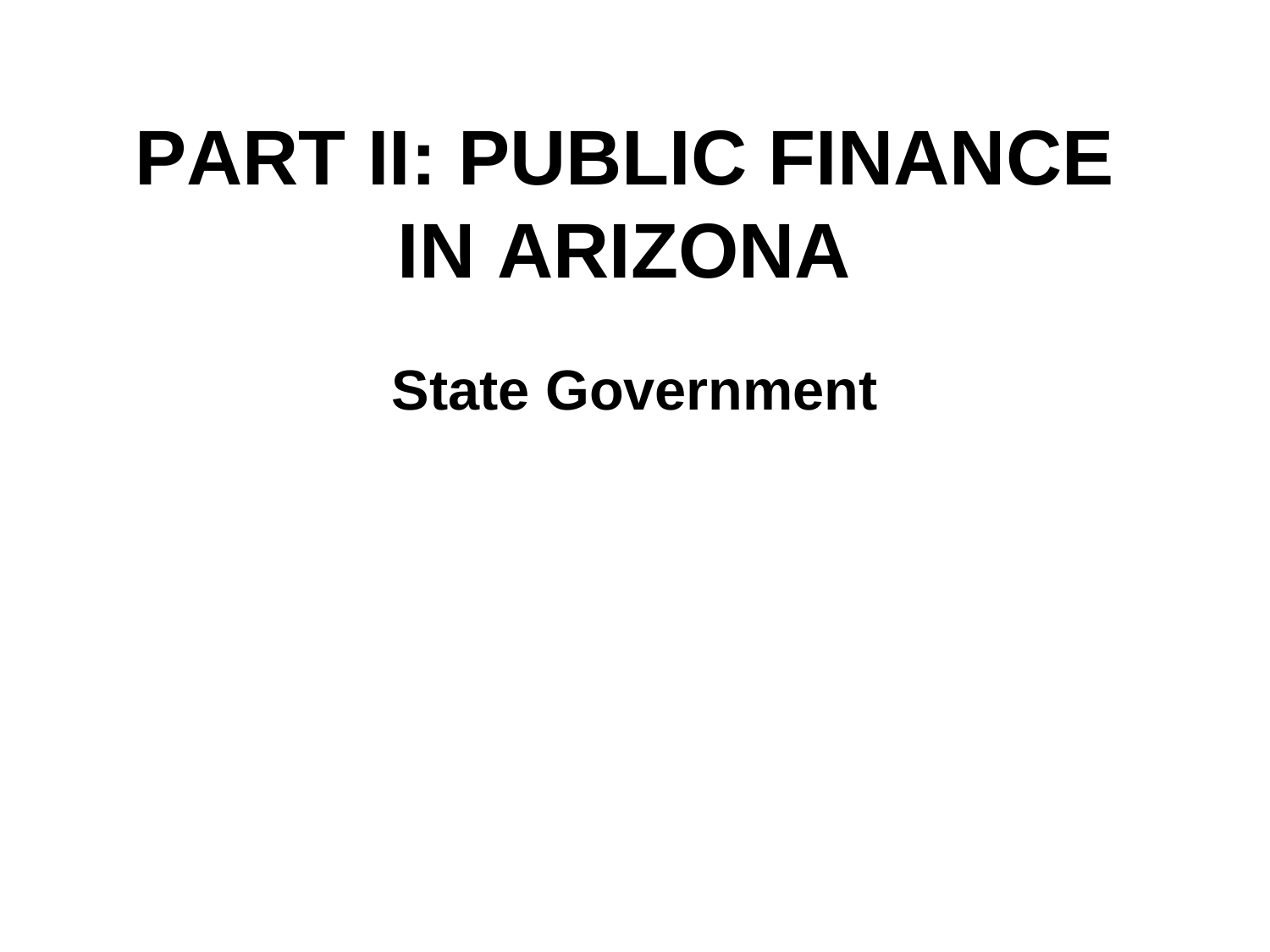# PART II: PUBLIC FINANCE IN ARIZONA

## State Government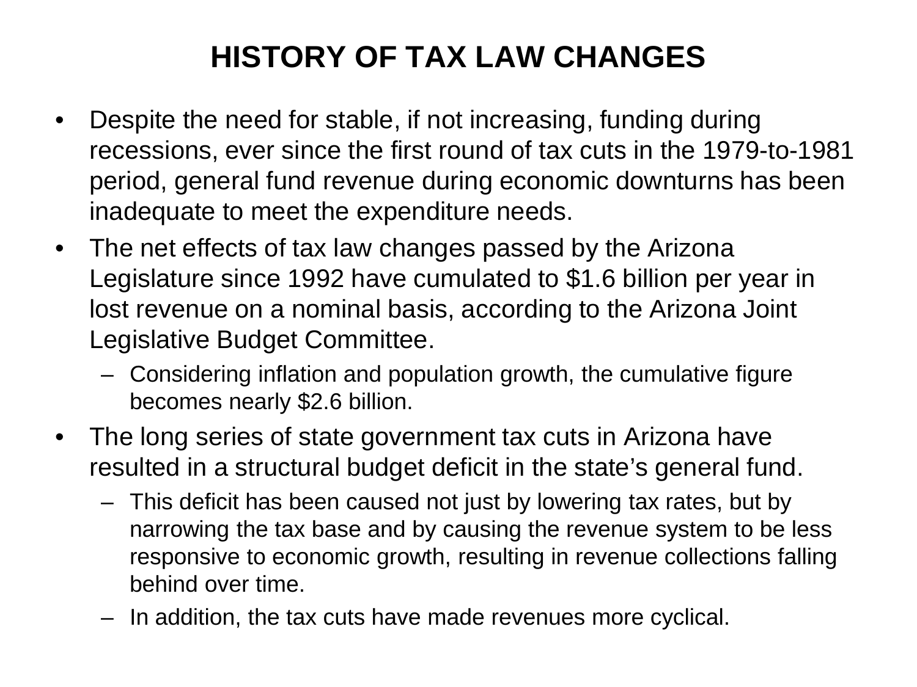# HISTORY OF TAX LAW CHANGES

- Despite the need for stable, if not increasing, funding during recessions, ever since the first round of tax cuts in the 1979-to-1981 period, general fund revenue during economic downturns has been inadequate to meet the expenditure needs.
- The net effects of tax law changes passed by the Arizona Legislature since 1992 have cumulated to $1.6 billion per year in lost revenue on a nominal basis, according to the Arizona Joint Legislative Budget Committee.
  - Considering inflation and population growth, the cumulative figure becomes nearly $2.6 billion.
- The long series of state government tax cuts in Arizona have resulted in a structural budget deficit in the state's general fund.
  - This deficit has been caused not just by lowering tax rates, but by narrowing the tax base and by causing the revenue system to be less responsive to economic growth, resulting in revenue collections falling behind over time.
  - In addition, the tax cuts have made revenues more cyclical.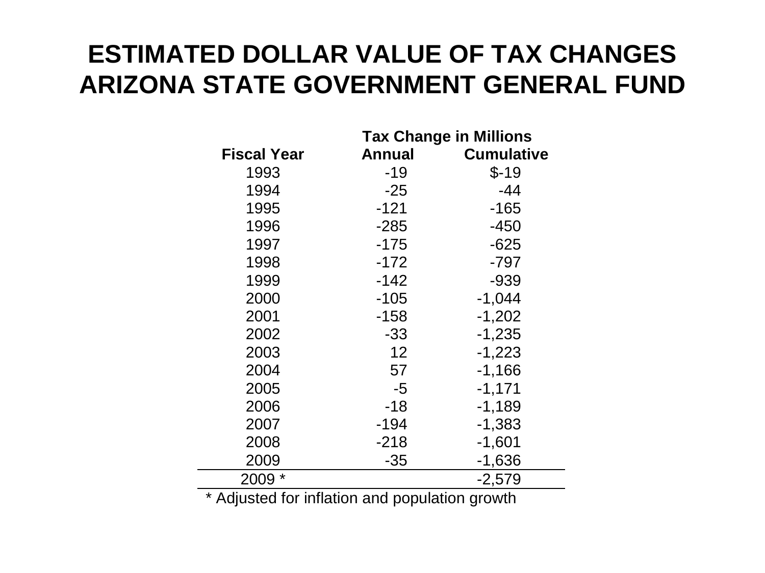# ESTIMATED DOLLAR VALUE OF TAX CHANGES ARIZONA STATE GOVERNMENT GENERAL FUND

| Fiscal Year | Tax Change in Millions | |
|---|---|---|
| | Annual | Cumulative |
| 1993 | -19 | $-19 |
| 1994 | -25 | -44 |
| 1995 | -121 | -165 |
| 1996 | -285 | -450 |
| 1997 | -175 | -625 |
| 1998 | -172 | -797 |
| 1999 | -142 | -939 |
| 2000 | -105 | -1,044 |
| 2001 | -158 | -1,202 |
| 2002 | -33 | -1,235 |
| 2003 | 12 | -1,223 |
| 2004 | 57 | -1,166 |
| 2005 | -5 | -1,171 |
| 2006 | -18 | -1,189 |
| 2007 | -194 | -1,383 |
| 2008 | -218 | -1,601 |
| 2009 | -35 | -1,636 |
| 2009 * | | -2,579 |

* Adjusted for inflation and population growth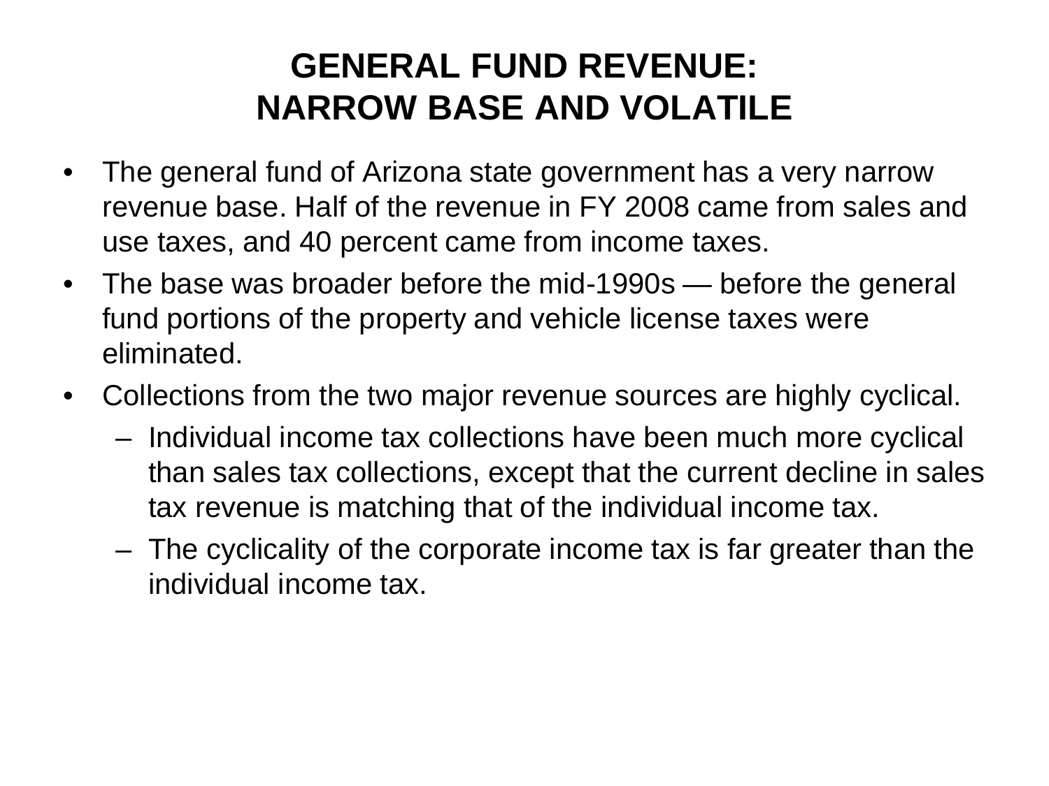# GENERAL FUND REVENUE: NARROW BASE AND VOLATILE

- The general fund of Arizona state government has a very narrow revenue base. Half of the revenue in FY 2008 came from sales and use taxes, and 40 percent came from income taxes.
- The base was broader before the mid-1990s — before the general fund portions of the property and vehicle license taxes were eliminated.
- Collections from the two major revenue sources are highly cyclical.
  - Individual income tax collections have been much more cyclical than sales tax collections, except that the current decline in sales tax revenue is matching that of the individual income tax.
  - The cyclicality of the corporate income tax is far greater than the individual income tax.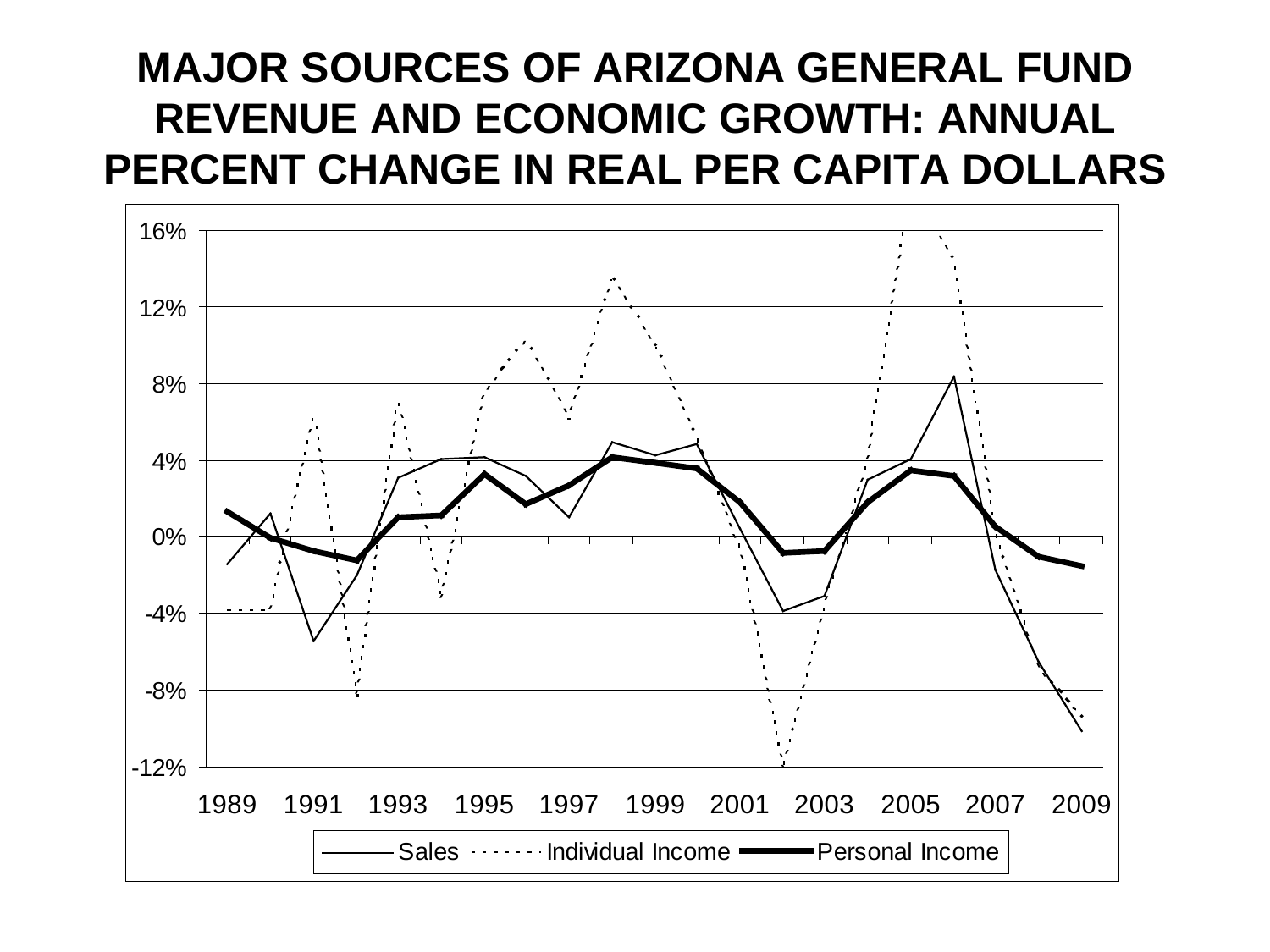# MAJOR SOURCES OF ARIZONA GENERAL FUND REVENUE AND ECONOMIC GROWTH: ANNUAL PERCENT CHANGE IN REAL PER CAPITA DOLLARS

16%
12%
8%
4%
0%
-4%
-8%
-12%

1989 1991 1993 1995 1997 1999 2001 2003 2005 2007 2009

Sales · Individual Income · Personal Income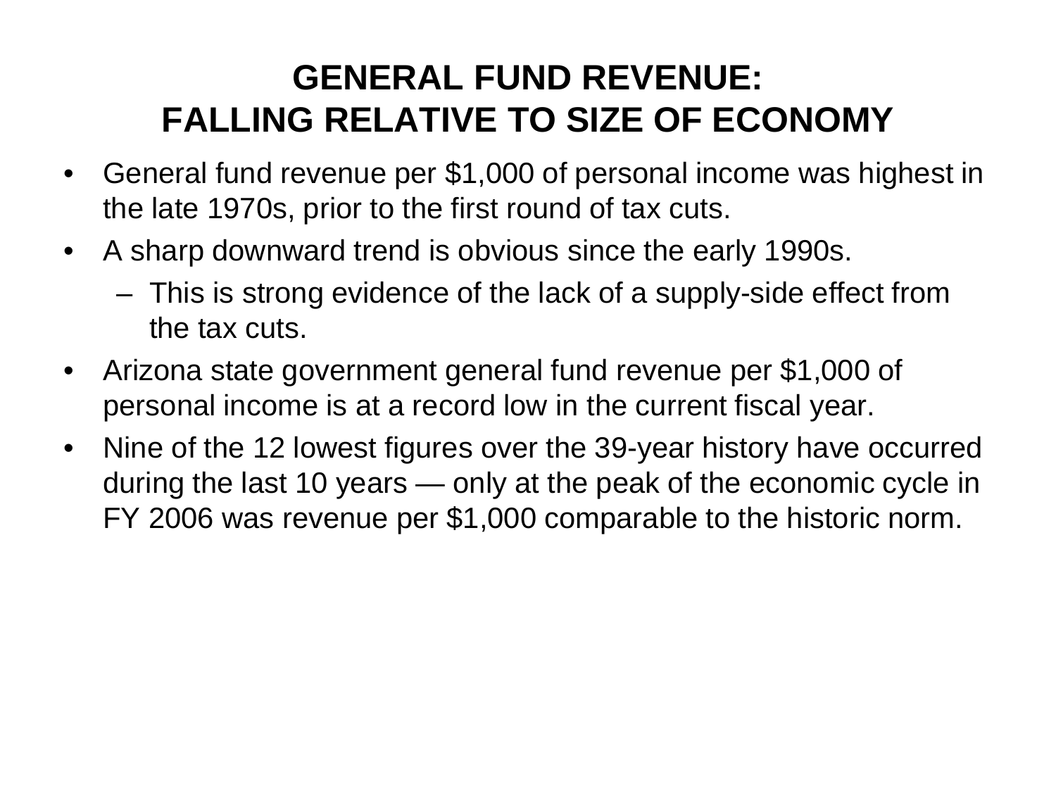# GENERAL FUND REVENUE: FALLING RELATIVE TO SIZE OF ECONOMY

- General fund revenue per $1,000 of personal income was highest in the late 1970s, prior to the first round of tax cuts.
- A sharp downward trend is obvious since the early 1990s.
  - This is strong evidence of the lack of a supply-side effect from the tax cuts.
- Arizona state government general fund revenue per $1,000 of personal income is at a record low in the current fiscal year.
- Nine of the 12 lowest figures over the 39-year history have occurred during the last 10 years — only at the peak of the economic cycle in FY 2006 was revenue per $1,000 comparable to the historic norm.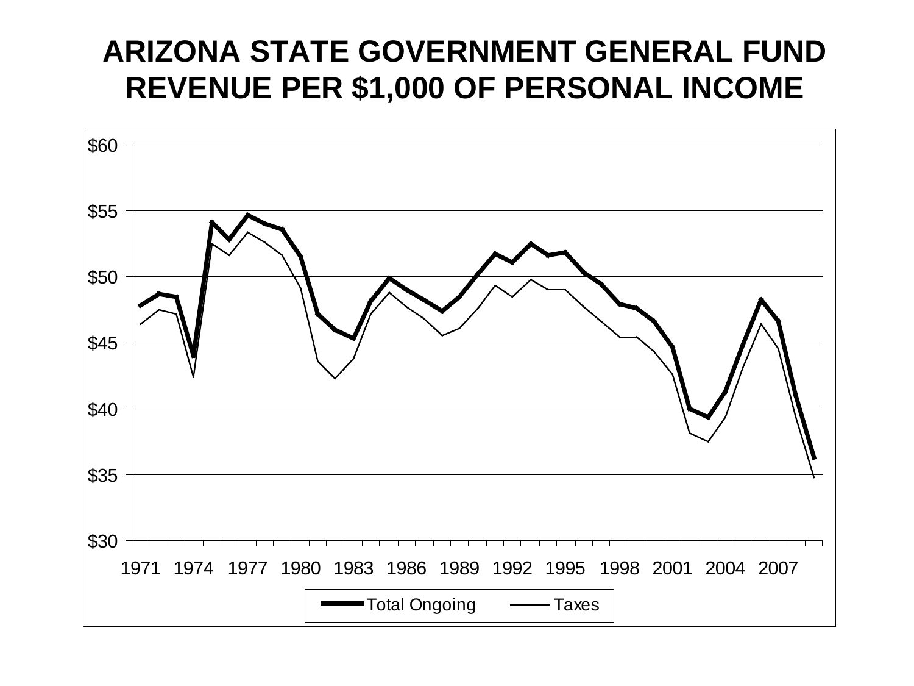# ARIZONA STATE GOVERNMENT GENERAL FUND REVENUE PER $1,000 OF PERSONAL INCOME

$60

$55

$50

$45

$40

$35

$30

1971 1974 1977 1980 1983 1986 1989 1992 1995 1998 2001 2004 2007

Total Ongoing — Taxes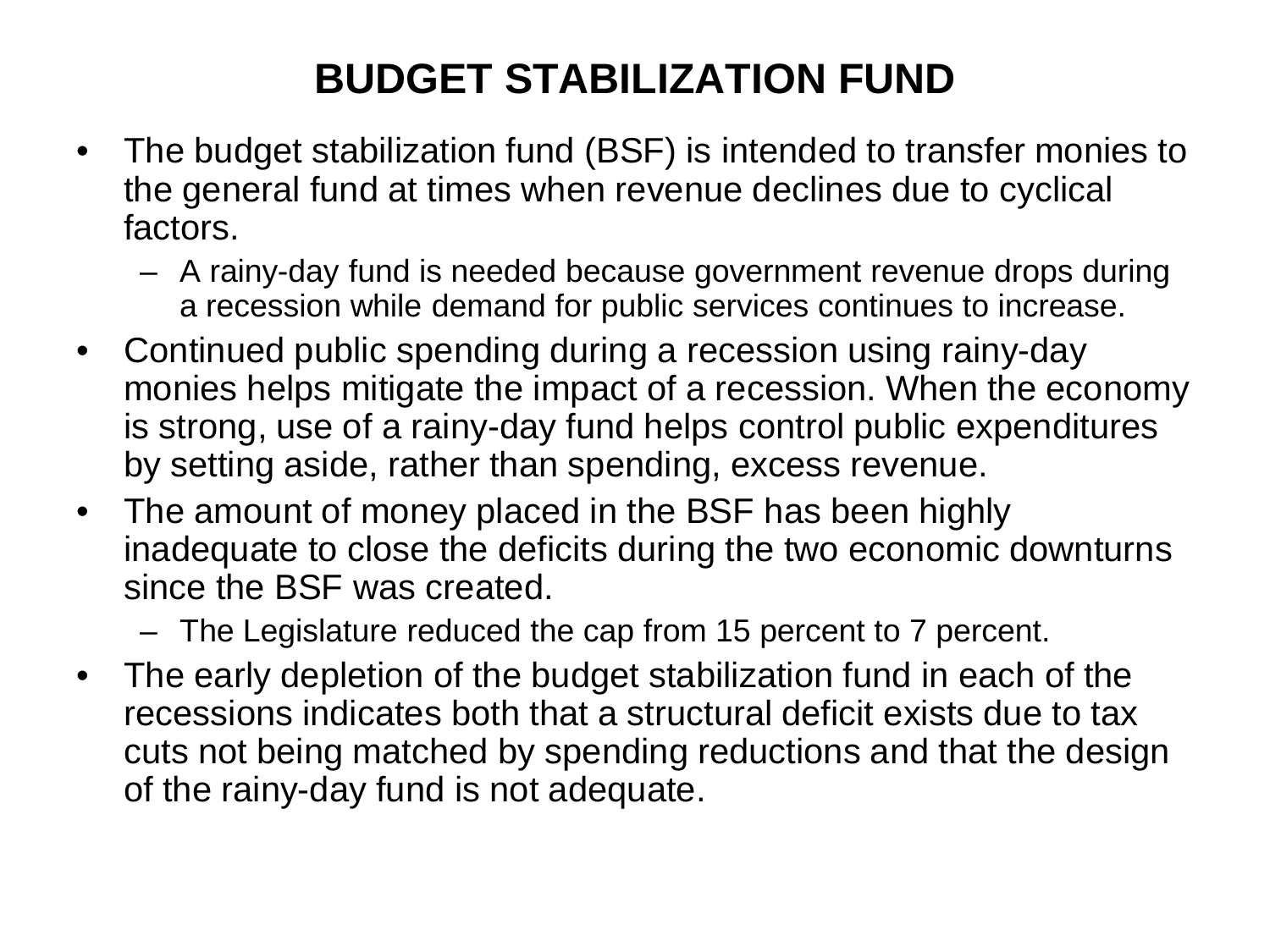# BUDGET STABILIZATION FUND

- The budget stabilization fund (BSF) is intended to transfer monies to the general fund at times when revenue declines due to cyclical factors.
  - A rainy-day fund is needed because government revenue drops during a recession while demand for public services continues to increase.
- Continued public spending during a recession using rainy-day monies helps mitigate the impact of a recession. When the economy is strong, use of a rainy-day fund helps control public expenditures by setting aside, rather than spending, excess revenue.
- The amount of money placed in the BSF has been highly inadequate to close the deficits during the two economic downturns since the BSF was created.
  - The Legislature reduced the cap from 15 percent to 7 percent.
- The early depletion of the budget stabilization fund in each of the recessions indicates both that a structural deficit exists due to tax cuts not being matched by spending reductions and that the design of the rainy-day fund is not adequate.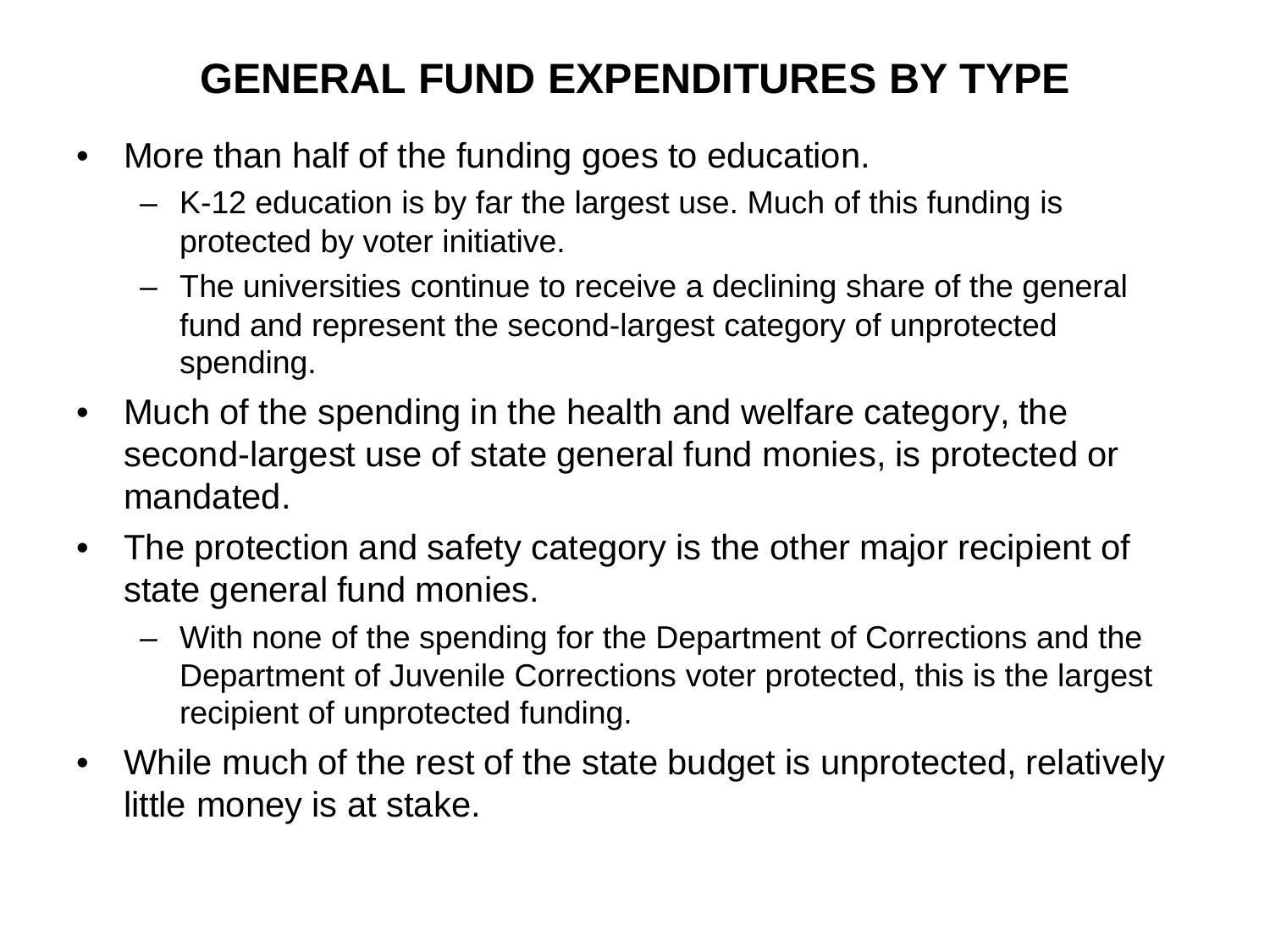# GENERAL FUND EXPENDITURES BY TYPE

- More than half of the funding goes to education.
  - K-12 education is by far the largest use. Much of this funding is protected by voter initiative.
  - The universities continue to receive a declining share of the general fund and represent the second-largest category of unprotected spending.
- Much of the spending in the health and welfare category, the second-largest use of state general fund monies, is protected or mandated.
- The protection and safety category is the other major recipient of state general fund monies.
  - With none of the spending for the Department of Corrections and the Department of Juvenile Corrections voter protected, this is the largest recipient of unprotected funding.
- While much of the rest of the state budget is unprotected, relatively little money is at stake.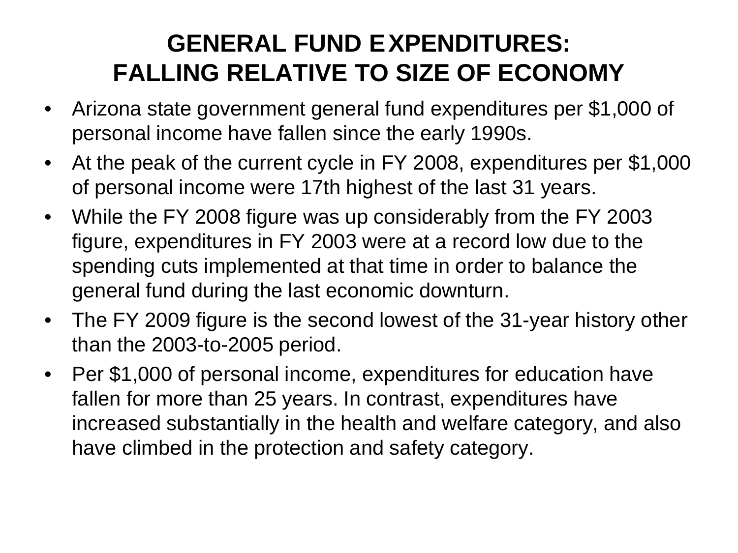# GENERAL FUND EXPENDITURES: FALLING RELATIVE TO SIZE OF ECONOMY

- Arizona state government general fund expenditures per $1,000 of personal income have fallen since the early 1990s.
- At the peak of the current cycle in FY 2008, expenditures per $1,000 of personal income were 17th highest of the last 31 years.
- While the FY 2008 figure was up considerably from the FY 2003 figure, expenditures in FY 2003 were at a record low due to the spending cuts implemented at that time in order to balance the general fund during the last economic downturn.
- The FY 2009 figure is the second lowest of the 31-year history other than the 2003-to-2005 period.
- Per $1,000 of personal income, expenditures for education have fallen for more than 25 years. In contrast, expenditures have increased substantially in the health and welfare category, and also have climbed in the protection and safety category.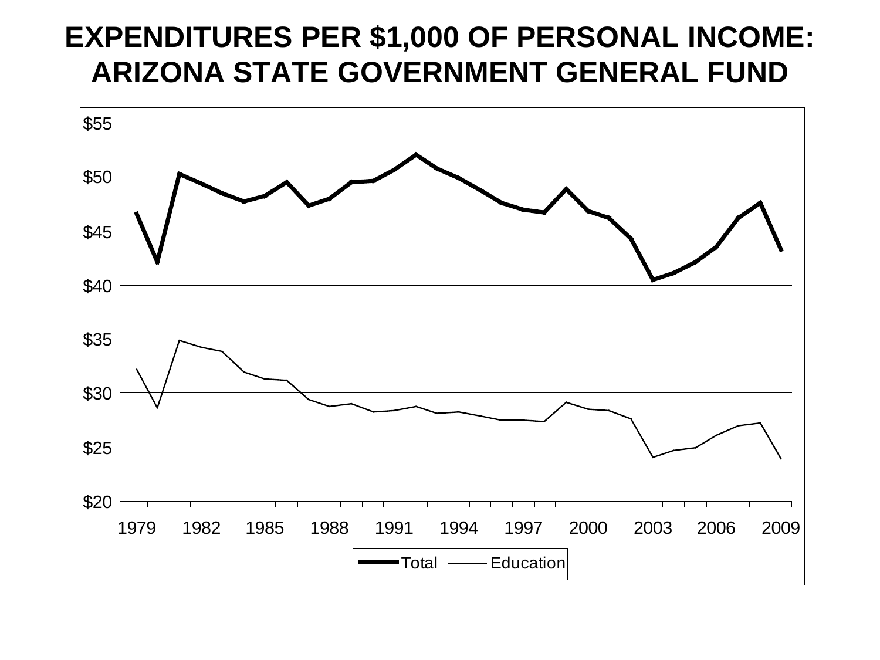# EXPENDITURES PER $1,000 OF PERSONAL INCOME: ARIZONA STATE GOVERNMENT GENERAL FUND

$55

$50

$45

$40

$35

$30

$25

$20

1979 1982 1985 1988 1991 1994 1997 2000 2003 2006 2009

Total Education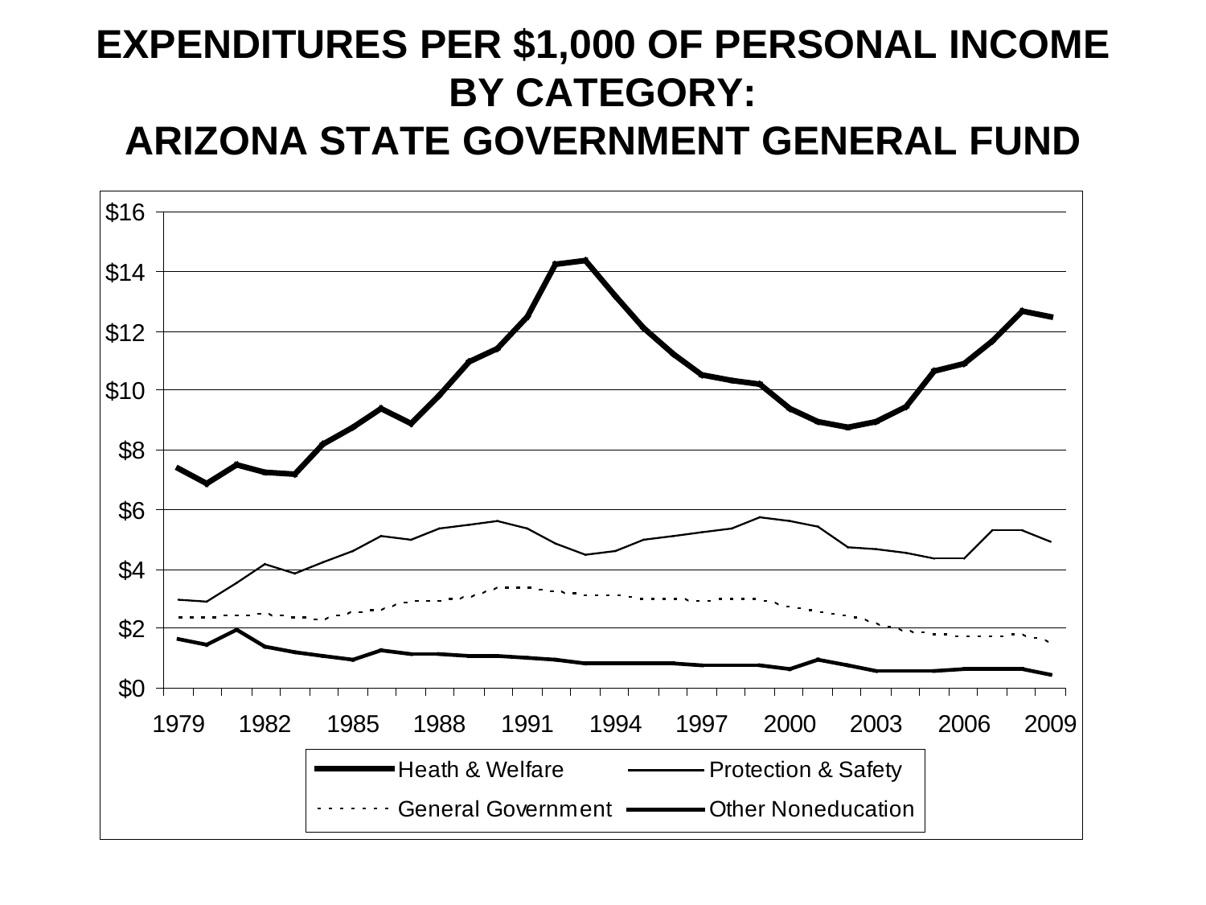# EXPENDITURES PER $1,000 OF PERSONAL INCOME BY CATEGORY: ARIZONA STATE GOVERNMENT GENERAL FUND

$16

$14

$12

$10

$8

$6

$4

$2

$0

1979 1982 1985 1988 1991 1994 1997 2000 2003 2006 2009

Heath & Welfare — Protection & Safety — General Government — Other Noneducation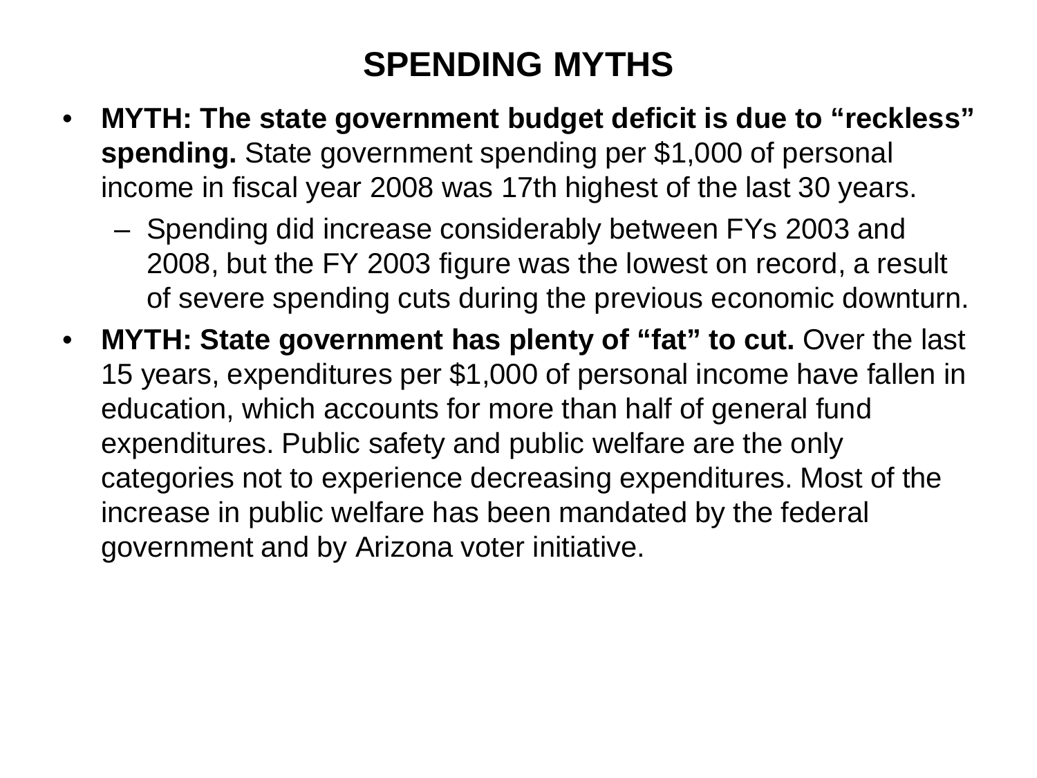# SPENDING MYTHS

- **MYTH: The state government budget deficit is due to “reckless” spending.** State government spending per $1,000 of personal income in fiscal year 2008 was 17th highest of the last 30 years.
  - Spending did increase considerably between FYs 2003 and 2008, but the FY 2003 figure was the lowest on record, a result of severe spending cuts during the previous economic downturn.
- **MYTH: State government has plenty of “fat” to cut.** Over the last 15 years, expenditures per $1,000 of personal income have fallen in education, which accounts for more than half of general fund expenditures. Public safety and public welfare are the only categories not to experience decreasing expenditures. Most of the increase in public welfare has been mandated by the federal government and by Arizona voter initiative.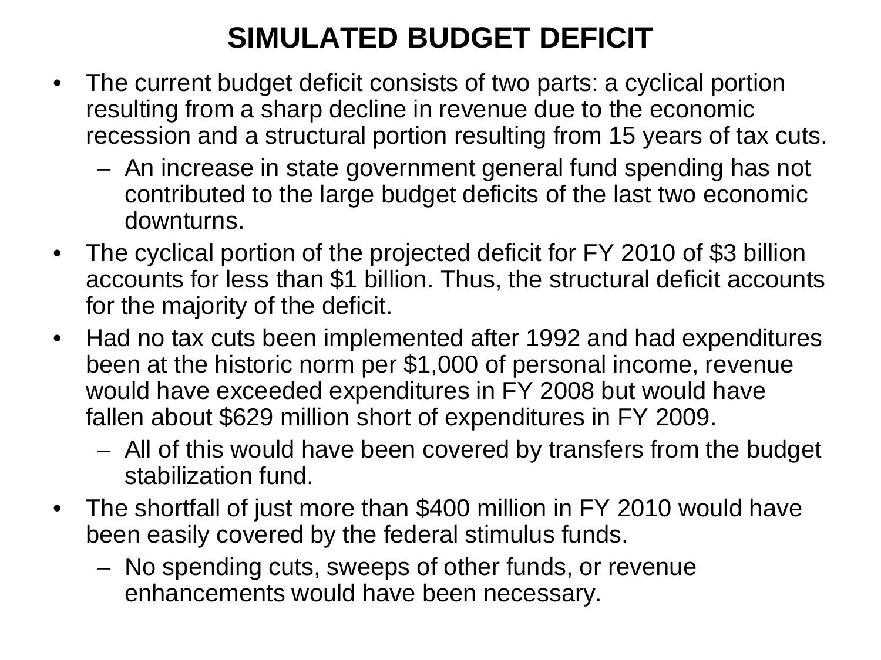# SIMULATED BUDGET DEFICIT

- The current budget deficit consists of two parts: a cyclical portion resulting from a sharp decline in revenue due to the economic recession and a structural portion resulting from 15 years of tax cuts.
  - An increase in state government general fund spending has not contributed to the large budget deficits of the last two economic downturns.
- The cyclical portion of the projected deficit for FY 2010 of $3 billion accounts for less than $1 billion. Thus, the structural deficit accounts for the majority of the deficit.
- Had no tax cuts been implemented after 1992 and had expenditures been at the historic norm per $1,000 of personal income, revenue would have exceeded expenditures in FY 2008 but would have fallen about $629 million short of expenditures in FY 2009.
  - All of this would have been covered by transfers from the budget stabilization fund.
- The shortfall of just more than $400 million in FY 2010 would have been easily covered by the federal stimulus funds.
  - No spending cuts, sweeps of other funds, or revenue enhancements would have been necessary.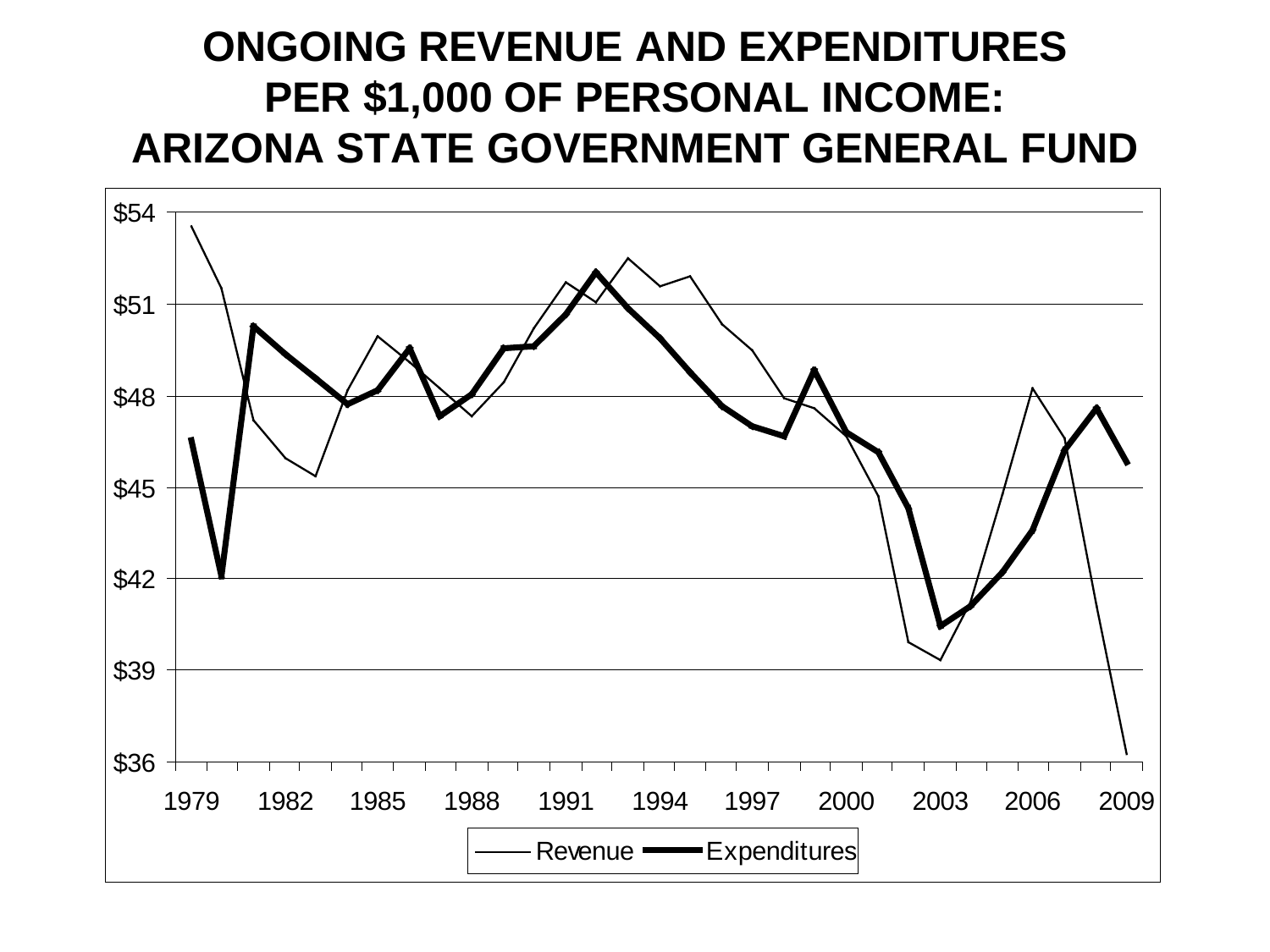# ONGOING REVENUE AND EXPENDITURES PER $1,000 OF PERSONAL INCOME: ARIZONA STATE GOVERNMENT GENERAL FUND

$54

$51

$48

$45

$42

$39

$36

1979 1982 1985 1988 1991 1994 1997 2000 2003 2006 2009

Revenue Expenditures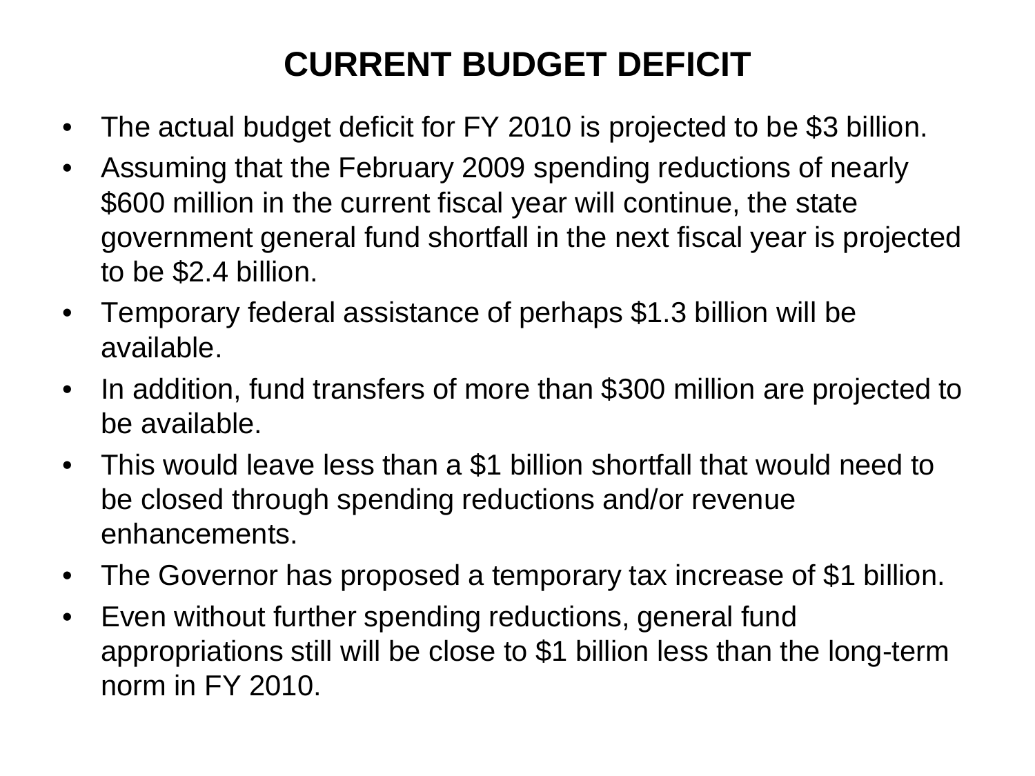# CURRENT BUDGET DEFICIT

- The actual budget deficit for FY 2010 is projected to be $3 billion.
- Assuming that the February 2009 spending reductions of nearly $600 million in the current fiscal year will continue, the state government general fund shortfall in the next fiscal year is projected to be $2.4 billion.
- Temporary federal assistance of perhaps $1.3 billion will be available.
- In addition, fund transfers of more than $300 million are projected to be available.
- This would leave less than a $1 billion shortfall that would need to be closed through spending reductions and/or revenue enhancements.
- The Governor has proposed a temporary tax increase of $1 billion.
- Even without further spending reductions, general fund appropriations still will be close to $1 billion less than the long-term norm in FY 2010.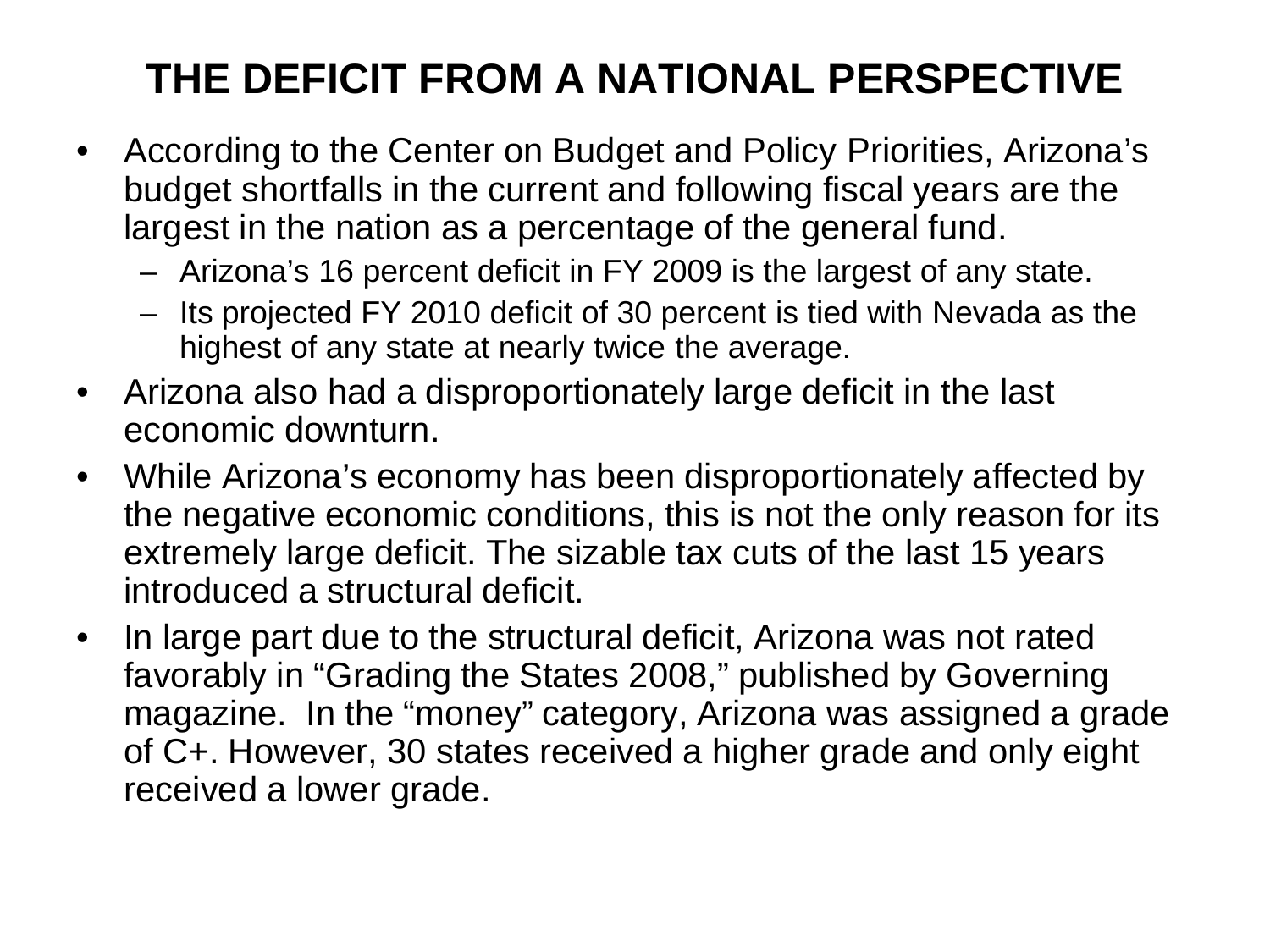# THE DEFICIT FROM A NATIONAL PERSPECTIVE

- According to the Center on Budget and Policy Priorities, Arizona's budget shortfalls in the current and following fiscal years are the largest in the nation as a percentage of the general fund.
  - Arizona's 16 percent deficit in FY 2009 is the largest of any state.
  - Its projected FY 2010 deficit of 30 percent is tied with Nevada as the highest of any state at nearly twice the average.
- Arizona also had a disproportionately large deficit in the last economic downturn.
- While Arizona's economy has been disproportionately affected by the negative economic conditions, this is not the only reason for its extremely large deficit. The sizable tax cuts of the last 15 years introduced a structural deficit.
- In large part due to the structural deficit, Arizona was not rated favorably in "Grading the States 2008," published by Governing magazine. In the "money" category, Arizona was assigned a grade of C+. However, 30 states received a higher grade and only eight received a lower grade.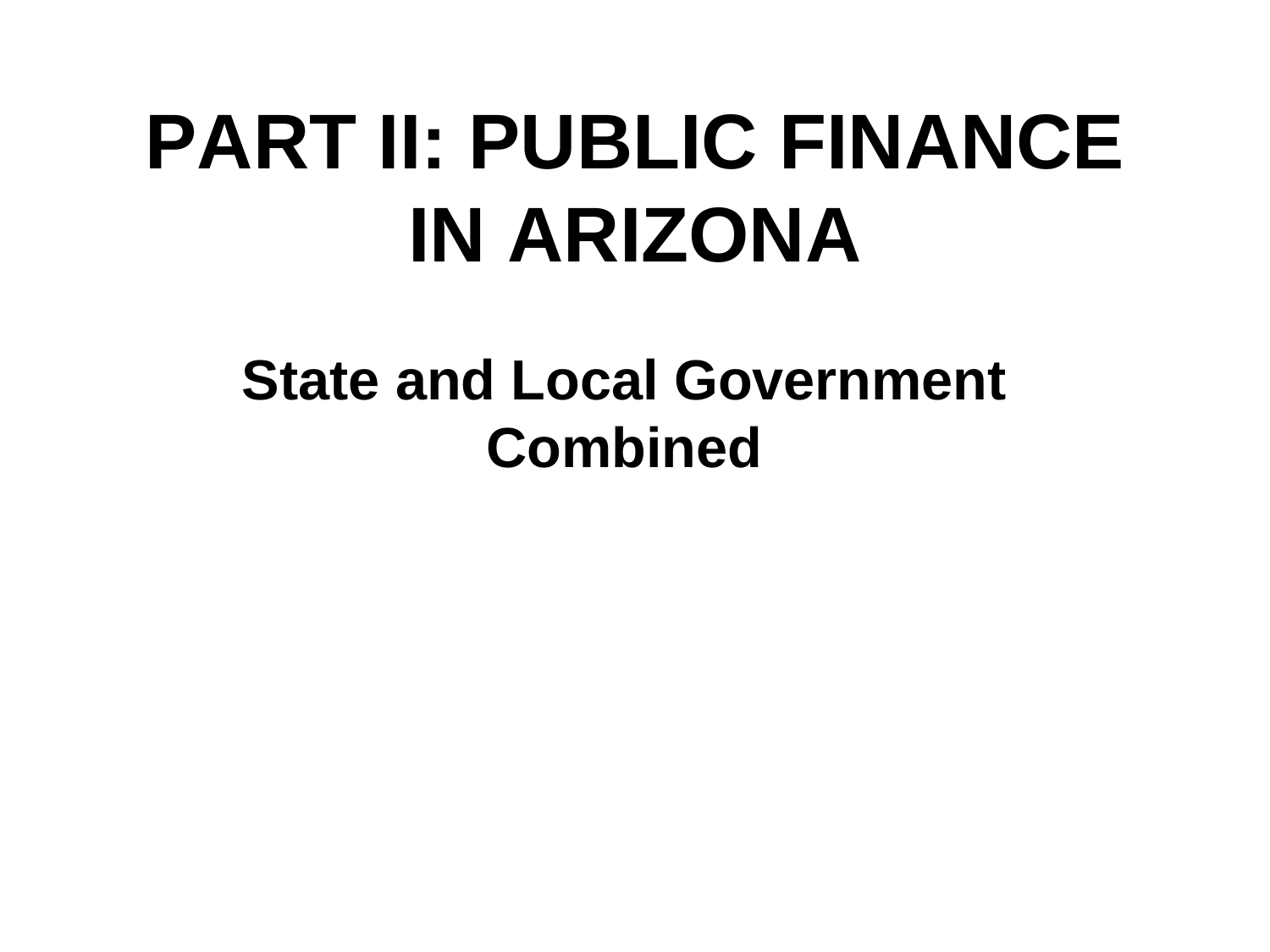# PART II: PUBLIC FINANCE IN ARIZONA

## State and Local Government Combined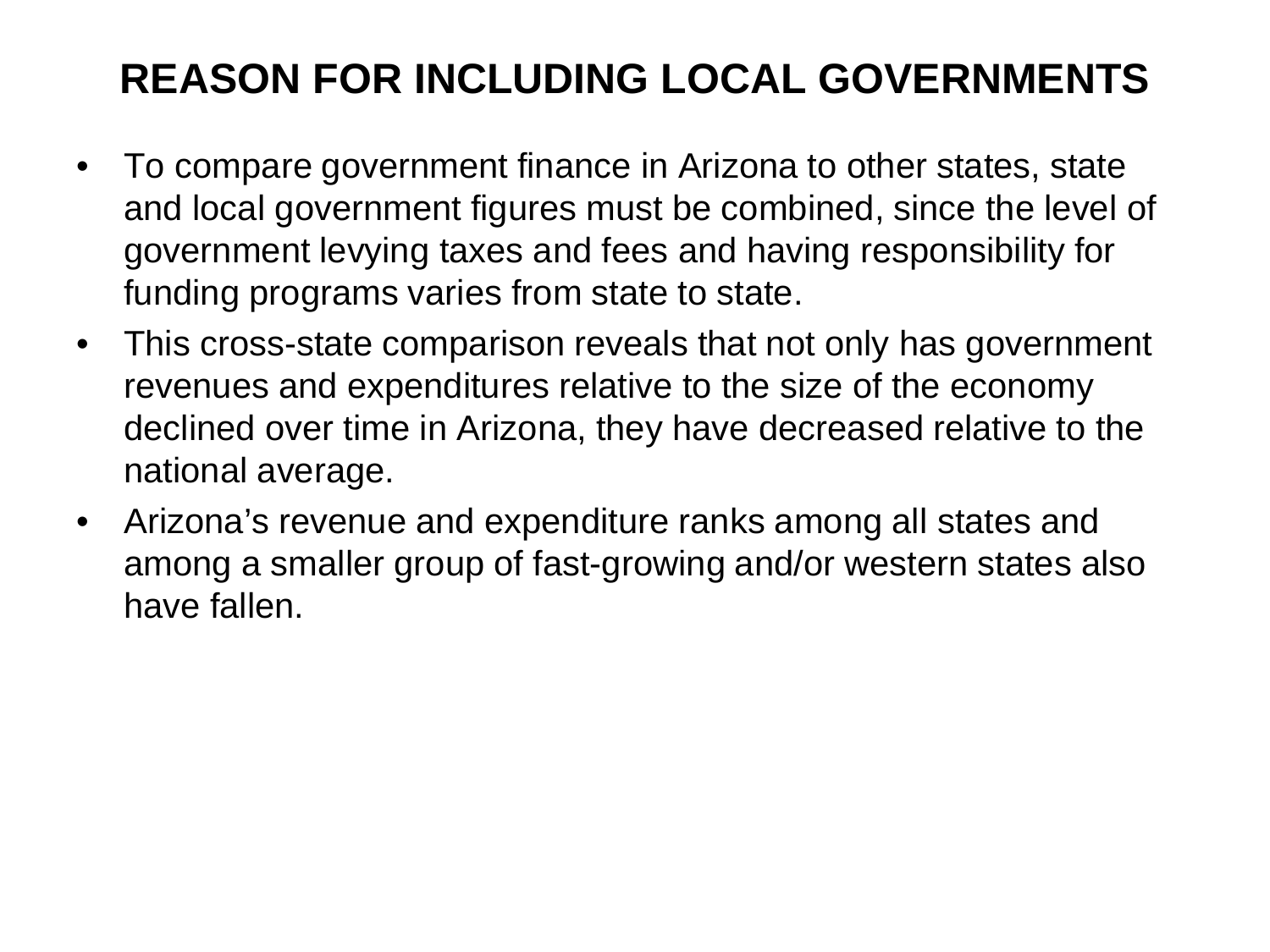# REASON FOR INCLUDING LOCAL GOVERNMENTS

- To compare government finance in Arizona to other states, state and local government figures must be combined, since the level of government levying taxes and fees and having responsibility for funding programs varies from state to state.
- This cross-state comparison reveals that not only has government revenues and expenditures relative to the size of the economy declined over time in Arizona, they have decreased relative to the national average.
- Arizona’s revenue and expenditure ranks among all states and among a smaller group of fast-growing and/or western states also have fallen.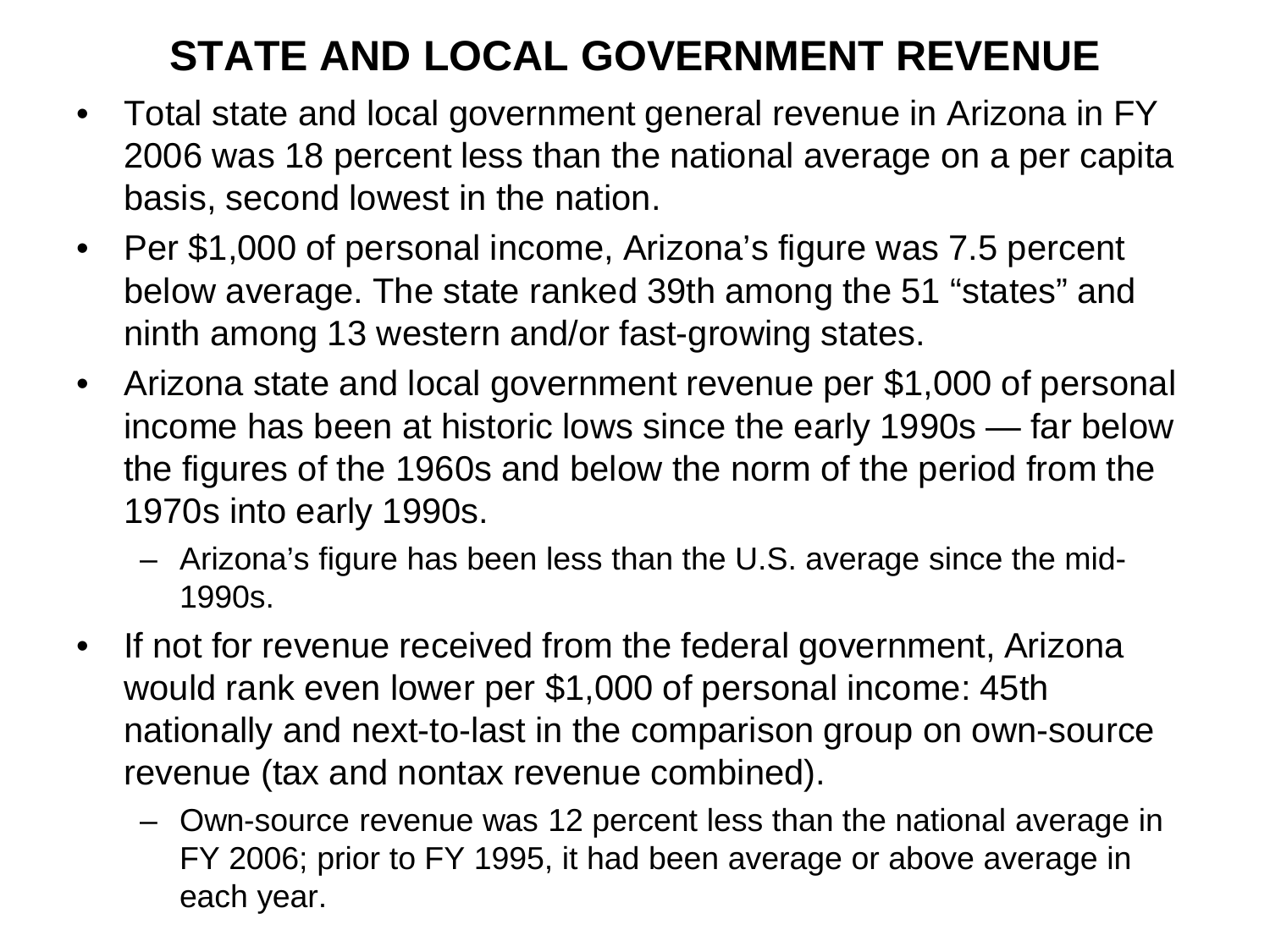# STATE AND LOCAL GOVERNMENT REVENUE

- Total state and local government general revenue in Arizona in FY 2006 was 18 percent less than the national average on a per capita basis, second lowest in the nation.
- Per $1,000 of personal income, Arizona's figure was 7.5 percent below average. The state ranked 39th among the 51 "states" and ninth among 13 western and/or fast-growing states.
- Arizona state and local government revenue per $1,000 of personal income has been at historic lows since the early 1990s — far below the figures of the 1960s and below the norm of the period from the 1970s into early 1990s.
  - Arizona's figure has been less than the U.S. average since the mid-1990s.
- If not for revenue received from the federal government, Arizona would rank even lower per $1,000 of personal income: 45th nationally and next-to-last in the comparison group on own-source revenue (tax and nontax revenue combined).
  - Own-source revenue was 12 percent less than the national average in FY 2006; prior to FY 1995, it had been average or above average in each year.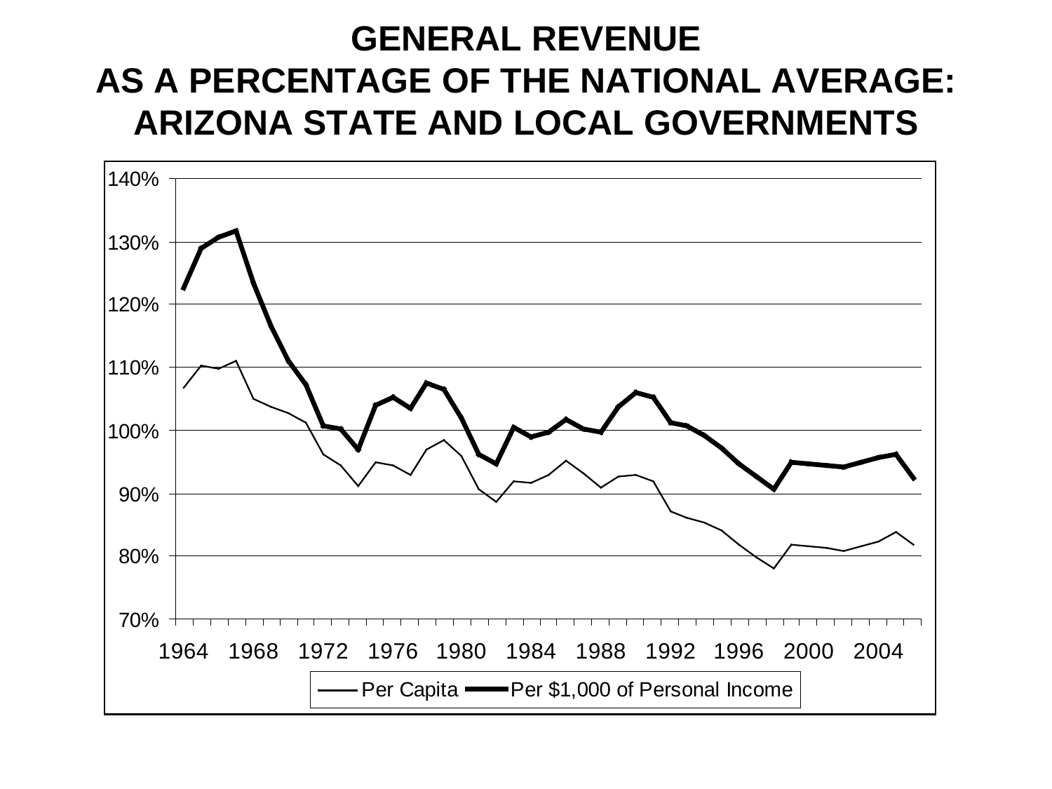# GENERAL REVENUE AS A PERCENTAGE OF THE NATIONAL AVERAGE: ARIZONA STATE AND LOCAL GOVERNMENTS

140%
130%
120%
110%
100%
90%
80%
70%

1964 1968 1972 1976 1980 1984 1988 1992 1996 2000 2004

Per Capita — Per $1,000 of Personal Income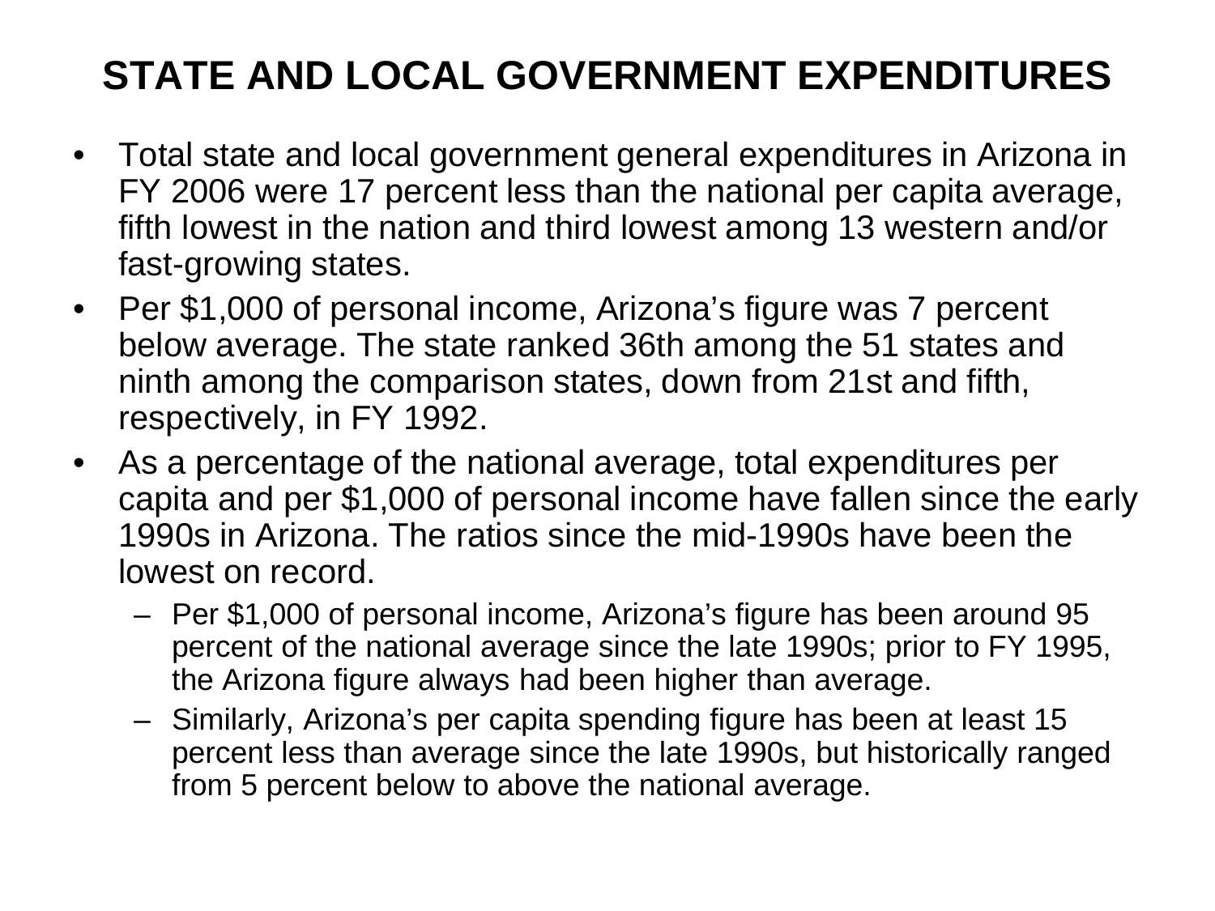# STATE AND LOCAL GOVERNMENT EXPENDITURES

- Total state and local government general expenditures in Arizona in FY 2006 were 17 percent less than the national per capita average, fifth lowest in the nation and third lowest among 13 western and/or fast-growing states.
- Per $1,000 of personal income, Arizona's figure was 7 percent below average. The state ranked 36th among the 51 states and ninth among the comparison states, down from 21st and fifth, respectively, in FY 1992.
- As a percentage of the national average, total expenditures per capita and per $1,000 of personal income have fallen since the early 1990s in Arizona. The ratios since the mid-1990s have been the lowest on record.
  - Per $1,000 of personal income, Arizona's figure has been around 95 percent of the national average since the late 1990s; prior to FY 1995, the Arizona figure always had been higher than average.
  - Similarly, Arizona's per capita spending figure has been at least 15 percent less than average since the late 1990s, but historically ranged from 5 percent below to above the national average.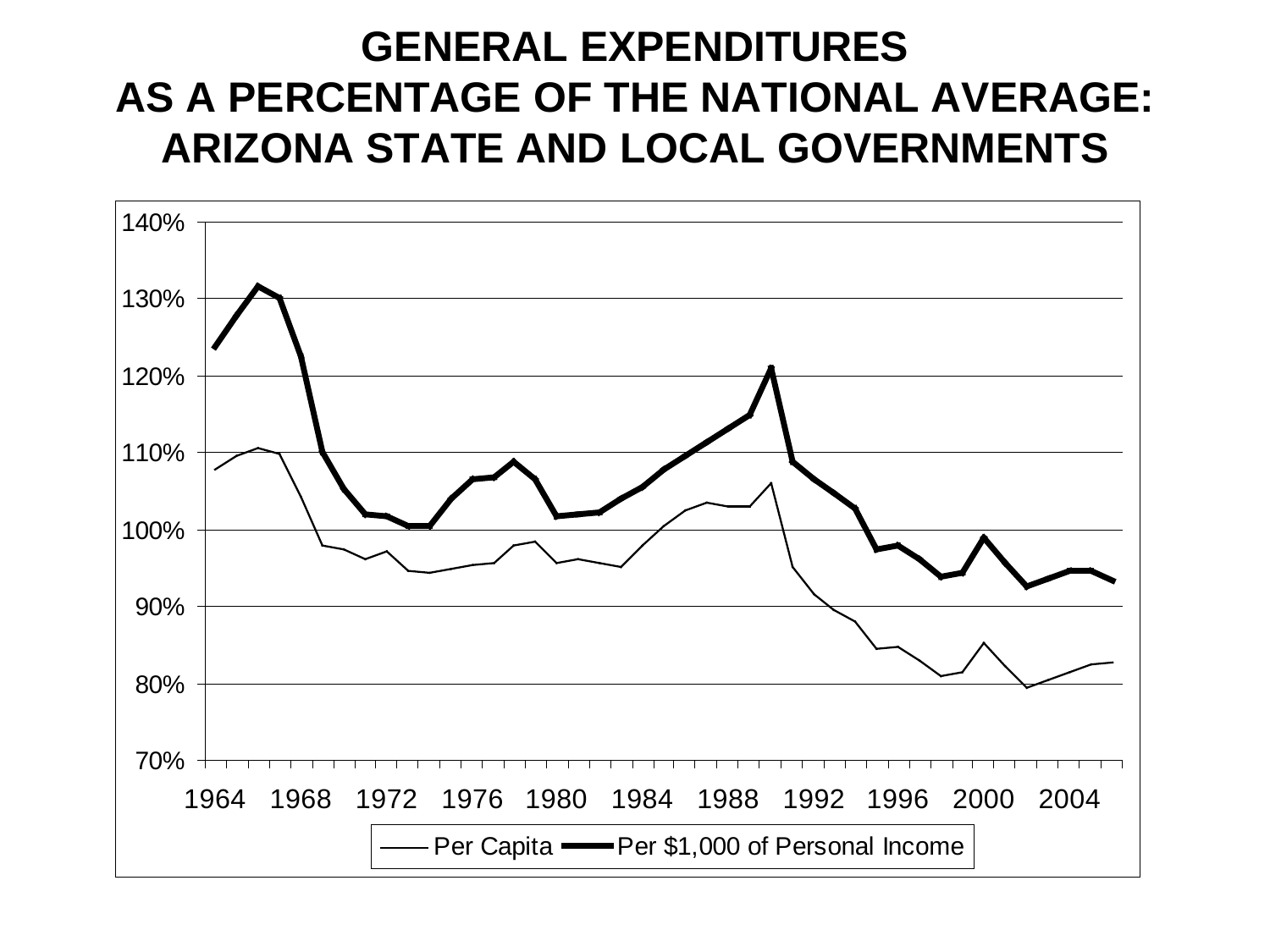# GENERAL EXPENDITURES AS A PERCENTAGE OF THE NATIONAL AVERAGE: ARIZONA STATE AND LOCAL GOVERNMENTS

140%
130%
120%
110%
100%
90%
80%
70%

1964 1968 1972 1976 1980 1984 1988 1992 1996 2000 2004

Per Capita — Per $1,000 of Personal Income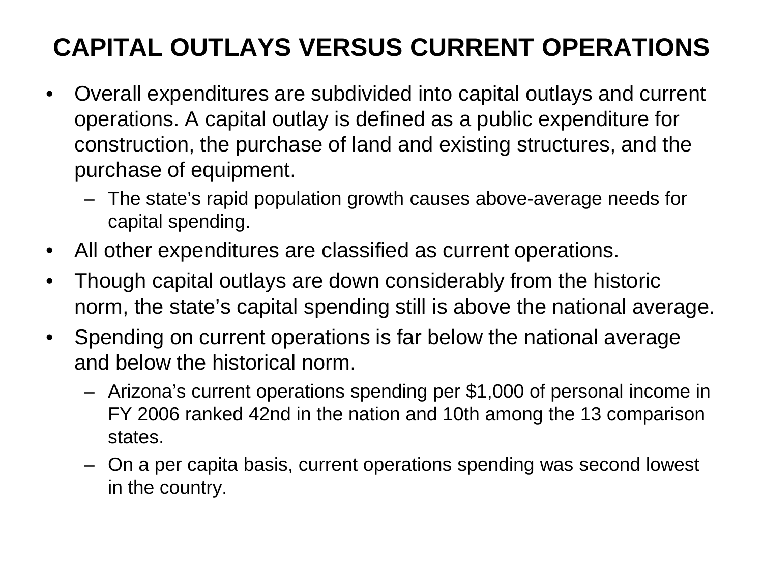# CAPITAL OUTLAYS VERSUS CURRENT OPERATIONS

- Overall expenditures are subdivided into capital outlays and current operations. A capital outlay is defined as a public expenditure for construction, the purchase of land and existing structures, and the purchase of equipment.
  - The state's rapid population growth causes above-average needs for capital spending.
- All other expenditures are classified as current operations.
- Though capital outlays are down considerably from the historic norm, the state's capital spending still is above the national average.
- Spending on current operations is far below the national average and below the historical norm.
  - Arizona's current operations spending per $1,000 of personal income in FY 2006 ranked 42nd in the nation and 10th among the 13 comparison states.
  - On a per capita basis, current operations spending was second lowest in the country.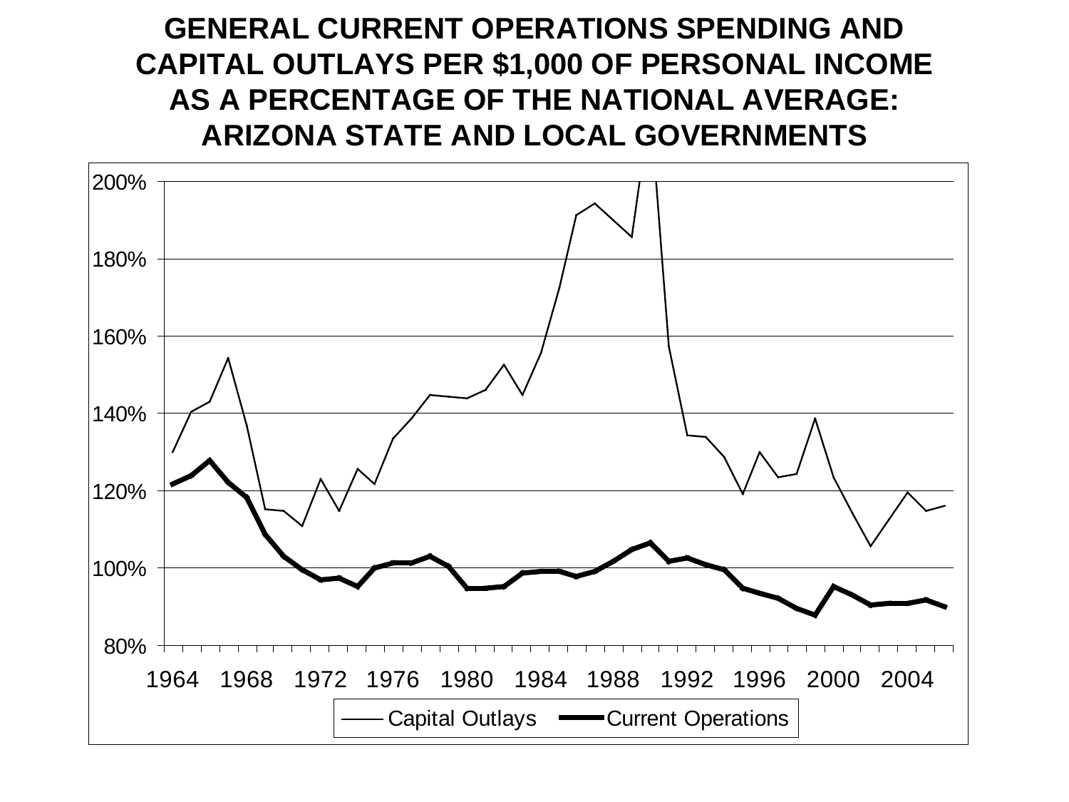# GENERAL CURRENT OPERATIONS SPENDING AND CAPITAL OUTLAYS PER $1,000 OF PERSONAL INCOME AS A PERCENTAGE OF THE NATIONAL AVERAGE: ARIZONA STATE AND LOCAL GOVERNMENTS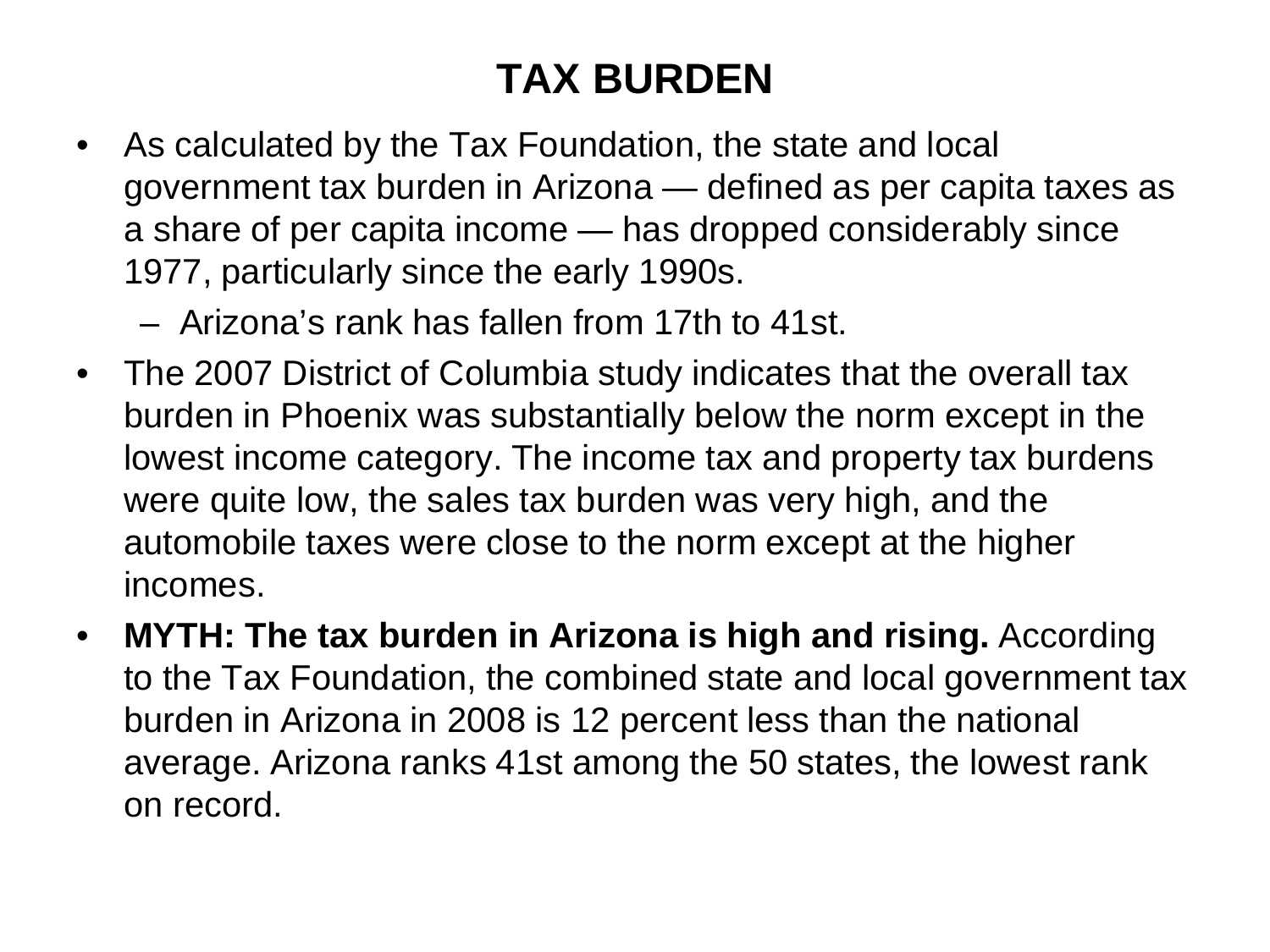# TAX BURDEN

- As calculated by the Tax Foundation, the state and local government tax burden in Arizona — defined as per capita taxes as a share of per capita income — has dropped considerably since 1977, particularly since the early 1990s.
  - Arizona's rank has fallen from 17th to 41st.
- The 2007 District of Columbia study indicates that the overall tax burden in Phoenix was substantially below the norm except in the lowest income category. The income tax and property tax burdens were quite low, the sales tax burden was very high, and the automobile taxes were close to the norm except at the higher incomes.
- **MYTH: The tax burden in Arizona is high and rising.** According to the Tax Foundation, the combined state and local government tax burden in Arizona in 2008 is 12 percent less than the national average. Arizona ranks 41st among the 50 states, the lowest rank on record.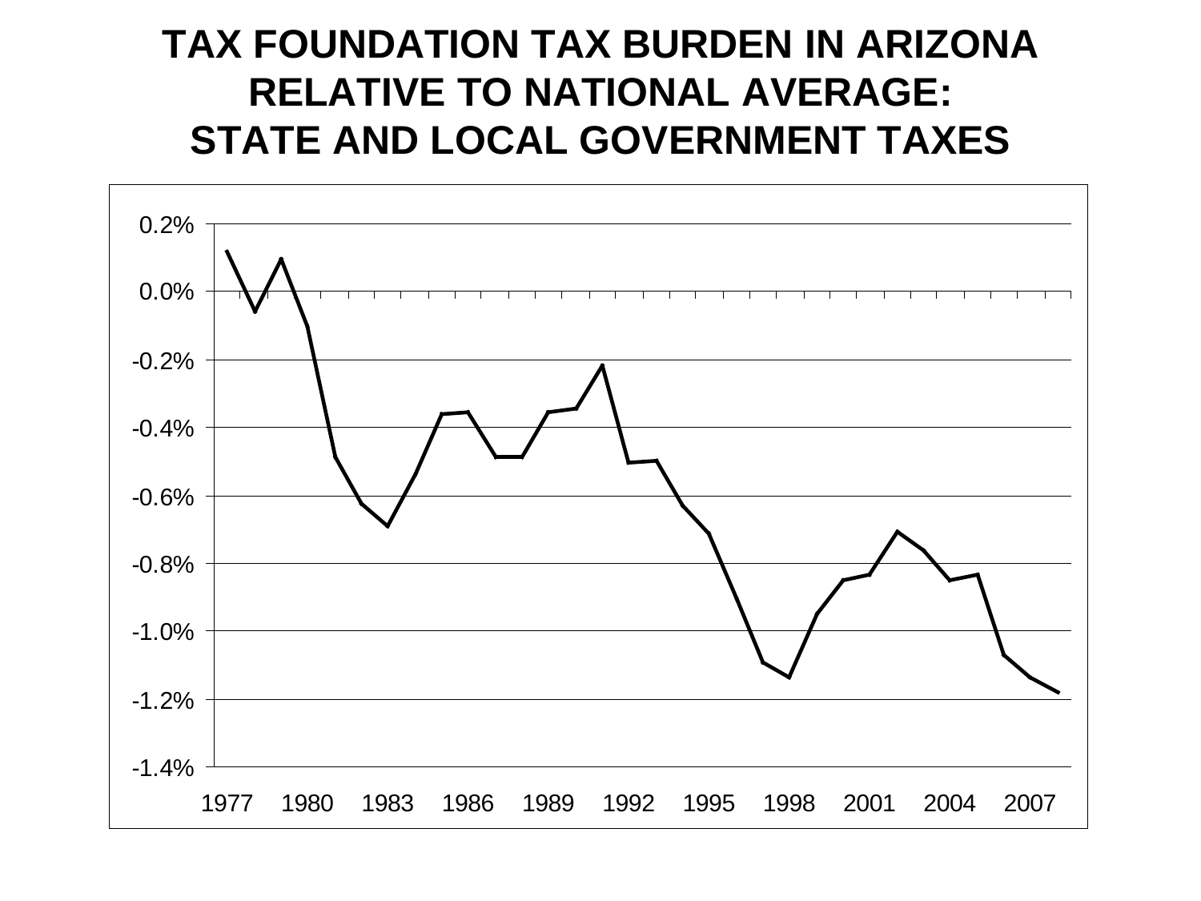# TAX FOUNDATION TAX BURDEN IN ARIZONA RELATIVE TO NATIONAL AVERAGE: STATE AND LOCAL GOVERNMENT TAXES

0.2%
0.0%
-0.2%
-0.4%
-0.6%
-0.8%
-1.0%
-1.2%
-1.4%

1977 1980 1983 1986 1989 1992 1995 1998 2001 2004 2007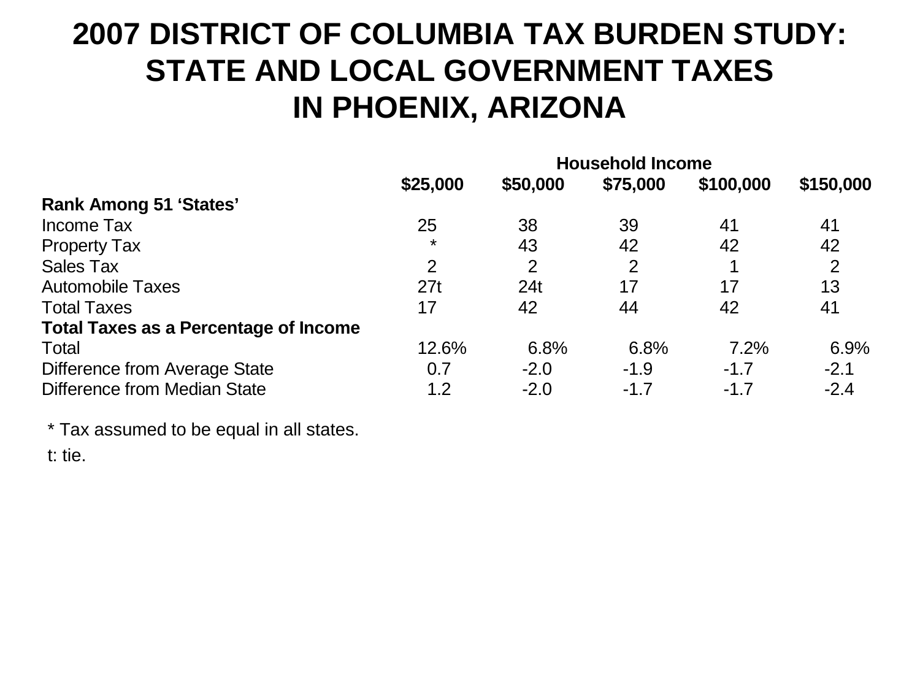# 2007 DISTRICT OF COLUMBIA TAX BURDEN STUDY: STATE AND LOCAL GOVERNMENT TAXES IN PHOENIX, ARIZONA

| | Household Income | | | | |
|---|---|---|---|---|---|
| | **$25,000** | **$50,000** | **$75,000** | **$100,000** | **$150,000** |
| **Rank Among 51 'States'** | | | | | |
| Income Tax | 25 | 38 | 39 | 41 | 41 |
| Property Tax | * | 43 | 42 | 42 | 42 |
| Sales Tax | 2 | 2 | 2 | 1 | 2 |
| Automobile Taxes | 27t | 24t | 17 | 17 | 13 |
| Total Taxes | 17 | 42 | 44 | 42 | 41 |
| **Total Taxes as a Percentage of Income** | | | | | |
| Total | 12.6% | 6.8% | 6.8% | 7.2% | 6.9% |
| Difference from Average State | 0.7 | -2.0 | -1.9 | -1.7 | -2.1 |
| Difference from Median State | 1.2 | -2.0 | -1.7 | -1.7 | -2.4 |

\* Tax assumed to be equal in all states.

t: tie.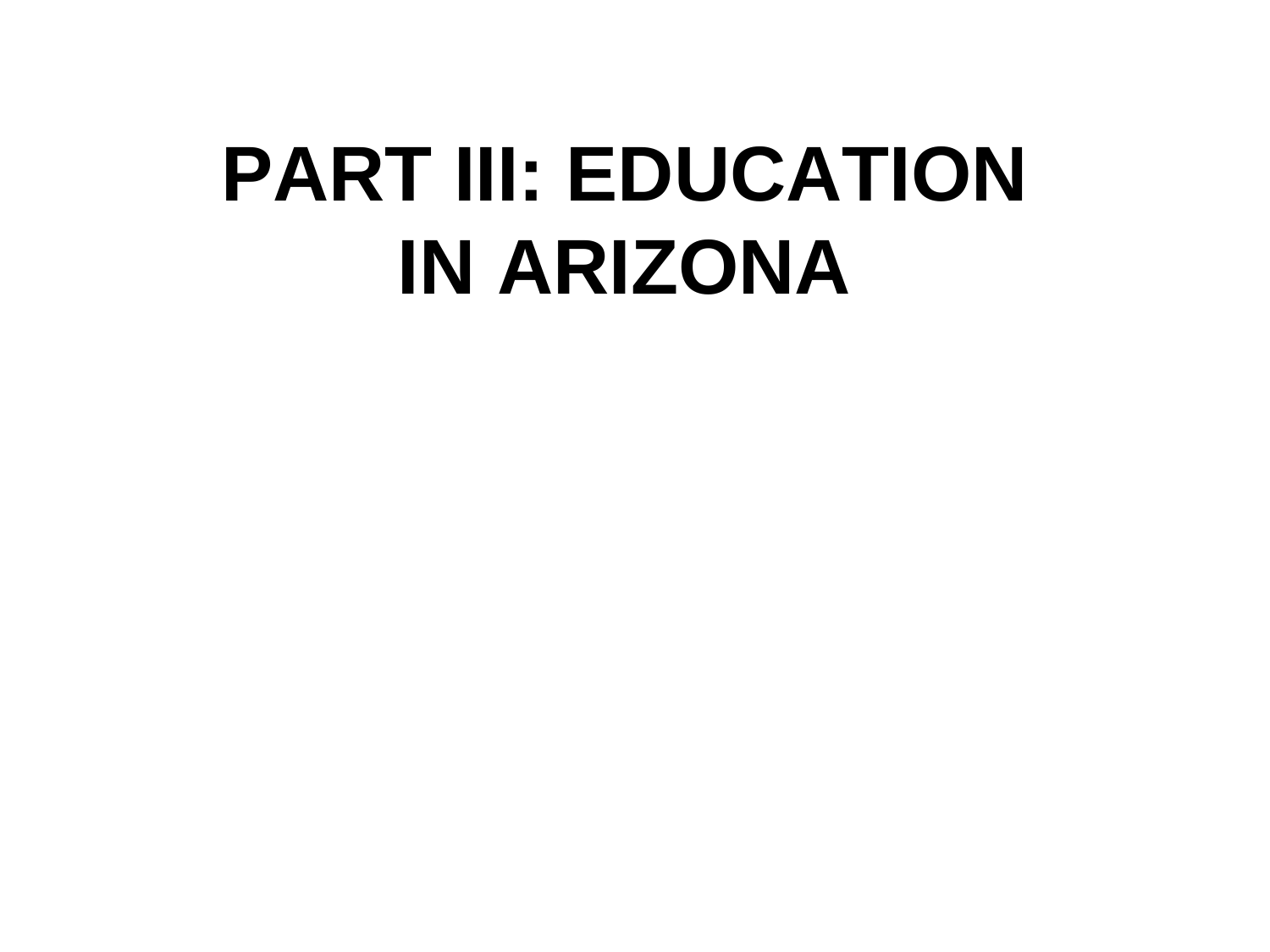# PART III: EDUCATION IN ARIZONA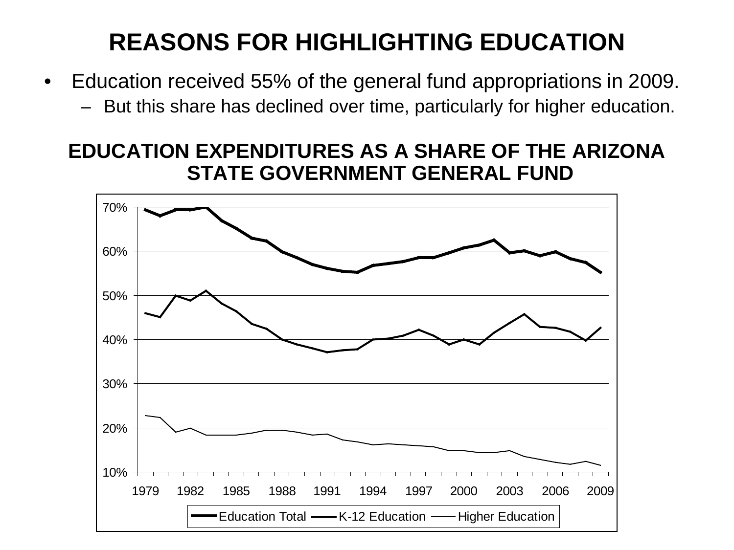# REASONS FOR HIGHLIGHTING EDUCATION

- Education received 55% of the general fund appropriations in 2009.
  - But this share has declined over time, particularly for higher education.

## EDUCATION EXPENDITURES AS A SHARE OF THE ARIZONA STATE GOVERNMENT GENERAL FUND

70%
60%
50%
40%
30%
20%
10%

1979 1982 1985 1988 1991 1994 1997 2000 2003 2006 2009

Education Total — K-12 Education — Higher Education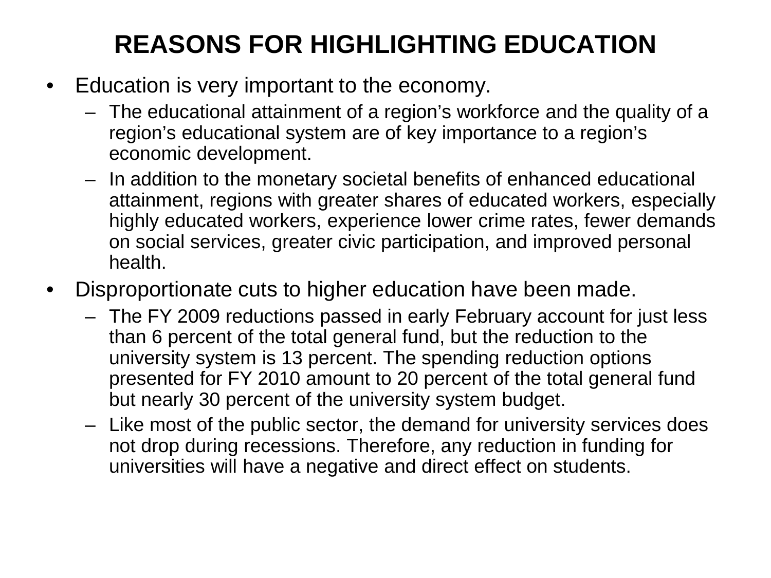# REASONS FOR HIGHLIGHTING EDUCATION

- Education is very important to the economy.
  - The educational attainment of a region's workforce and the quality of a region's educational system are of key importance to a region's economic development.
  - In addition to the monetary societal benefits of enhanced educational attainment, regions with greater shares of educated workers, especially highly educated workers, experience lower crime rates, fewer demands on social services, greater civic participation, and improved personal health.
- Disproportionate cuts to higher education have been made.
  - The FY 2009 reductions passed in early February account for just less than 6 percent of the total general fund, but the reduction to the university system is 13 percent. The spending reduction options presented for FY 2010 amount to 20 percent of the total general fund but nearly 30 percent of the university system budget.
  - Like most of the public sector, the demand for university services does not drop during recessions. Therefore, any reduction in funding for universities will have a negative and direct effect on students.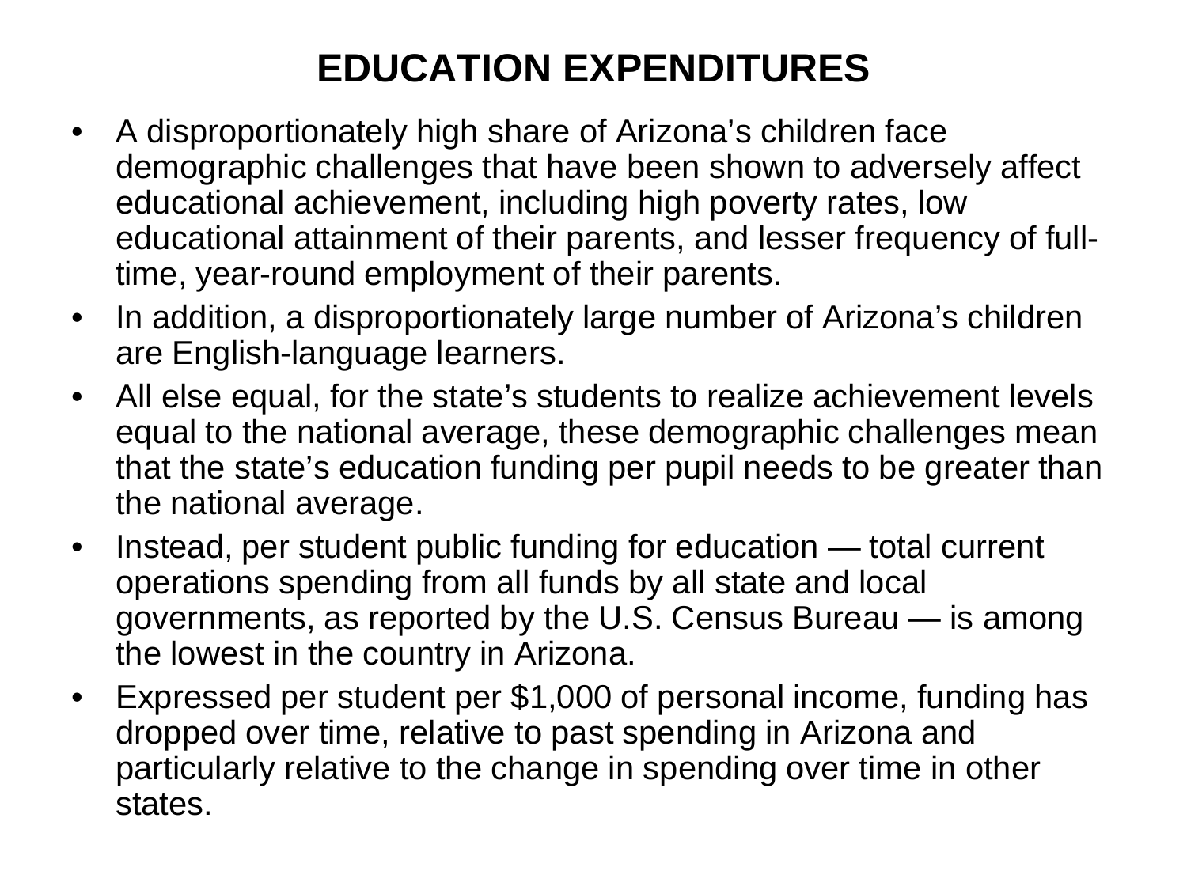# EDUCATION EXPENDITURES

- A disproportionately high share of Arizona's children face demographic challenges that have been shown to adversely affect educational achievement, including high poverty rates, low educational attainment of their parents, and lesser frequency of full-time, year-round employment of their parents.
- In addition, a disproportionately large number of Arizona's children are English-language learners.
- All else equal, for the state's students to realize achievement levels equal to the national average, these demographic challenges mean that the state's education funding per pupil needs to be greater than the national average.
- Instead, per student public funding for education — total current operations spending from all funds by all state and local governments, as reported by the U.S. Census Bureau — is among the lowest in the country in Arizona.
- Expressed per student per $1,000 of personal income, funding has dropped over time, relative to past spending in Arizona and particularly relative to the change in spending over time in other states.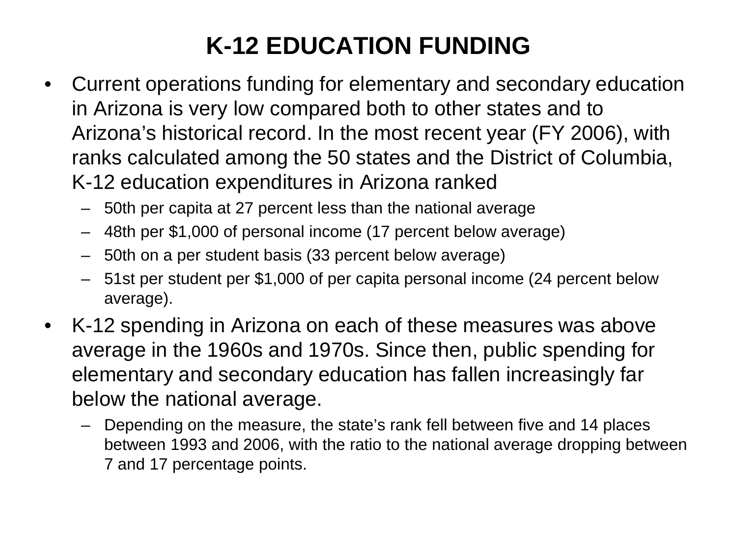# K-12 EDUCATION FUNDING

- Current operations funding for elementary and secondary education in Arizona is very low compared both to other states and to Arizona's historical record. In the most recent year (FY 2006), with ranks calculated among the 50 states and the District of Columbia, K-12 education expenditures in Arizona ranked
  - 50th per capita at 27 percent less than the national average
  - 48th per $1,000 of personal income (17 percent below average)
  - 50th on a per student basis (33 percent below average)
  - 51st per student per $1,000 of per capita personal income (24 percent below average).
- K-12 spending in Arizona on each of these measures was above average in the 1960s and 1970s. Since then, public spending for elementary and secondary education has fallen increasingly far below the national average.
  - Depending on the measure, the state's rank fell between five and 14 places between 1993 and 2006, with the ratio to the national average dropping between 7 and 17 percentage points.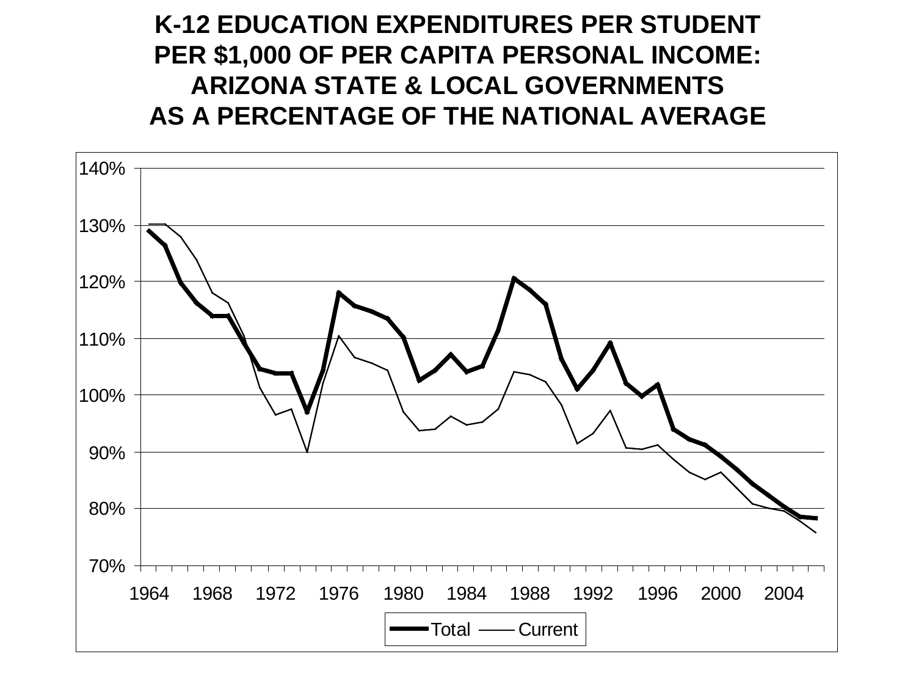# K-12 EDUCATION EXPENDITURES PER STUDENT PER $1,000 OF PER CAPITA PERSONAL INCOME: ARIZONA STATE & LOCAL GOVERNMENTS AS A PERCENTAGE OF THE NATIONAL AVERAGE

140%
130%
120%
110%
100%
90%
80%
70%

1964 1968 1972 1976 1980 1984 1988 1992 1996 2000 2004

Total — Current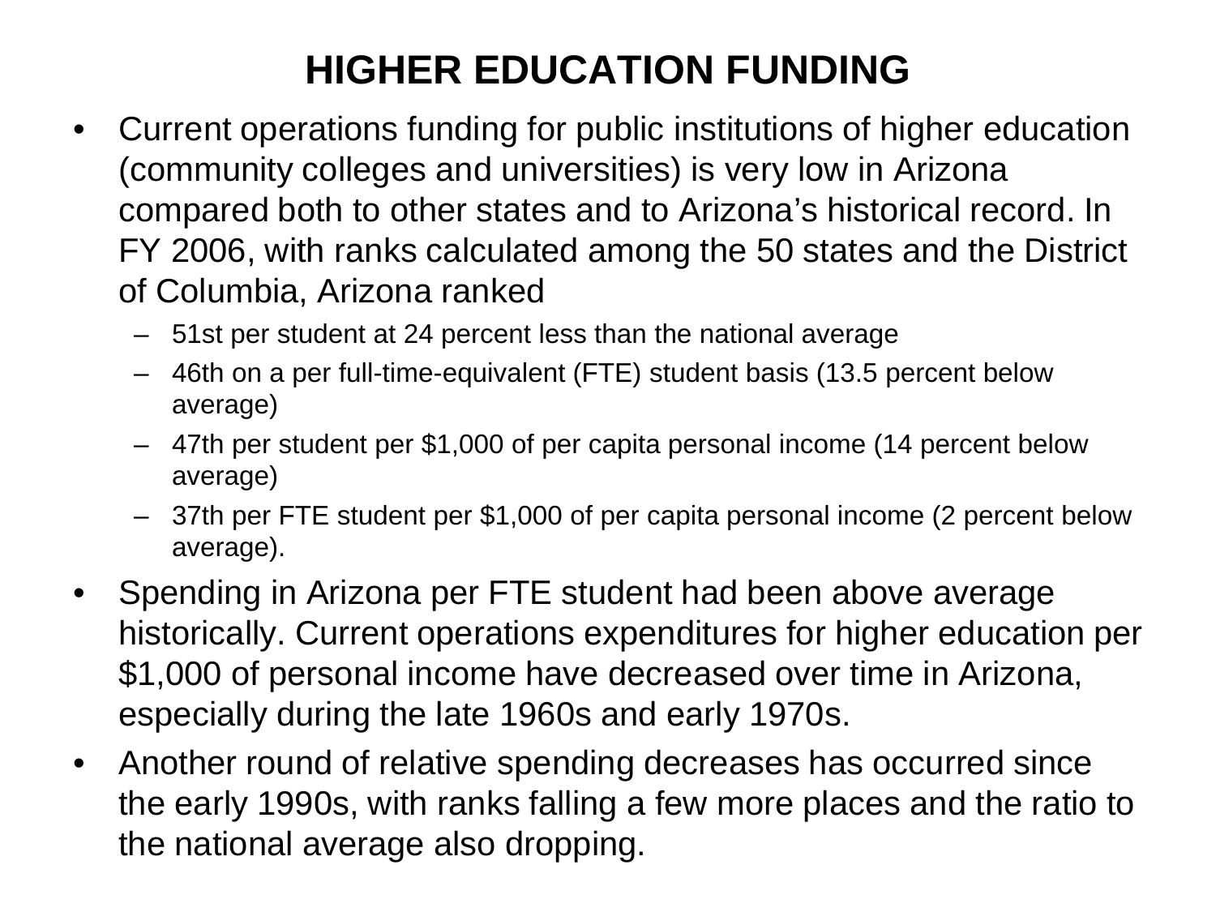# HIGHER EDUCATION FUNDING

- Current operations funding for public institutions of higher education (community colleges and universities) is very low in Arizona compared both to other states and to Arizona's historical record. In FY 2006, with ranks calculated among the 50 states and the District of Columbia, Arizona ranked
  - 51st per student at 24 percent less than the national average
  - 46th on a per full-time-equivalent (FTE) student basis (13.5 percent below average)
  - 47th per student per $1,000 of per capita personal income (14 percent below average)
  - 37th per FTE student per $1,000 of per capita personal income (2 percent below average).
- Spending in Arizona per FTE student had been above average historically. Current operations expenditures for higher education per $1,000 of personal income have decreased over time in Arizona, especially during the late 1960s and early 1970s.
- Another round of relative spending decreases has occurred since the early 1990s, with ranks falling a few more places and the ratio to the national average also dropping.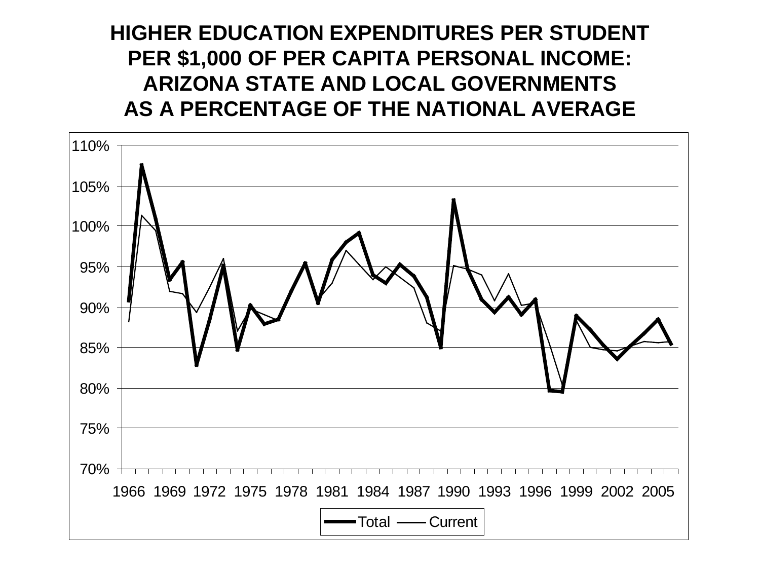# HIGHER EDUCATION EXPENDITURES PER STUDENT PER $1,000 OF PER CAPITA PERSONAL INCOME: ARIZONA STATE AND LOCAL GOVERNMENTS AS A PERCENTAGE OF THE NATIONAL AVERAGE

110%
105%
100%
95%
90%
85%
80%
75%
70%

1966 1969 1972 1975 1978 1981 1984 1987 1990 1993 1996 1999 2002 2005

Total — Current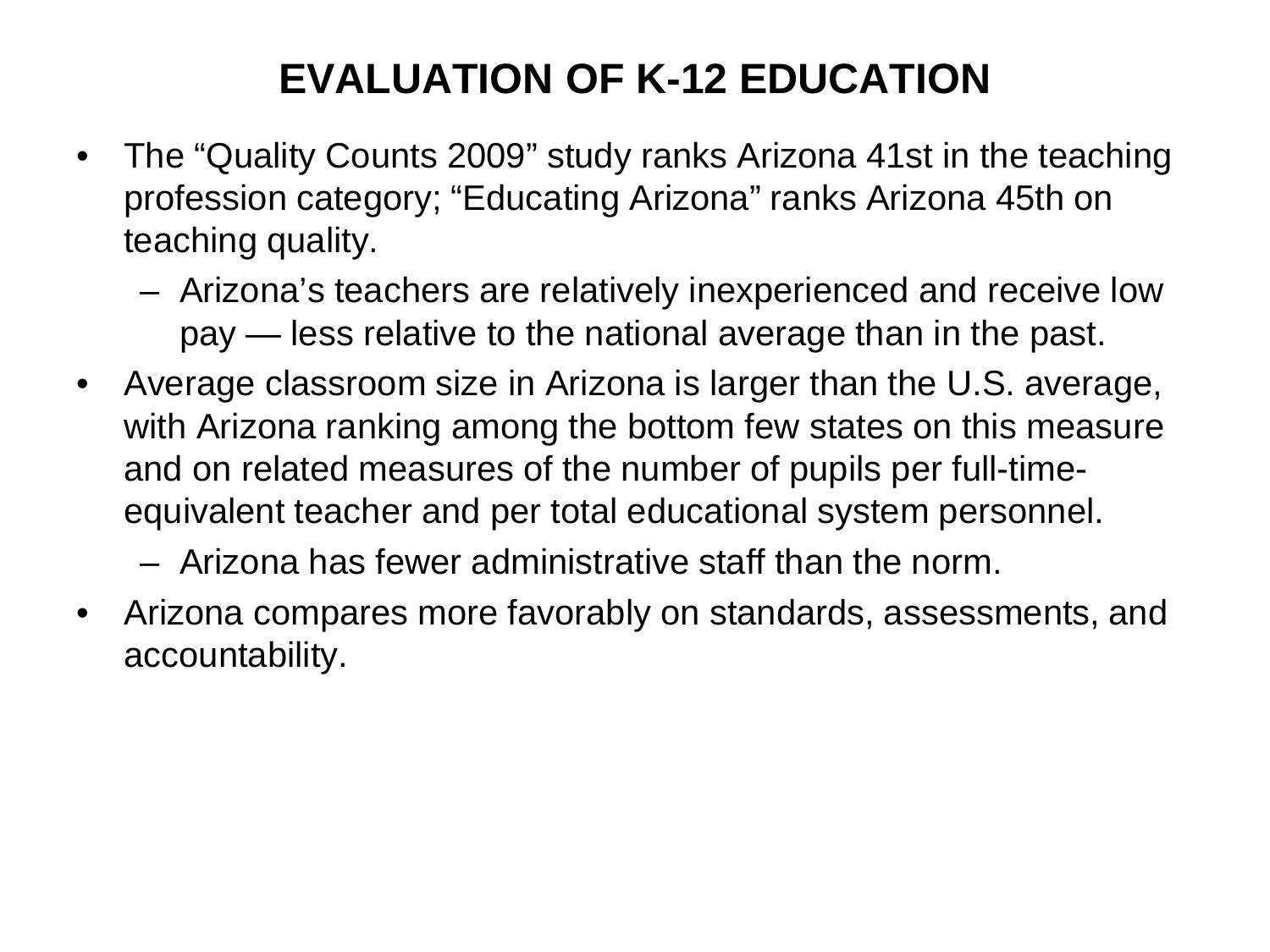# EVALUATION OF K-12 EDUCATION

- The “Quality Counts 2009” study ranks Arizona 41st in the teaching profession category; “Educating Arizona” ranks Arizona 45th on teaching quality.
  - Arizona’s teachers are relatively inexperienced and receive low pay — less relative to the national average than in the past.
- Average classroom size in Arizona is larger than the U.S. average, with Arizona ranking among the bottom few states on this measure and on related measures of the number of pupils per full-time-equivalent teacher and per total educational system personnel.
  - Arizona has fewer administrative staff than the norm.
- Arizona compares more favorably on standards, assessments, and accountability.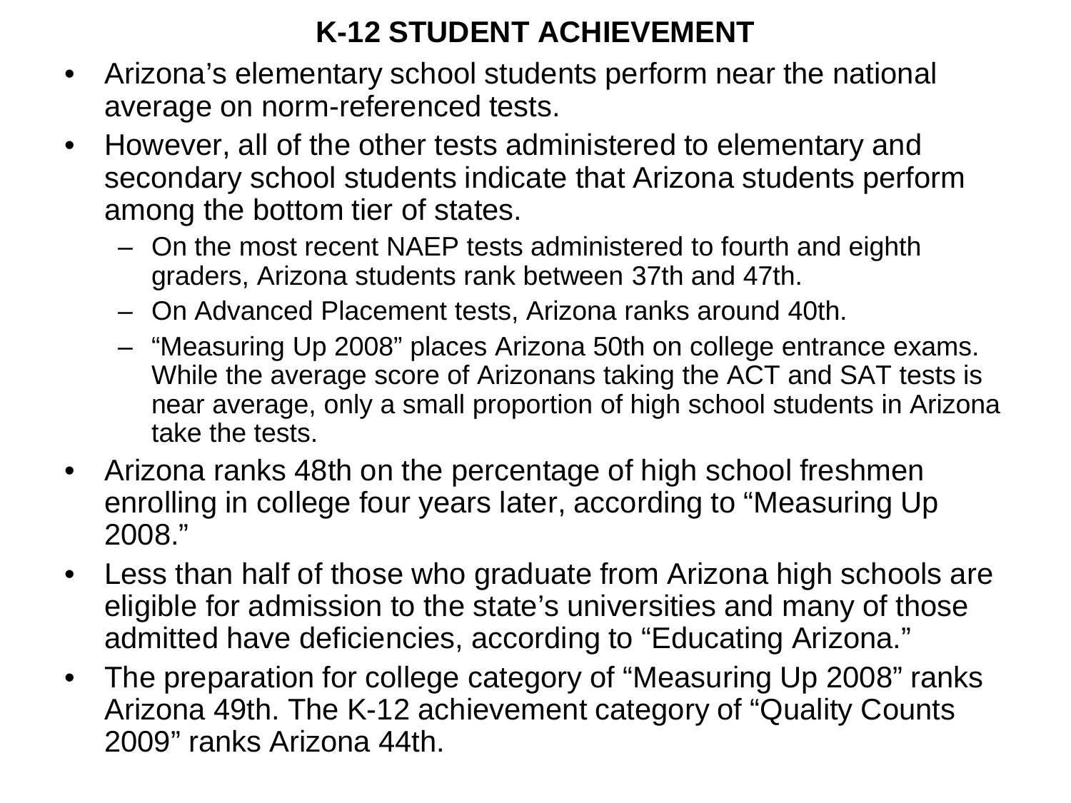# K-12 STUDENT ACHIEVEMENT

- Arizona's elementary school students perform near the national average on norm-referenced tests.
- However, all of the other tests administered to elementary and secondary school students indicate that Arizona students perform among the bottom tier of states.
  - On the most recent NAEP tests administered to fourth and eighth graders, Arizona students rank between 37th and 47th.
  - On Advanced Placement tests, Arizona ranks around 40th.
  - "Measuring Up 2008" places Arizona 50th on college entrance exams. While the average score of Arizonans taking the ACT and SAT tests is near average, only a small proportion of high school students in Arizona take the tests.
- Arizona ranks 48th on the percentage of high school freshmen enrolling in college four years later, according to "Measuring Up 2008."
- Less than half of those who graduate from Arizona high schools are eligible for admission to the state's universities and many of those admitted have deficiencies, according to "Educating Arizona."
- The preparation for college category of "Measuring Up 2008" ranks Arizona 49th. The K-12 achievement category of "Quality Counts 2009" ranks Arizona 44th.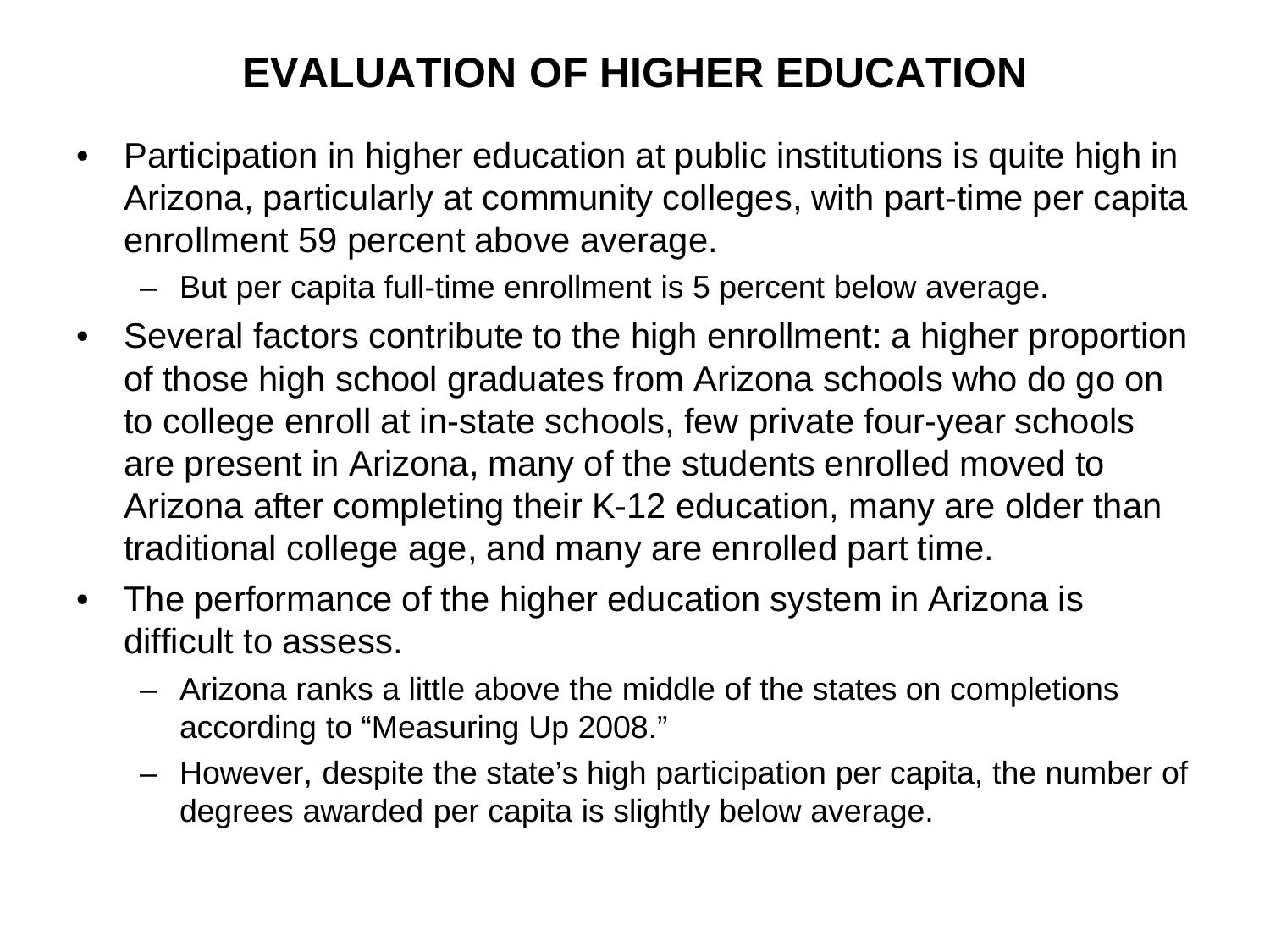# EVALUATION OF HIGHER EDUCATION

- Participation in higher education at public institutions is quite high in Arizona, particularly at community colleges, with part-time per capita enrollment 59 percent above average.
  - But per capita full-time enrollment is 5 percent below average.
- Several factors contribute to the high enrollment: a higher proportion of those high school graduates from Arizona schools who do go on to college enroll at in-state schools, few private four-year schools are present in Arizona, many of the students enrolled moved to Arizona after completing their K-12 education, many are older than traditional college age, and many are enrolled part time.
- The performance of the higher education system in Arizona is difficult to assess.
  - Arizona ranks a little above the middle of the states on completions according to "Measuring Up 2008."
  - However, despite the state's high participation per capita, the number of degrees awarded per capita is slightly below average.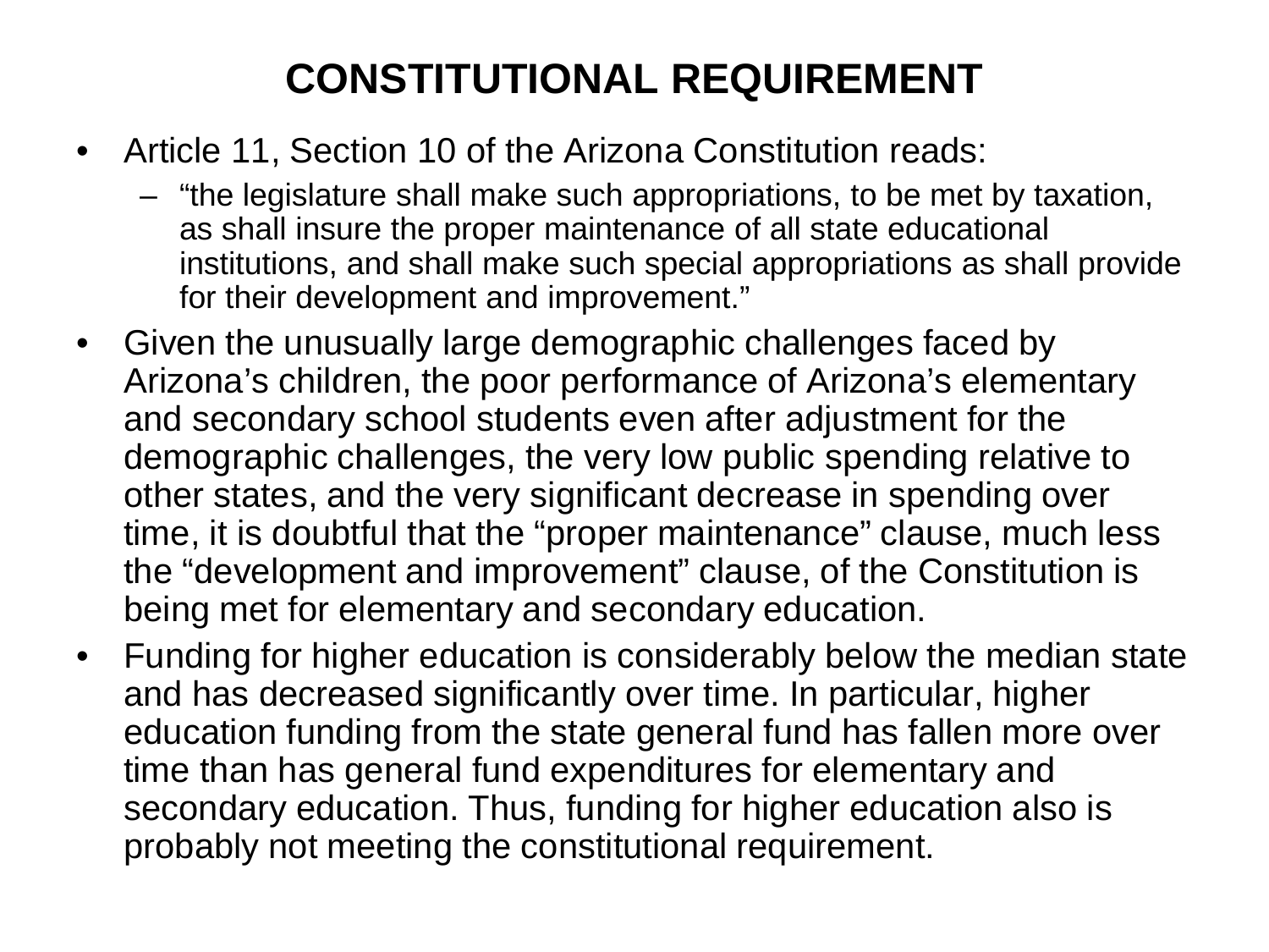# CONSTITUTIONAL REQUIREMENT

- Article 11, Section 10 of the Arizona Constitution reads:
  - "the legislature shall make such appropriations, to be met by taxation, as shall insure the proper maintenance of all state educational institutions, and shall make such special appropriations as shall provide for their development and improvement."
- Given the unusually large demographic challenges faced by Arizona's children, the poor performance of Arizona's elementary and secondary school students even after adjustment for the demographic challenges, the very low public spending relative to other states, and the very significant decrease in spending over time, it is doubtful that the "proper maintenance" clause, much less the "development and improvement" clause, of the Constitution is being met for elementary and secondary education.
- Funding for higher education is considerably below the median state and has decreased significantly over time. In particular, higher education funding from the state general fund has fallen more over time than has general fund expenditures for elementary and secondary education. Thus, funding for higher education also is probably not meeting the constitutional requirement.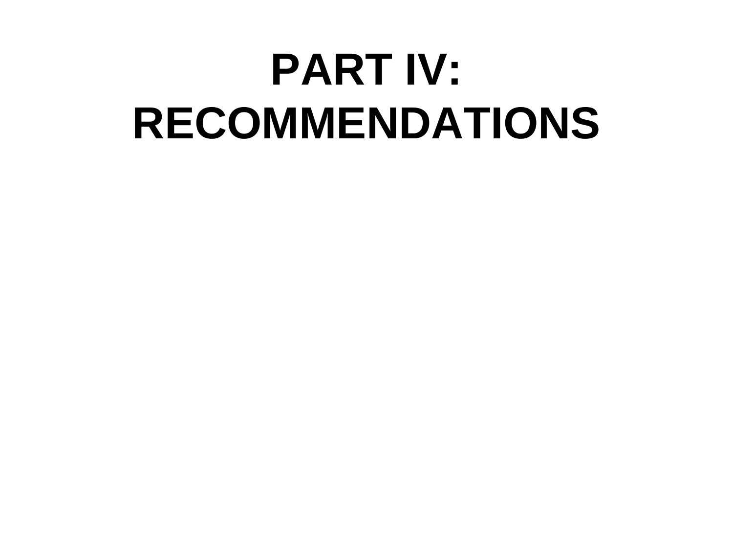# PART IV: RECOMMENDATIONS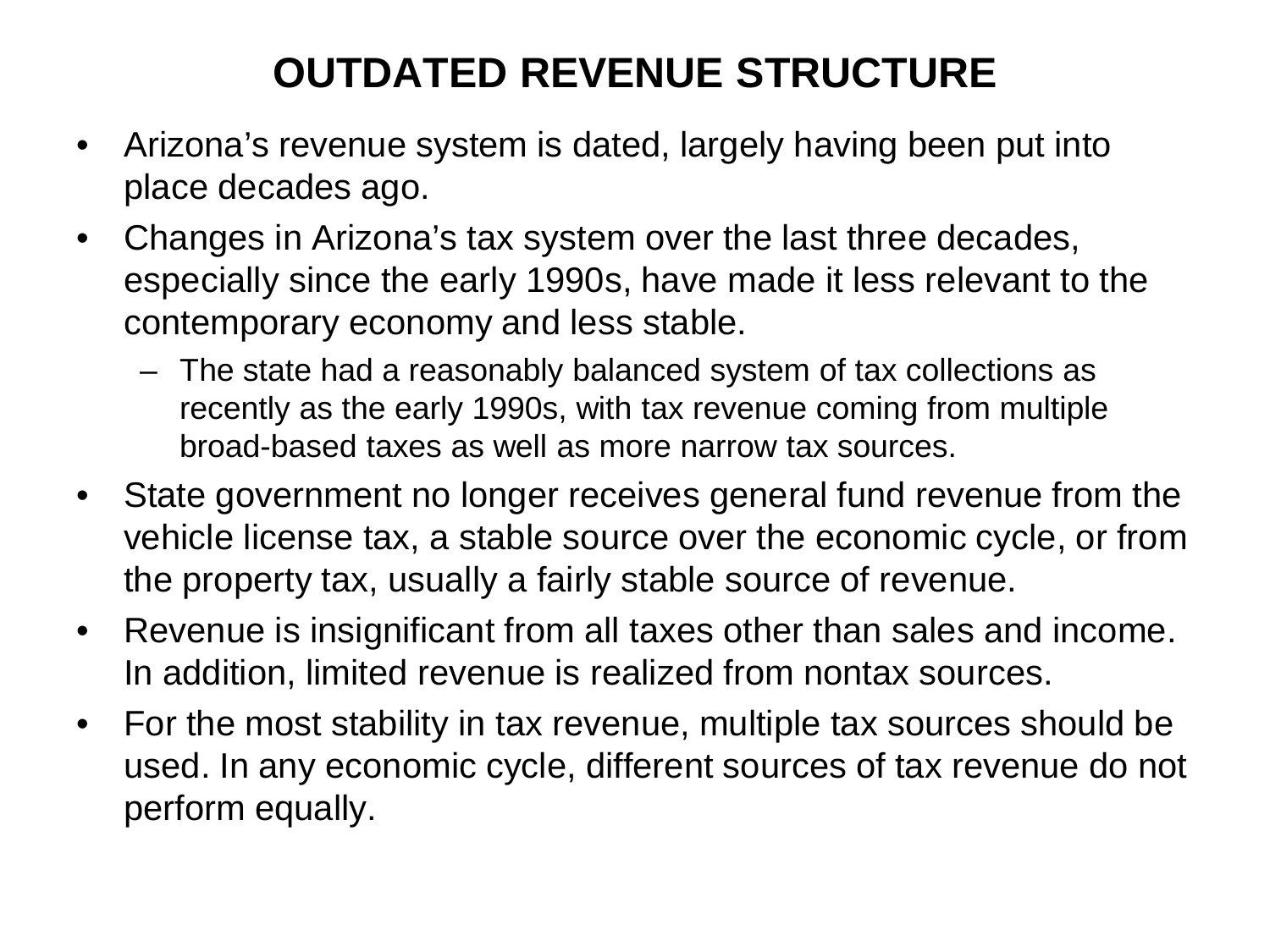# OUTDATED REVENUE STRUCTURE

- Arizona's revenue system is dated, largely having been put into place decades ago.
- Changes in Arizona's tax system over the last three decades, especially since the early 1990s, have made it less relevant to the contemporary economy and less stable.
  - The state had a reasonably balanced system of tax collections as recently as the early 1990s, with tax revenue coming from multiple broad-based taxes as well as more narrow tax sources.
- State government no longer receives general fund revenue from the vehicle license tax, a stable source over the economic cycle, or from the property tax, usually a fairly stable source of revenue.
- Revenue is insignificant from all taxes other than sales and income. In addition, limited revenue is realized from nontax sources.
- For the most stability in tax revenue, multiple tax sources should be used. In any economic cycle, different sources of tax revenue do not perform equally.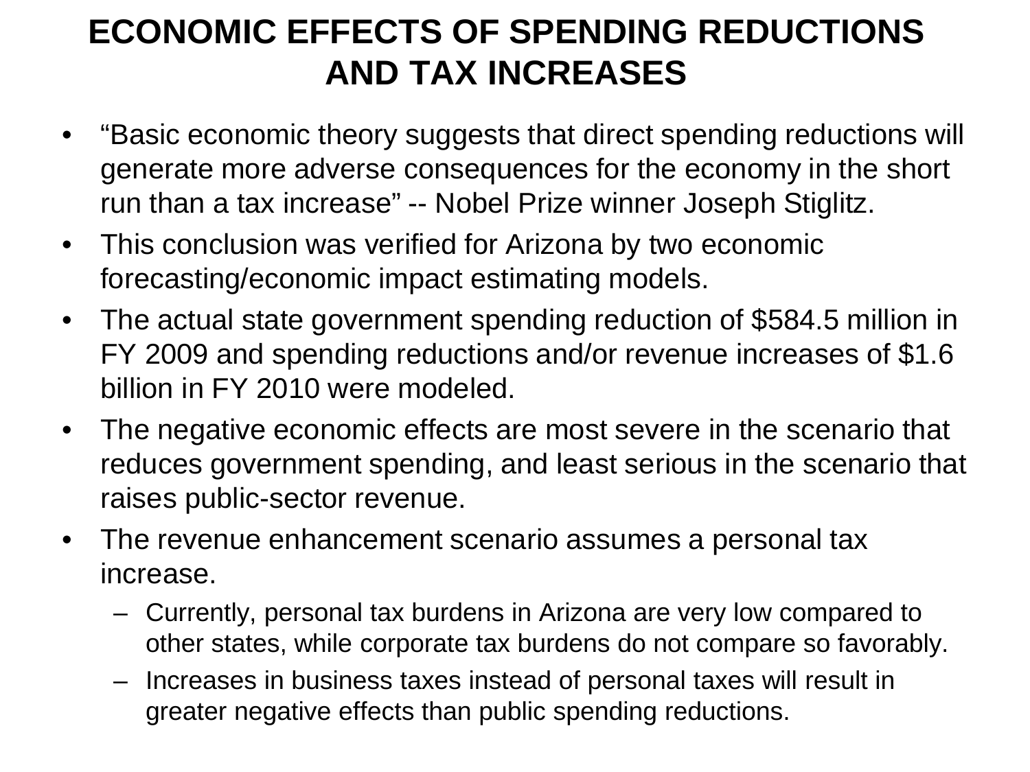# ECONOMIC EFFECTS OF SPENDING REDUCTIONS AND TAX INCREASES

- "Basic economic theory suggests that direct spending reductions will generate more adverse consequences for the economy in the short run than a tax increase" -- Nobel Prize winner Joseph Stiglitz.
- This conclusion was verified for Arizona by two economic forecasting/economic impact estimating models.
- The actual state government spending reduction of $584.5 million in FY 2009 and spending reductions and/or revenue increases of $1.6 billion in FY 2010 were modeled.
- The negative economic effects are most severe in the scenario that reduces government spending, and least serious in the scenario that raises public-sector revenue.
- The revenue enhancement scenario assumes a personal tax increase.
  - Currently, personal tax burdens in Arizona are very low compared to other states, while corporate tax burdens do not compare so favorably.
  - Increases in business taxes instead of personal taxes will result in greater negative effects than public spending reductions.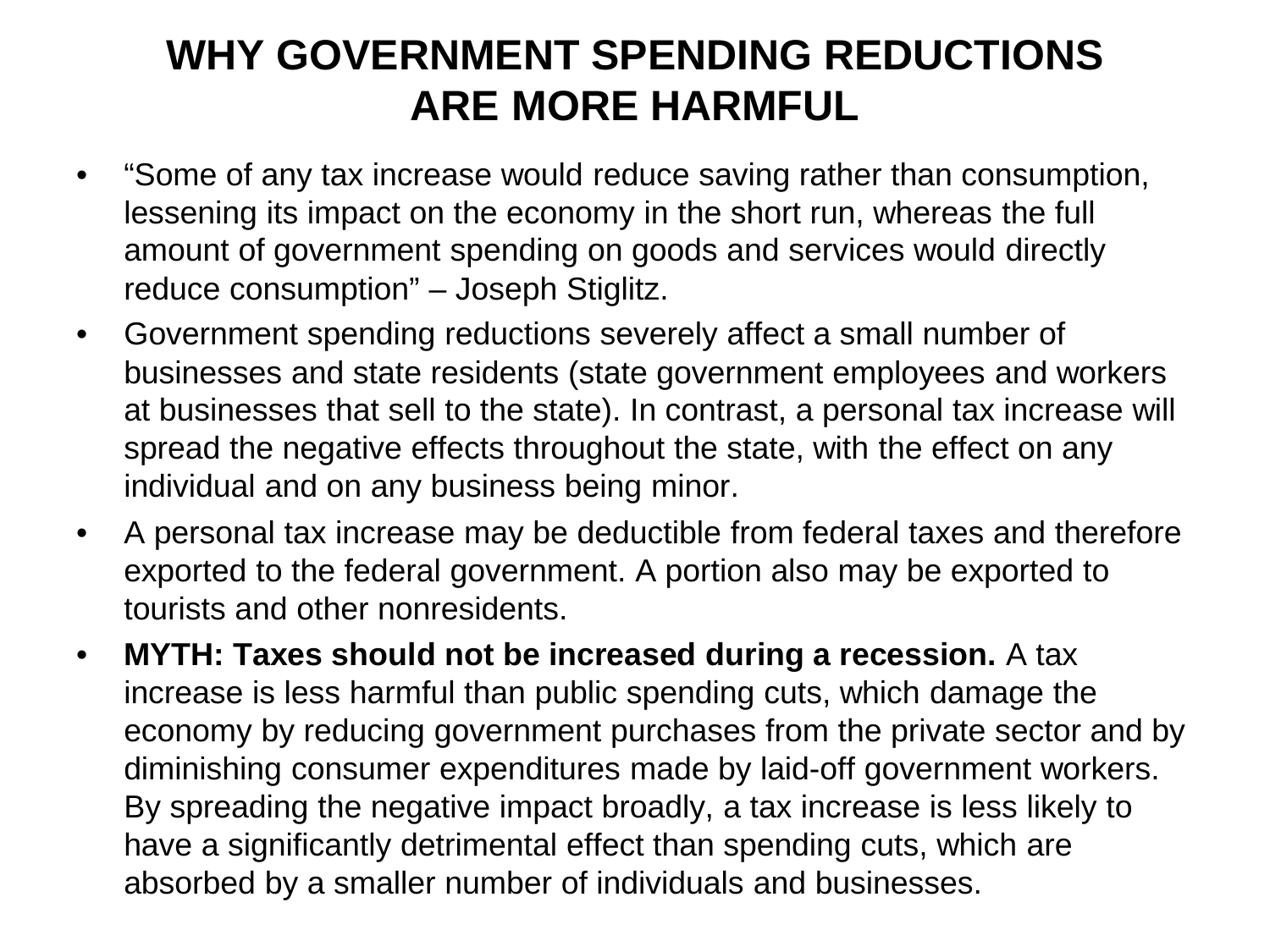# WHY GOVERNMENT SPENDING REDUCTIONS ARE MORE HARMFUL

- "Some of any tax increase would reduce saving rather than consumption, lessening its impact on the economy in the short run, whereas the full amount of government spending on goods and services would directly reduce consumption" – Joseph Stiglitz.
- Government spending reductions severely affect a small number of businesses and state residents (state government employees and workers at businesses that sell to the state). In contrast, a personal tax increase will spread the negative effects throughout the state, with the effect on any individual and on any business being minor.
- A personal tax increase may be deductible from federal taxes and therefore exported to the federal government. A portion also may be exported to tourists and other nonresidents.
- **MYTH: Taxes should not be increased during a recession.** A tax increase is less harmful than public spending cuts, which damage the economy by reducing government purchases from the private sector and by diminishing consumer expenditures made by laid-off government workers. By spreading the negative impact broadly, a tax increase is less likely to have a significantly detrimental effect than spending cuts, which are absorbed by a smaller number of individuals and businesses.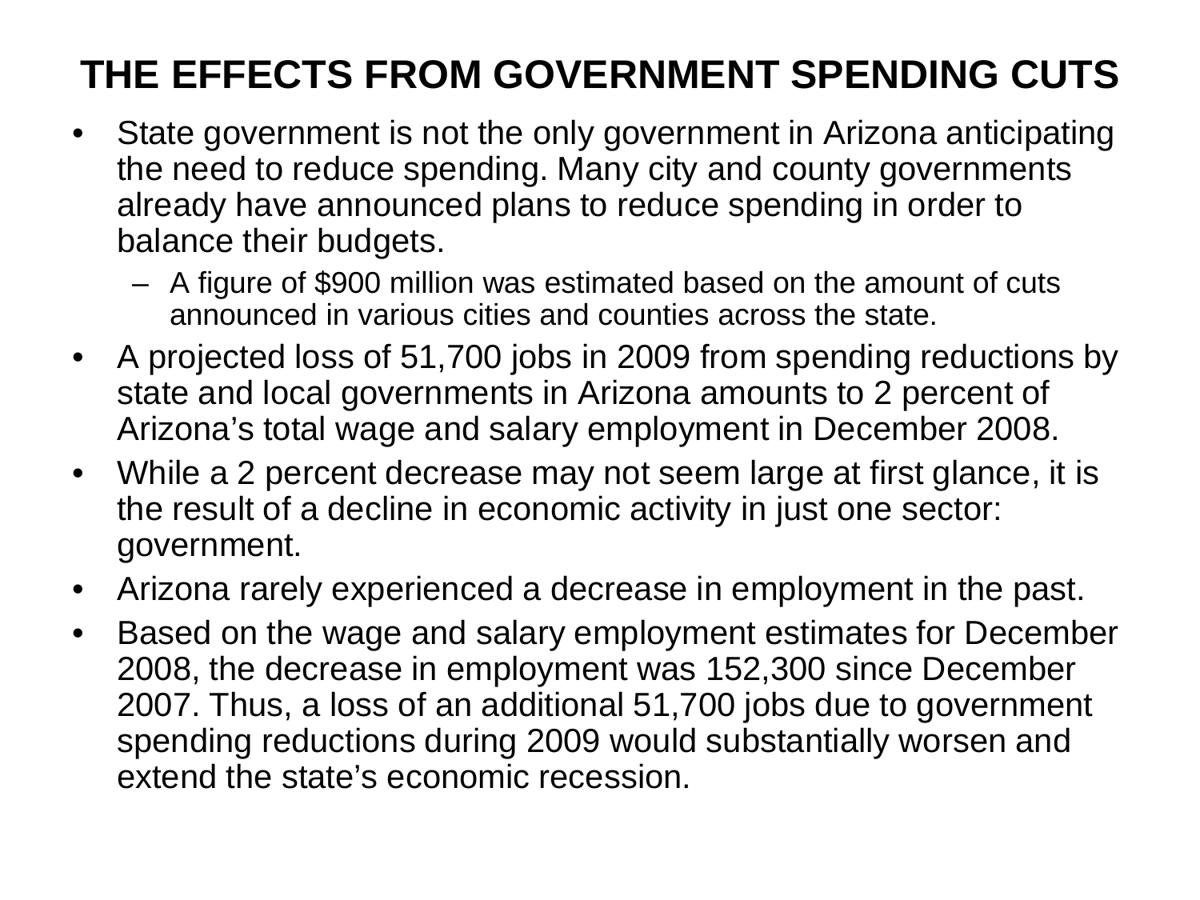# THE EFFECTS FROM GOVERNMENT SPENDING CUTS

- State government is not the only government in Arizona anticipating the need to reduce spending. Many city and county governments already have announced plans to reduce spending in order to balance their budgets.
  - A figure of $900 million was estimated based on the amount of cuts announced in various cities and counties across the state.
- A projected loss of 51,700 jobs in 2009 from spending reductions by state and local governments in Arizona amounts to 2 percent of Arizona's total wage and salary employment in December 2008.
- While a 2 percent decrease may not seem large at first glance, it is the result of a decline in economic activity in just one sector: government.
- Arizona rarely experienced a decrease in employment in the past.
- Based on the wage and salary employment estimates for December 2008, the decrease in employment was 152,300 since December 2007. Thus, a loss of an additional 51,700 jobs due to government spending reductions during 2009 would substantially worsen and extend the state's economic recession.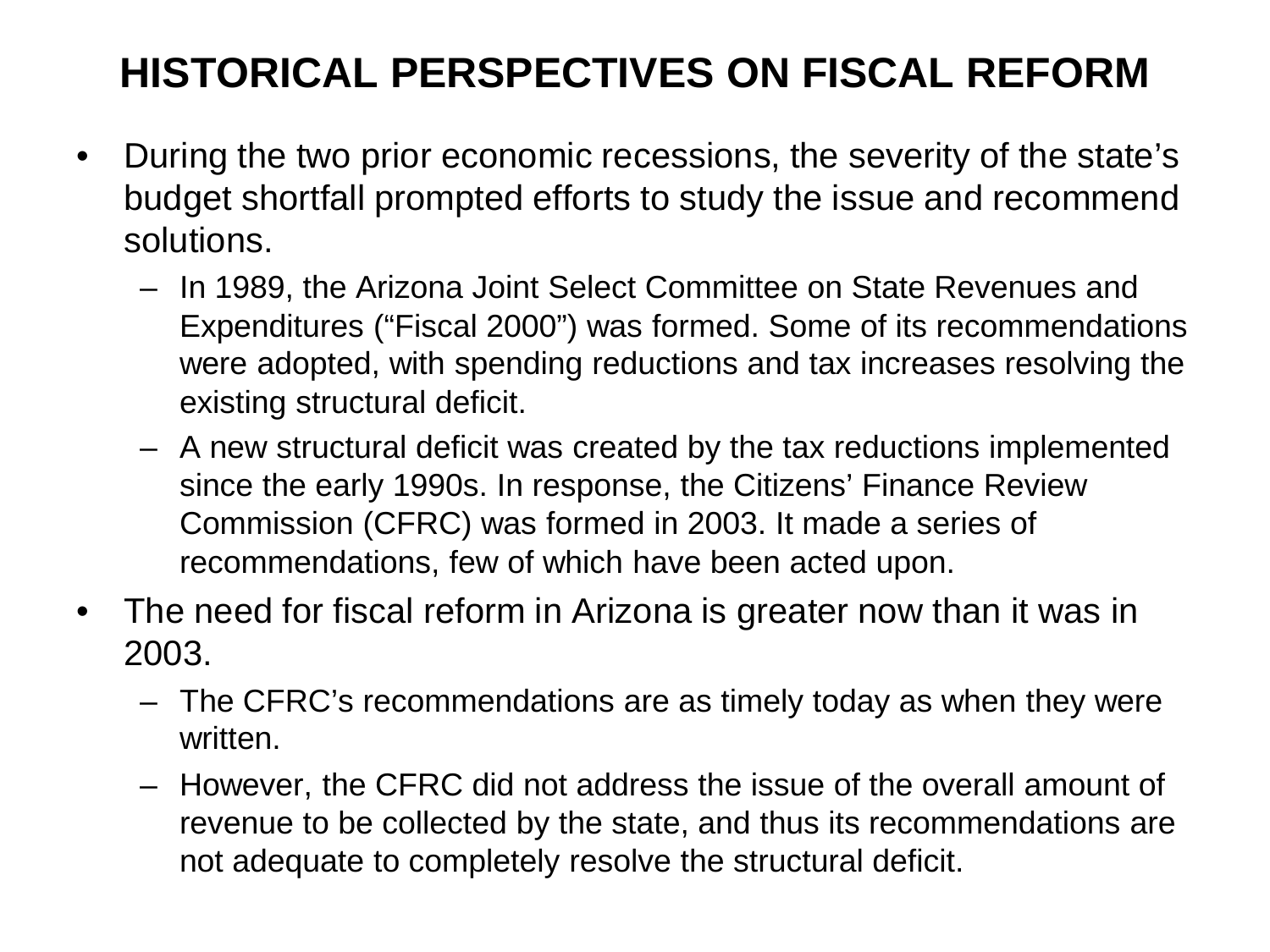# HISTORICAL PERSPECTIVES ON FISCAL REFORM

- During the two prior economic recessions, the severity of the state's budget shortfall prompted efforts to study the issue and recommend solutions.
  - In 1989, the Arizona Joint Select Committee on State Revenues and Expenditures ("Fiscal 2000") was formed. Some of its recommendations were adopted, with spending reductions and tax increases resolving the existing structural deficit.
  - A new structural deficit was created by the tax reductions implemented since the early 1990s. In response, the Citizens' Finance Review Commission (CFRC) was formed in 2003. It made a series of recommendations, few of which have been acted upon.
- The need for fiscal reform in Arizona is greater now than it was in 2003.
  - The CFRC's recommendations are as timely today as when they were written.
  - However, the CFRC did not address the issue of the overall amount of revenue to be collected by the state, and thus its recommendations are not adequate to completely resolve the structural deficit.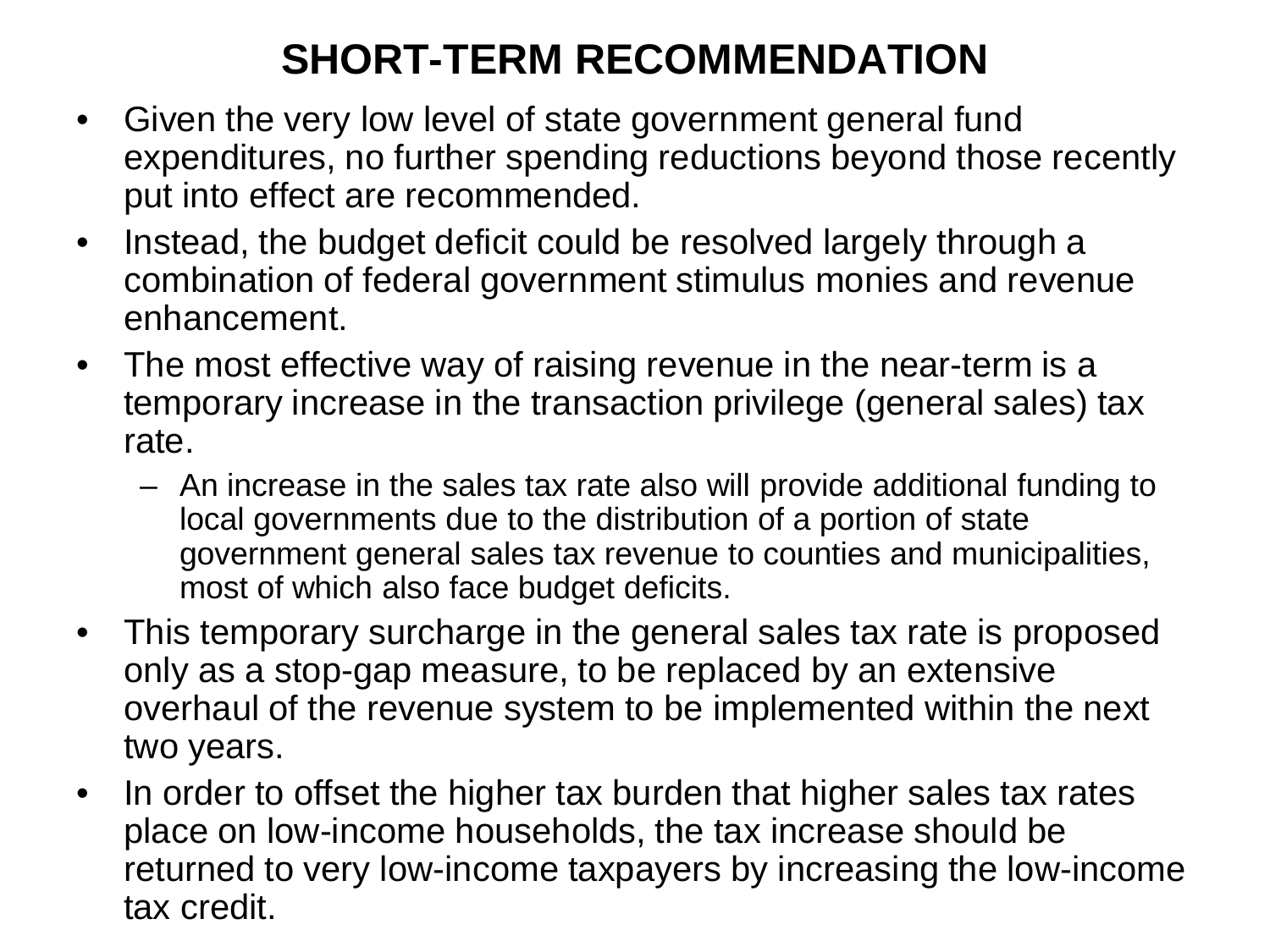# SHORT-TERM RECOMMENDATION

- Given the very low level of state government general fund expenditures, no further spending reductions beyond those recently put into effect are recommended.
- Instead, the budget deficit could be resolved largely through a combination of federal government stimulus monies and revenue enhancement.
- The most effective way of raising revenue in the near-term is a temporary increase in the transaction privilege (general sales) tax rate.
  - An increase in the sales tax rate also will provide additional funding to local governments due to the distribution of a portion of state government general sales tax revenue to counties and municipalities, most of which also face budget deficits.
- This temporary surcharge in the general sales tax rate is proposed only as a stop-gap measure, to be replaced by an extensive overhaul of the revenue system to be implemented within the next two years.
- In order to offset the higher tax burden that higher sales tax rates place on low-income households, the tax increase should be returned to very low-income taxpayers by increasing the low-income tax credit.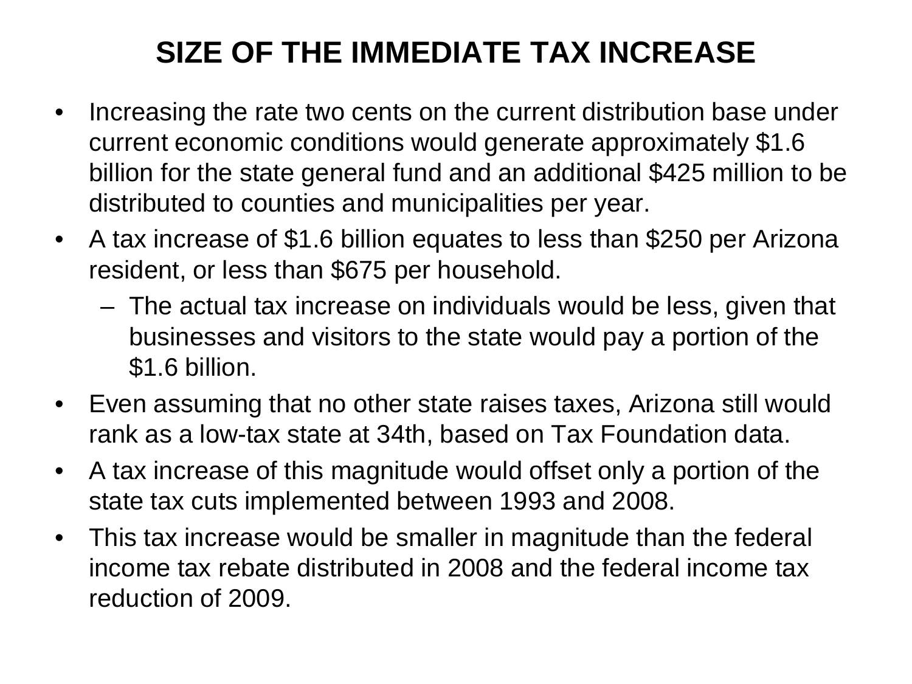# SIZE OF THE IMMEDIATE TAX INCREASE

- Increasing the rate two cents on the current distribution base under current economic conditions would generate approximately $1.6 billion for the state general fund and an additional $425 million to be distributed to counties and municipalities per year.
- A tax increase of $1.6 billion equates to less than $250 per Arizona resident, or less than $675 per household.
  - The actual tax increase on individuals would be less, given that businesses and visitors to the state would pay a portion of the $1.6 billion.
- Even assuming that no other state raises taxes, Arizona still would rank as a low-tax state at 34th, based on Tax Foundation data.
- A tax increase of this magnitude would offset only a portion of the state tax cuts implemented between 1993 and 2008.
- This tax increase would be smaller in magnitude than the federal income tax rebate distributed in 2008 and the federal income tax reduction of 2009.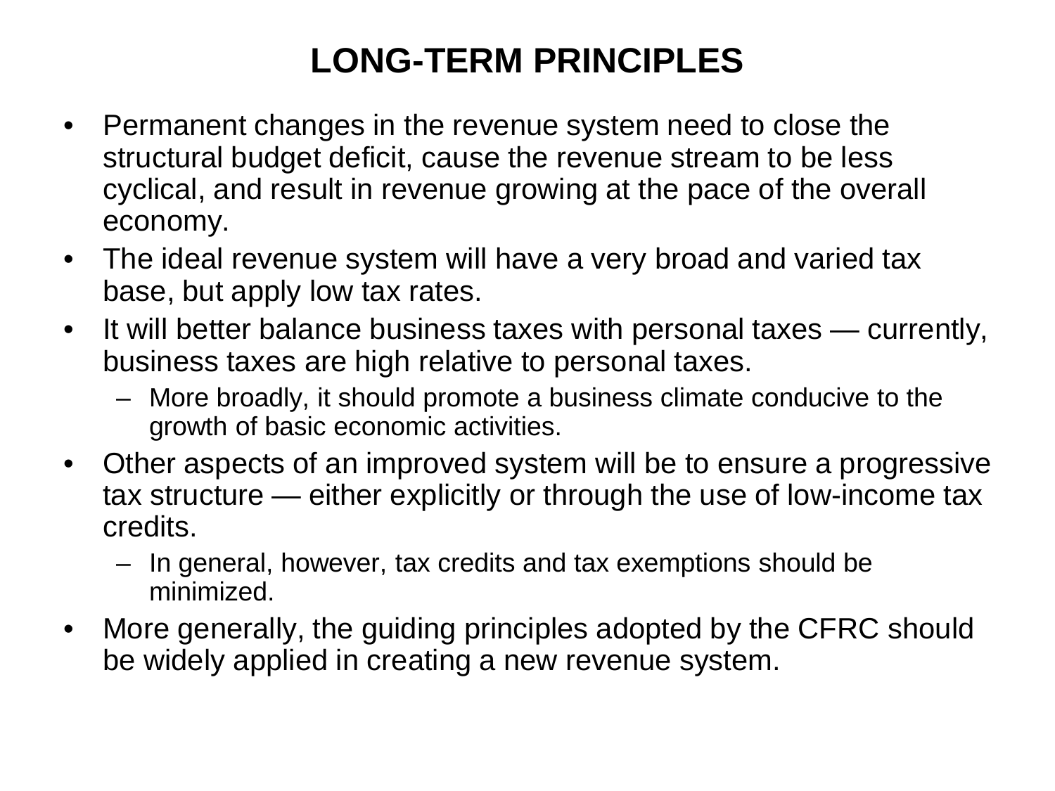# LONG-TERM PRINCIPLES

- Permanent changes in the revenue system need to close the structural budget deficit, cause the revenue stream to be less cyclical, and result in revenue growing at the pace of the overall economy.
- The ideal revenue system will have a very broad and varied tax base, but apply low tax rates.
- It will better balance business taxes with personal taxes — currently, business taxes are high relative to personal taxes.
  - More broadly, it should promote a business climate conducive to the growth of basic economic activities.
- Other aspects of an improved system will be to ensure a progressive tax structure — either explicitly or through the use of low-income tax credits.
  - In general, however, tax credits and tax exemptions should be minimized.
- More generally, the guiding principles adopted by the CFRC should be widely applied in creating a new revenue system.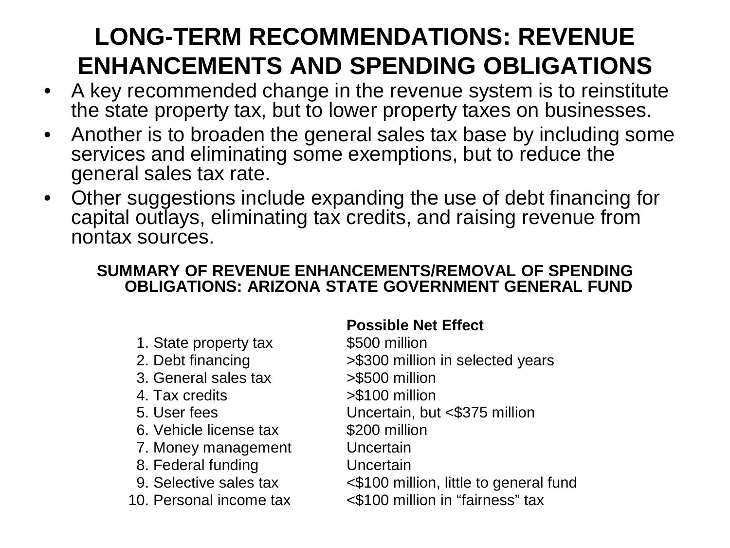# LONG-TERM RECOMMENDATIONS: REVENUE ENHANCEMENTS AND SPENDING OBLIGATIONS

- A key recommended change in the revenue system is to reinstitute the state property tax, but to lower property taxes on businesses.
- Another is to broaden the general sales tax base by including some services and eliminating some exemptions, but to reduce the general sales tax rate.
- Other suggestions include expanding the use of debt financing for capital outlays, eliminating tax credits, and raising revenue from nontax sources.

**SUMMARY OF REVENUE ENHANCEMENTS/REMOVAL OF SPENDING OBLIGATIONS: ARIZONA STATE GOVERNMENT GENERAL FUND**

| | **Possible Net Effect** |
|---|---|
| 1. State property tax | $500 million |
| 2. Debt financing | >$300 million in selected years |
| 3. General sales tax | >$500 million |
| 4. Tax credits | >$100 million |
| 5. User fees | Uncertain, but <$375 million |
| 6. Vehicle license tax | $200 million |
| 7. Money management | Uncertain |
| 8. Federal funding | Uncertain |
| 9. Selective sales tax | <$100 million, little to general fund |
| 10. Personal income tax | <$100 million in "fairness" tax |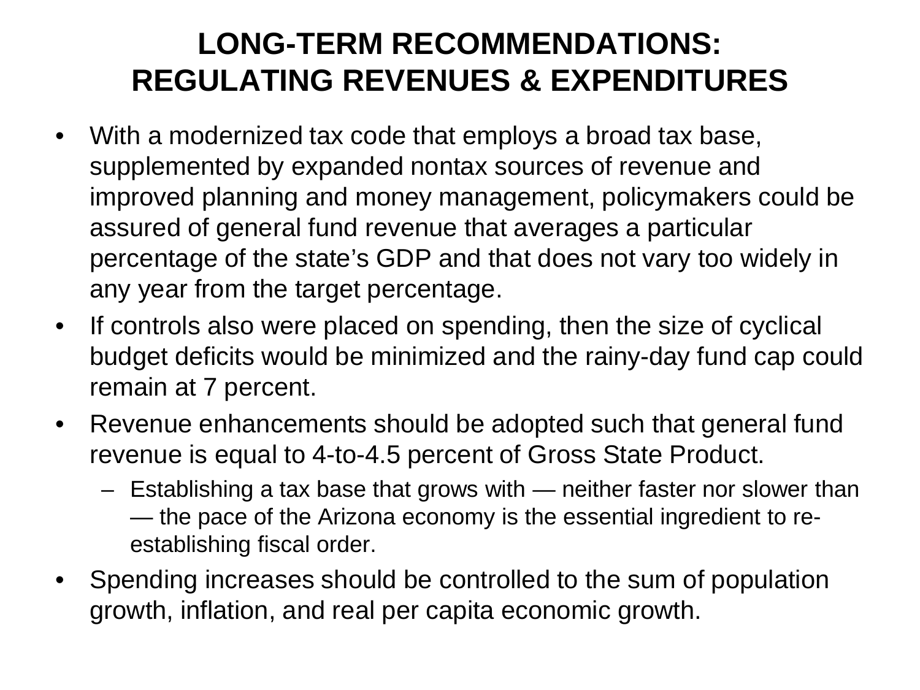# LONG-TERM RECOMMENDATIONS: REGULATING REVENUES & EXPENDITURES

- With a modernized tax code that employs a broad tax base, supplemented by expanded nontax sources of revenue and improved planning and money management, policymakers could be assured of general fund revenue that averages a particular percentage of the state's GDP and that does not vary too widely in any year from the target percentage.
- If controls also were placed on spending, then the size of cyclical budget deficits would be minimized and the rainy-day fund cap could remain at 7 percent.
- Revenue enhancements should be adopted such that general fund revenue is equal to 4-to-4.5 percent of Gross State Product.
  - Establishing a tax base that grows with — neither faster nor slower than — the pace of the Arizona economy is the essential ingredient to re-establishing fiscal order.
- Spending increases should be controlled to the sum of population growth, inflation, and real per capita economic growth.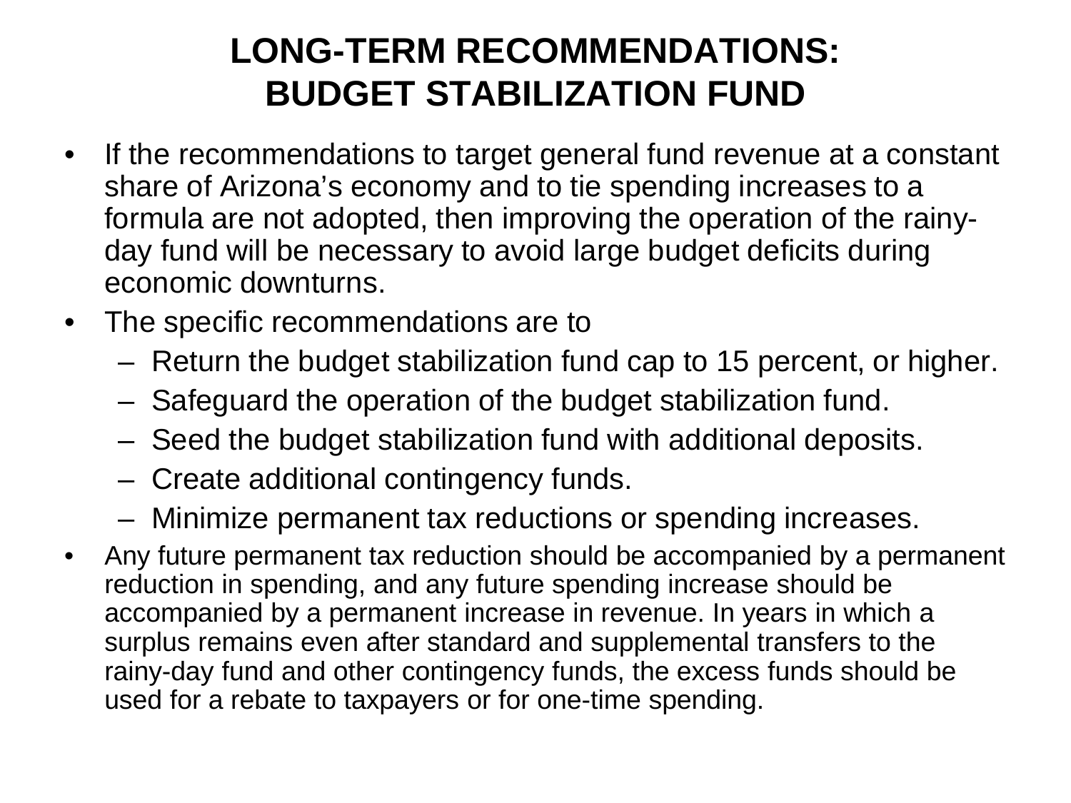# LONG-TERM RECOMMENDATIONS: BUDGET STABILIZATION FUND

- If the recommendations to target general fund revenue at a constant share of Arizona's economy and to tie spending increases to a formula are not adopted, then improving the operation of the rainy-day fund will be necessary to avoid large budget deficits during economic downturns.
- The specific recommendations are to
  - Return the budget stabilization fund cap to 15 percent, or higher.
  - Safeguard the operation of the budget stabilization fund.
  - Seed the budget stabilization fund with additional deposits.
  - Create additional contingency funds.
  - Minimize permanent tax reductions or spending increases.
- Any future permanent tax reduction should be accompanied by a permanent reduction in spending, and any future spending increase should be accompanied by a permanent increase in revenue. In years in which a surplus remains even after standard and supplemental transfers to the rainy-day fund and other contingency funds, the excess funds should be used for a rebate to taxpayers or for one-time spending.